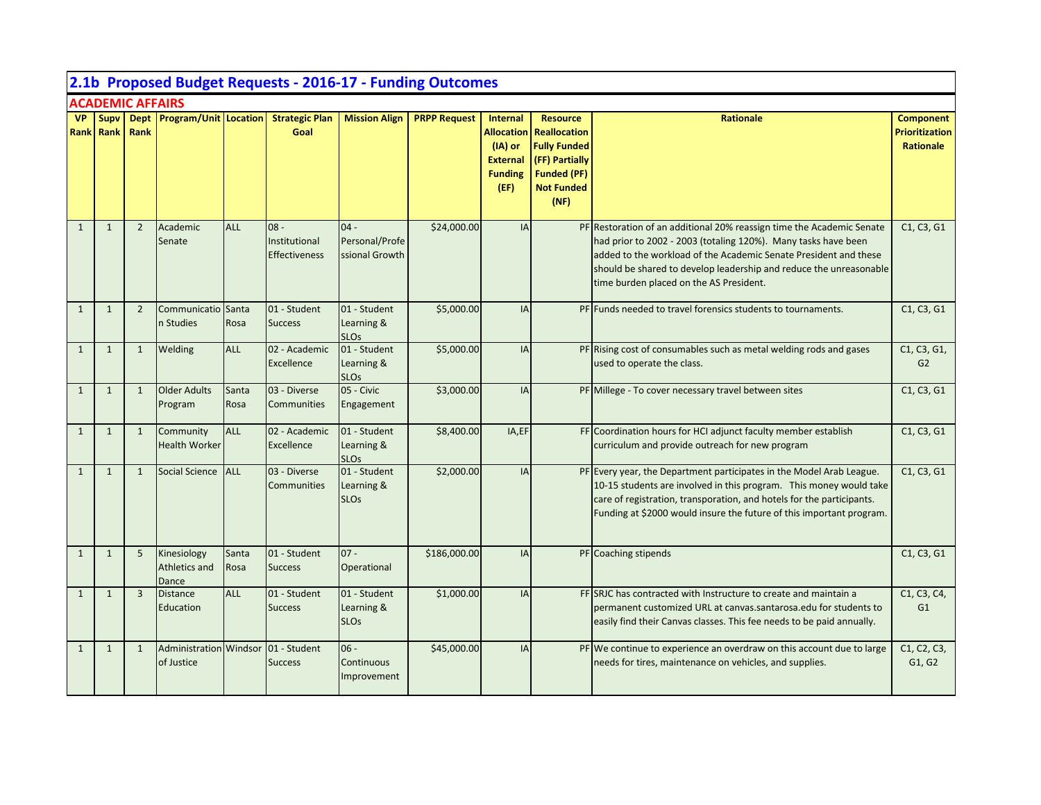## 2.1b Proposed Budget Requests - 2016-17 - Funding Outcomes

### ACADEMIC AFFAIRS

| VP Rank | Supv Rank | Dept Rank | Program/Unit | Location | Strategic Plan Goal | Mission Align | PRPP Request | Internal Allocation (IA) or External Funding (EF) | Resource Reallocation Fully Funded (FF) Partially Funded (PF) Not Funded (NF) | Rationale | Component Prioritization Rationale |
|---|---|---|---|---|---|---|---|---|---|---|---|
| 1 | 1 | 2 | Academic Senate | ALL | 08 - Institutional Effectiveness | 04 - Personal/Professional Growth | $24,000.00 | IA | PF | Restoration of an additional 20% reassign time the Academic Senate had prior to 2002 - 2003 (totaling 120%). Many tasks have been added to the workload of the Academic Senate President and these should be shared to develop leadership and reduce the unreasonable time burden placed on the AS President. | C1, C3, G1 |
| 1 | 1 | 2 | Communication Studies | Santa Rosa | 01 - Student Success | 01 - Student Learning & SLOs | $5,000.00 | IA | PF | Funds needed to travel forensics students to tournaments. | C1, C3, G1 |
| 1 | 1 | 1 | Welding | ALL | 02 - Academic Excellence | 01 - Student Learning & SLOs | $5,000.00 | IA | PF | Rising cost of consumables such as metal welding rods and gases used to operate the class. | C1, C3, G1, G2 |
| 1 | 1 | 1 | Older Adults Program | Santa Rosa | 03 - Diverse Communities | 05 - Civic Engagement | $3,000.00 | IA | PF | Millege - To cover necessary travel between sites | C1, C3, G1 |
| 1 | 1 | 1 | Community Health Worker | ALL | 02 - Academic Excellence | 01 - Student Learning & SLOs | $8,400.00 | IA,EF | FF | Coordination hours for HCI adjunct faculty member establish curriculum and provide outreach for new program | C1, C3, G1 |
| 1 | 1 | 1 | Social Science | ALL | 03 - Diverse Communities | 01 - Student Learning & SLOs | $2,000.00 | IA | PF | Every year, the Department participates in the Model Arab League. 10-15 students are involved in this program. This money would take care of registration, transporation, and hotels for the participants. Funding at $2000 would insure the future of this important program. | C1, C3, G1 |
| 1 | 1 | 5 | Kinesiology Athletics and Dance | Santa Rosa | 01 - Student Success | 07 - Operational | $186,000.00 | IA | PF | Coaching stipends | C1, C3, G1 |
| 1 | 1 | 3 | Distance Education | ALL | 01 - Student Success | 01 - Student Learning & SLOs | $1,000.00 | IA | FF | SRJC has contracted with Instructure to create and maintain a permanent customized URL at canvas.santarosa.edu for students to easily find their Canvas classes. This fee needs to be paid annually. | C1, C3, C4, G1 |
| 1 | 1 | 1 | Administration of Justice | Windsor | 01 - Student Success | 06 - Continuous Improvement | $45,000.00 | IA | PF | We continue to experience an overdraw on this account due to large needs for tires, maintenance on vehicles, and supplies. | C1, C2, C3, G1, G2 |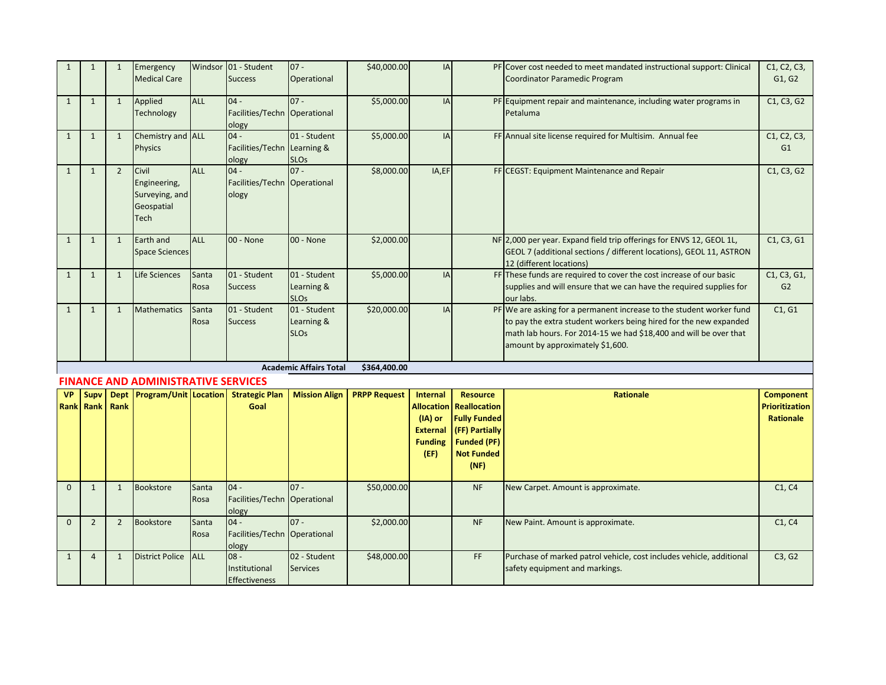| VP Rank | Supv Rank | Dept Rank | Program/Unit | Location | Strategic Plan Goal | Mission Align | PRPP Request | Internal Allocation (IA) or External Funding (EF) | Resource Reallocation Fully Funded (FF) Partially Funded (PF) Not Funded (NF) | Rationale | Component Prioritization Rationale |
|---|---|---|---|---|---|---|---|---|---|---|---|
| 1 | 1 | 1 | Emergency Medical Care | Windsor | 01 - Student Success | 07 - Operational | $40,000.00 | IA | PF | Cover cost needed to meet mandated instructional support: Clinical Coordinator Paramedic Program | C1, C2, C3, G1, G2 |
| 1 | 1 | 1 | Applied Technology | ALL | 04 - Facilities/Technology | 07 - Operational | $5,000.00 | IA | PF | Equipment repair and maintenance, including water programs in Petaluma | C1, C3, G2 |
| 1 | 1 | 1 | Chemistry and Physics | ALL | 04 - Facilities/Technology | 01 - Student Learning & SLOs | $5,000.00 | IA | FF | Annual site license required for Multisim. Annual fee | C1, C2, C3, G1 |
| 1 | 1 | 2 | Civil Engineering, Surveying, and Geospatial Tech | ALL | 04 - Facilities/Technology | 07 - Operational | $8,000.00 | IA,EF | FF | CEGST: Equipment Maintenance and Repair | C1, C3, G2 |
| 1 | 1 | 1 | Earth and Space Sciences | ALL | 00 - None | 00 - None | $2,000.00 | | NF | 2,000 per year. Expand field trip offerings for ENVS 12, GEOL 1L, GEOL 7 (additional sections / different locations), GEOL 11, ASTRON 12 (different locations) | C1, C3, G1 |
| 1 | 1 | 1 | Life Sciences | Santa Rosa | 01 - Student Success | 01 - Student Learning & SLOs | $5,000.00 | IA | FF | These funds are required to cover the cost increase of our basic supplies and will ensure that we can have the required supplies for our labs. | C1, C3, G1, G2 |
| 1 | 1 | 1 | Mathematics | Santa Rosa | 01 - Student Success | 01 - Student Learning & SLOs | $20,000.00 | IA | PF | We are asking for a permanent increase to the student worker fund to pay the extra student workers being hired for the new expanded math lab hours. For 2014-15 we had $18,400 and will be over that amount by approximately $1,600. | C1, G1 |
| | | | | | | **Academic Affairs Total** | **$364,400.00** | | | | |

## FINANCE AND ADMINISTRATIVE SERVICES

| VP Rank | Supv Rank | Dept Rank | Program/Unit | Location | Strategic Plan Goal | Mission Align | PRPP Request | Internal Allocation (IA) or External Funding (EF) | Resource Reallocation Fully Funded (FF) Partially Funded (PF) Not Funded (NF) | Rationale | Component Prioritization Rationale |
|---|---|---|---|---|---|---|---|---|---|---|---|
| 0 | 1 | 1 | Bookstore | Santa Rosa | 04 - Facilities/Technology | 07 - Operational | $50,000.00 | | NF | New Carpet. Amount is approximate. | C1, C4 |
| 0 | 2 | 2 | Bookstore | Santa Rosa | 04 - Facilities/Technology | 07 - Operational | $2,000.00 | | NF | New Paint. Amount is approximate. | C1, C4 |
| 1 | 4 | 1 | District Police | ALL | 08 - Institutional Effectiveness | 02 - Student Services | $48,000.00 | | FF | Purchase of marked patrol vehicle, cost includes vehicle, additional safety equipment and markings. | C3, G2 |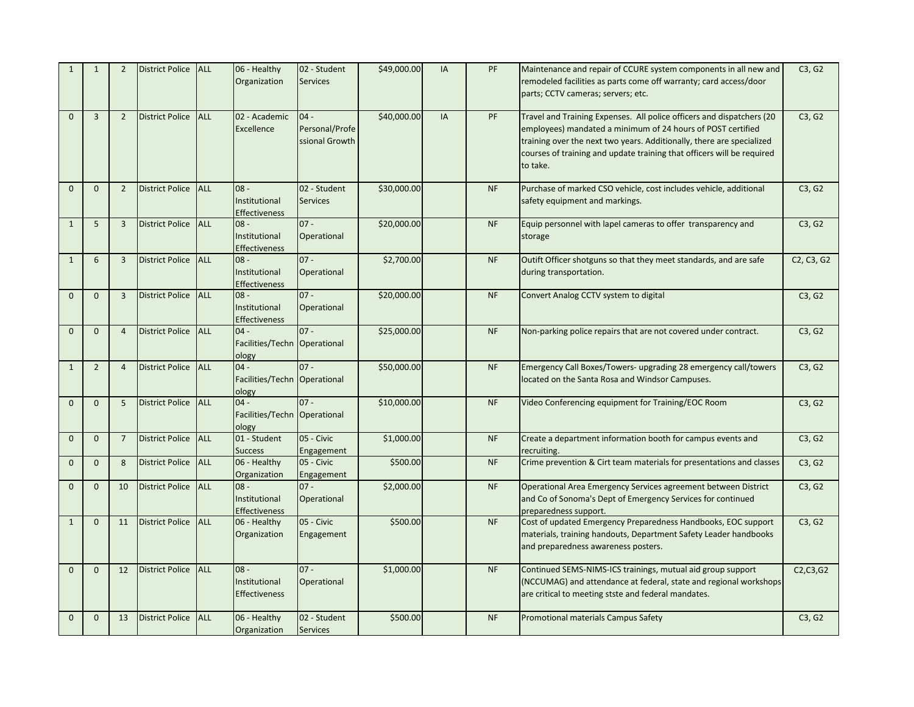| | | | | | | | | | | | |
|---|---|---|---|---|---|---|---|---|---|---|---|
| 1 | 1 | 2 | District Police | ALL | 06 - Healthy Organization | 02 - Student Services | $49,000.00 | IA | PF | Maintenance and repair of CCURE system components in all new and remodeled facilities as parts come off warranty; card access/door parts; CCTV cameras; servers; etc. | C3, G2 |
| 0 | 3 | 2 | District Police | ALL | 02 - Academic Excellence | 04 - Personal/Professional Growth | $40,000.00 | IA | PF | Travel and Training Expenses. All police officers and dispatchers (20 employees) mandated a minimum of 24 hours of POST certified training over the next two years. Additionally, there are specialized courses of training and update training that officers will be required to take. | C3, G2 |
| 0 | 0 | 2 | District Police | ALL | 08 - Institutional Effectiveness | 02 - Student Services | $30,000.00 | | NF | Purchase of marked CSO vehicle, cost includes vehicle, additional safety equipment and markings. | C3, G2 |
| 1 | 5 | 3 | District Police | ALL | 08 - Institutional Effectiveness | 07 - Operational | $20,000.00 | | NF | Equip personnel with lapel cameras to offer transparency and storage | C3, G2 |
| 1 | 6 | 3 | District Police | ALL | 08 - Institutional Effectiveness | 07 - Operational | $2,700.00 | | NF | Outift Officer shotguns so that they meet standards, and are safe during transportation. | C2, C3, G2 |
| 0 | 0 | 3 | District Police | ALL | 08 - Institutional Effectiveness | 07 - Operational | $20,000.00 | | NF | Convert Analog CCTV system to digital | C3, G2 |
| 0 | 0 | 4 | District Police | ALL | 04 - Facilities/Technology | 07 - Operational | $25,000.00 | | NF | Non-parking police repairs that are not covered under contract. | C3, G2 |
| 1 | 2 | 4 | District Police | ALL | 04 - Facilities/Technology | 07 - Operational | $50,000.00 | | NF | Emergency Call Boxes/Towers- upgrading 28 emergency call/towers located on the Santa Rosa and Windsor Campuses. | C3, G2 |
| 0 | 0 | 5 | District Police | ALL | 04 - Facilities/Technology | 07 - Operational | $10,000.00 | | NF | Video Conferencing equipment for Training/EOC Room | C3, G2 |
| 0 | 0 | 7 | District Police | ALL | 01 - Student Success | 05 - Civic Engagement | $1,000.00 | | NF | Create a department information booth for campus events and recruiting. | C3, G2 |
| 0 | 0 | 8 | District Police | ALL | 06 - Healthy Organization | 05 - Civic Engagement | $500.00 | | NF | Crime prevention & Cirt team materials for presentations and classes | C3, G2 |
| 0 | 0 | 10 | District Police | ALL | 08 - Institutional Effectiveness | 07 - Operational | $2,000.00 | | NF | Operational Area Emergency Services agreement between District and Co of Sonoma's Dept of Emergency Services for continued preparedness support. | C3, G2 |
| 1 | 0 | 11 | District Police | ALL | 06 - Healthy Organization | 05 - Civic Engagement | $500.00 | | NF | Cost of updated Emergency Preparedness Handbooks, EOC support materials, training handouts, Department Safety Leader handbooks and preparedness awareness posters. | C3, G2 |
| 0 | 0 | 12 | District Police | ALL | 08 - Institutional Effectiveness | 07 - Operational | $1,000.00 | | NF | Continued SEMS-NIMS-ICS trainings, mutual aid group support (NCCUMAG) and attendance at federal, state and regional workshops are critical to meeting stste and federal mandates. | C2,C3,G2 |
| 0 | 0 | 13 | District Police | ALL | 06 - Healthy Organization | 02 - Student Services | $500.00 | | NF | Promotional materials Campus Safety | C3, G2 |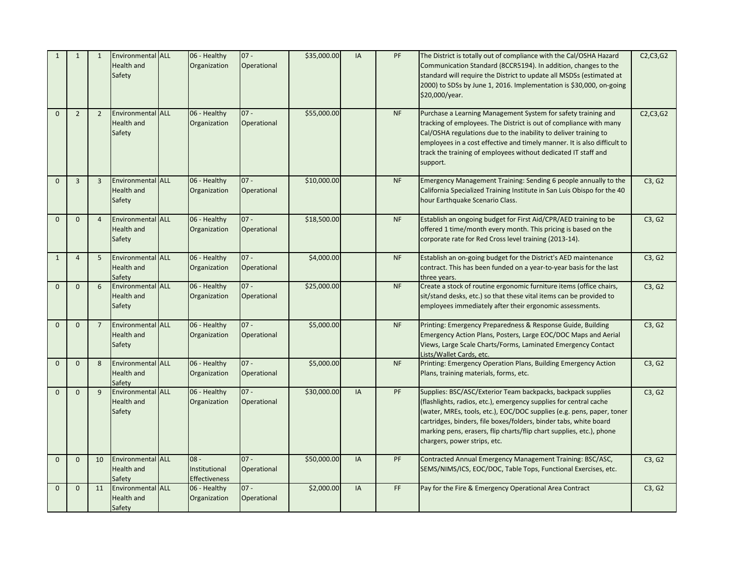| | | | | | | | | | | | |
|---|---|---|---|---|---|---|---|---|---|---|---|
| 1 | 1 | 1 | Environmental Health and Safety | ALL | 06 - Healthy Organization | 07 - Operational | $35,000.00 | IA | PF | The District is totally out of compliance with the Cal/OSHA Hazard Communication Standard (8CCR5194). In addition, changes to the standard will require the District to update all MSDSs (estimated at 2000) to SDSs by June 1, 2016. Implementation is $30,000, on-going $20,000/year. | C2,C3,G2 |
| 0 | 2 | 2 | Environmental Health and Safety | ALL | 06 - Healthy Organization | 07 - Operational | $55,000.00 | | NF | Purchase a Learning Management System for safety training and tracking of employees. The District is out of compliance with many Cal/OSHA regulations due to the inability to deliver training to employees in a cost effective and timely manner. It is also difficult to track the training of employees without dedicated IT staff and support. | C2,C3,G2 |
| 0 | 3 | 3 | Environmental Health and Safety | ALL | 06 - Healthy Organization | 07 - Operational | $10,000.00 | | NF | Emergency Management Training: Sending 6 people annually to the California Specialized Training Institute in San Luis Obispo for the 40 hour Earthquake Scenario Class. | C3, G2 |
| 0 | 0 | 4 | Environmental Health and Safety | ALL | 06 - Healthy Organization | 07 - Operational | $18,500.00 | | NF | Establish an ongoing budget for First Aid/CPR/AED training to be offered 1 time/month every month. This pricing is based on the corporate rate for Red Cross level training (2013-14). | C3, G2 |
| 1 | 4 | 5 | Environmental Health and Safety | ALL | 06 - Healthy Organization | 07 - Operational | $4,000.00 | | NF | Establish an on-going budget for the District's AED maintenance contract. This has been funded on a year-to-year basis for the last three years. | C3, G2 |
| 0 | 0 | 6 | Environmental Health and Safety | ALL | 06 - Healthy Organization | 07 - Operational | $25,000.00 | | NF | Create a stock of routine ergonomic furniture items (office chairs, sit/stand desks, etc.) so that these vital items can be provided to employees immediately after their ergonomic assessments. | C3, G2 |
| 0 | 0 | 7 | Environmental Health and Safety | ALL | 06 - Healthy Organization | 07 - Operational | $5,000.00 | | NF | Printing: Emergency Preparedness & Response Guide, Building Emergency Action Plans, Posters, Large EOC/DOC Maps and Aerial Views, Large Scale Charts/Forms, Laminated Emergency Contact Lists/Wallet Cards, etc. | C3, G2 |
| 0 | 0 | 8 | Environmental Health and Safety | ALL | 06 - Healthy Organization | 07 - Operational | $5,000.00 | | NF | Printing: Emergency Operation Plans, Building Emergency Action Plans, training materials, forms, etc. | C3, G2 |
| 0 | 0 | 9 | Environmental Health and Safety | ALL | 06 - Healthy Organization | 07 - Operational | $30,000.00 | IA | PF | Supplies: BSC/ASC/Exterior Team backpacks, backpack supplies (flashlights, radios, etc.), emergency supplies for central cache (water, MREs, tools, etc.), EOC/DOC supplies (e.g. pens, paper, toner cartridges, binders, file boxes/folders, binder tabs, white board marking pens, erasers, flip charts/flip chart supplies, etc.), phone chargers, power strips, etc. | C3, G2 |
| 0 | 0 | 10 | Environmental Health and Safety | ALL | 08 - Institutional Effectiveness | 07 - Operational | $50,000.00 | IA | PF | Contracted Annual Emergency Management Training: BSC/ASC, SEMS/NIMS/ICS, EOC/DOC, Table Tops, Functional Exercises, etc. | C3, G2 |
| 0 | 0 | 11 | Environmental Health and Safety | ALL | 06 - Healthy Organization | 07 - Operational | $2,000.00 | IA | FF | Pay for the Fire & Emergency Operational Area Contract | C3, G2 |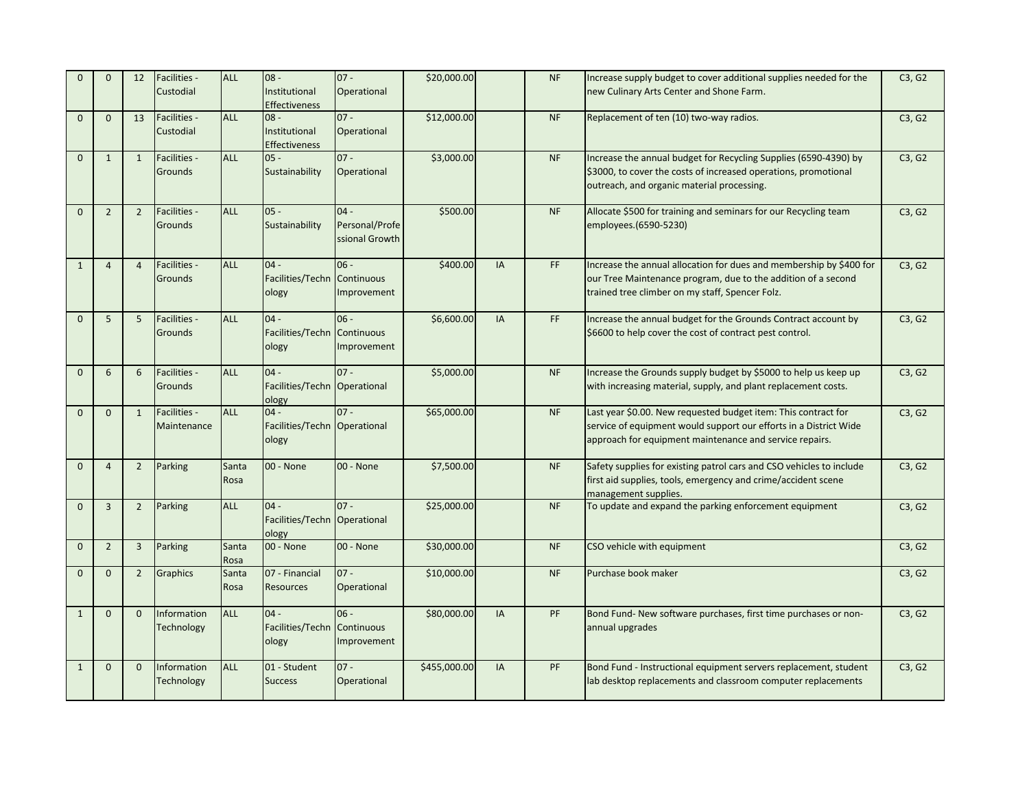| | | | | | | | | | | | |
|---|---|---|---|---|---|---|---|---|---|---|---|
| 0 | 0 | 12 | Facilities - Custodial | ALL | 08 - Institutional Effectiveness | 07 - Operational | $20,000.00 | | NF | Increase supply budget to cover additional supplies needed for the new Culinary Arts Center and Shone Farm. | C3, G2 |
| 0 | 0 | 13 | Facilities - Custodial | ALL | 08 - Institutional Effectiveness | 07 - Operational | $12,000.00 | | NF | Replacement of ten (10) two-way radios. | C3, G2 |
| 0 | 1 | 1 | Facilities - Grounds | ALL | 05 - Sustainability | 07 - Operational | $3,000.00 | | NF | Increase the annual budget for Recycling Supplies (6590-4390) by $3000, to cover the costs of increased operations, promotional outreach, and organic material processing. | C3, G2 |
| 0 | 2 | 2 | Facilities - Grounds | ALL | 05 - Sustainability | 04 - Personal/Professional Growth | $500.00 | | NF | Allocate $500 for training and seminars for our Recycling team employees.(6590-5230) | C3, G2 |
| 1 | 4 | 4 | Facilities - Grounds | ALL | 04 - Facilities/Technology | 06 - Continuous Improvement | $400.00 | IA | FF | Increase the annual allocation for dues and membership by $400 for our Tree Maintenance program, due to the addition of a second trained tree climber on my staff, Spencer Folz. | C3, G2 |
| 0 | 5 | 5 | Facilities - Grounds | ALL | 04 - Facilities/Technology | 06 - Continuous Improvement | $6,600.00 | IA | FF | Increase the annual budget for the Grounds Contract account by $6600 to help cover the cost of contract pest control. | C3, G2 |
| 0 | 6 | 6 | Facilities - Grounds | ALL | 04 - Facilities/Technology | 07 - Operational | $5,000.00 | | NF | Increase the Grounds supply budget by $5000 to help us keep up with increasing material, supply, and plant replacement costs. | C3, G2 |
| 0 | 0 | 1 | Facilities - Maintenance | ALL | 04 - Facilities/Technology | 07 - Operational | $65,000.00 | | NF | Last year $0.00. New requested budget item: This contract for service of equipment would support our efforts in a District Wide approach for equipment maintenance and service repairs. | C3, G2 |
| 0 | 4 | 2 | Parking | Santa Rosa | 00 - None | 00 - None | $7,500.00 | | NF | Safety supplies for existing patrol cars and CSO vehicles to include first aid supplies, tools, emergency and crime/accident scene management supplies. | C3, G2 |
| 0 | 3 | 2 | Parking | ALL | 04 - Facilities/Technology | 07 - Operational | $25,000.00 | | NF | To update and expand the parking enforcement equipment | C3, G2 |
| 0 | 2 | 3 | Parking | Santa Rosa | 00 - None | 00 - None | $30,000.00 | | NF | CSO vehicle with equipment | C3, G2 |
| 0 | 0 | 2 | Graphics | Santa Rosa | 07 - Financial Resources | 07 - Operational | $10,000.00 | | NF | Purchase book maker | C3, G2 |
| 1 | 0 | 0 | Information Technology | ALL | 04 - Facilities/Technology | 06 - Continuous Improvement | $80,000.00 | IA | PF | Bond Fund- New software purchases, first time purchases or non-annual upgrades | C3, G2 |
| 1 | 0 | 0 | Information Technology | ALL | 01 - Student Success | 07 - Operational | $455,000.00 | IA | PF | Bond Fund - Instructional equipment servers replacement, student lab desktop replacements and classroom computer replacements | C3, G2 |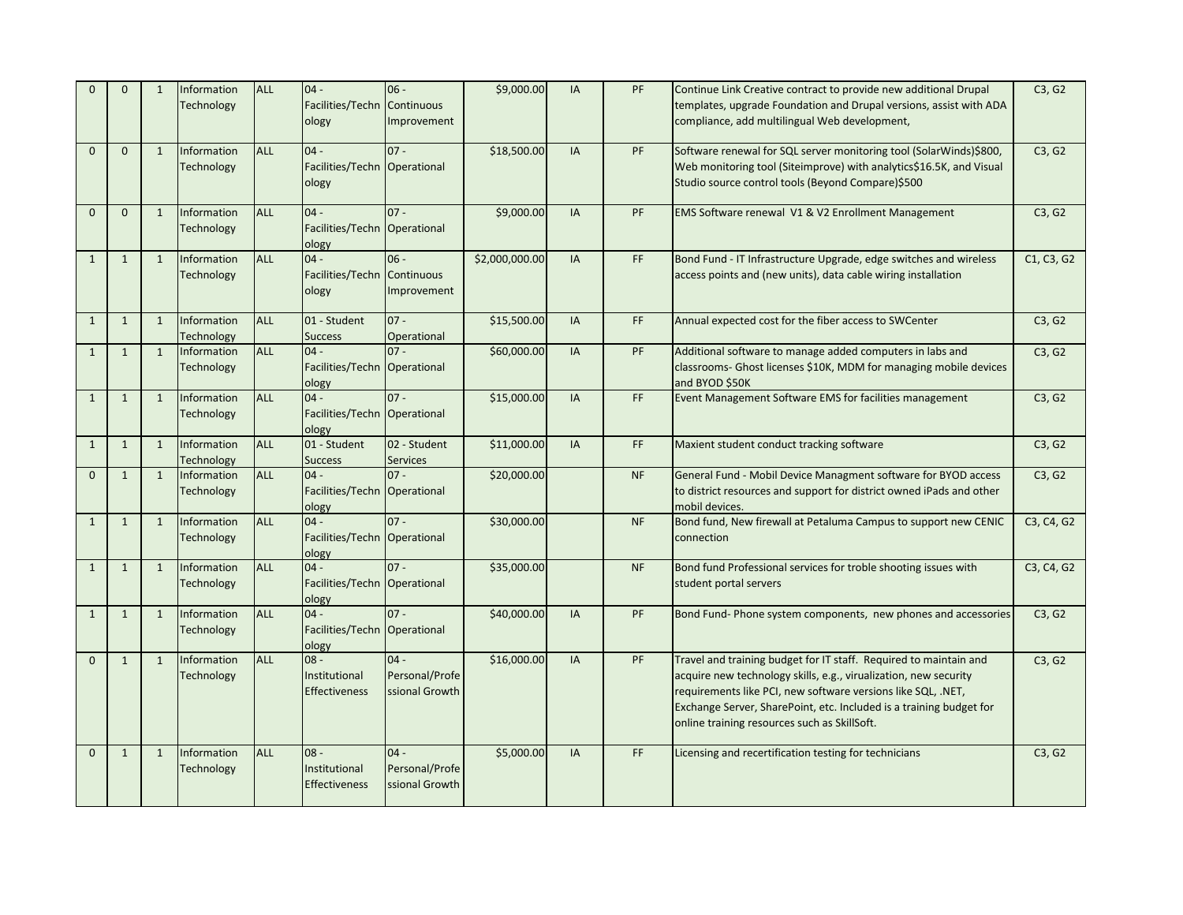| | | | | | | | | | | | |
|---|---|---|---|---|---|---|---|---|---|---|---|
| 0 | 0 | 1 | Information Technology | ALL | 04 - Facilities/Technology | 06 - Continuous Improvement | $9,000.00 | IA | PF | Continue Link Creative contract to provide new additional Drupal templates, upgrade Foundation and Drupal versions, assist with ADA compliance, add multilingual Web development, | C3, G2 |
| 0 | 0 | 1 | Information Technology | ALL | 04 - Facilities/Technology | 07 - Operational | $18,500.00 | IA | PF | Software renewal for SQL server monitoring tool (SolarWinds)$800, Web monitoring tool (Siteimprove) with analytics$16.5K, and Visual Studio source control tools (Beyond Compare)$500 | C3, G2 |
| 0 | 0 | 1 | Information Technology | ALL | 04 - Facilities/Technology | 07 - Operational | $9,000.00 | IA | PF | EMS Software renewal V1 & V2 Enrollment Management | C3, G2 |
| 1 | 1 | 1 | Information Technology | ALL | 04 - Facilities/Technology | 06 - Continuous Improvement | $2,000,000.00 | IA | FF | Bond Fund - IT Infrastructure Upgrade, edge switches and wireless access points and (new units), data cable wiring installation | C1, C3, G2 |
| 1 | 1 | 1 | Information Technology | ALL | 01 - Student Success | 07 - Operational | $15,500.00 | IA | FF | Annual expected cost for the fiber access to SWCenter | C3, G2 |
| 1 | 1 | 1 | Information Technology | ALL | 04 - Facilities/Technology | 07 - Operational | $60,000.00 | IA | PF | Additional software to manage added computers in labs and classrooms- Ghost licenses $10K, MDM for managing mobile devices and BYOD $50K | C3, G2 |
| 1 | 1 | 1 | Information Technology | ALL | 04 - Facilities/Technology | 07 - Operational | $15,000.00 | IA | FF | Event Management Software EMS for facilities management | C3, G2 |
| 1 | 1 | 1 | Information Technology | ALL | 01 - Student Success | 02 - Student Services | $11,000.00 | IA | FF | Maxient student conduct tracking software | C3, G2 |
| 0 | 1 | 1 | Information Technology | ALL | 04 - Facilities/Technology | 07 - Operational | $20,000.00 | | NF | General Fund - Mobil Device Managment software for BYOD access to district resources and support for district owned iPads and other mobil devices. | C3, G2 |
| 1 | 1 | 1 | Information Technology | ALL | 04 - Facilities/Technology | 07 - Operational | $30,000.00 | | NF | Bond fund, New firewall at Petaluma Campus to support new CENIC connection | C3, C4, G2 |
| 1 | 1 | 1 | Information Technology | ALL | 04 - Facilities/Technology | 07 - Operational | $35,000.00 | | NF | Bond fund Professional services for troble shooting issues with student portal servers | C3, C4, G2 |
| 1 | 1 | 1 | Information Technology | ALL | 04 - Facilities/Technology | 07 - Operational | $40,000.00 | IA | PF | Bond Fund- Phone system components, new phones and accessories | C3, G2 |
| 0 | 1 | 1 | Information Technology | ALL | 08 - Institutional Effectiveness | 04 - Personal/Professional Growth | $16,000.00 | IA | PF | Travel and training budget for IT staff. Required to maintain and acquire new technology skills, e.g., virualization, new security requirements like PCI, new software versions like SQL, .NET, Exchange Server, SharePoint, etc. Included is a training budget for online training resources such as SkillSoft. | C3, G2 |
| 0 | 1 | 1 | Information Technology | ALL | 08 - Institutional Effectiveness | 04 - Personal/Professional Growth | $5,000.00 | IA | FF | Licensing and recertification testing for technicians | C3, G2 |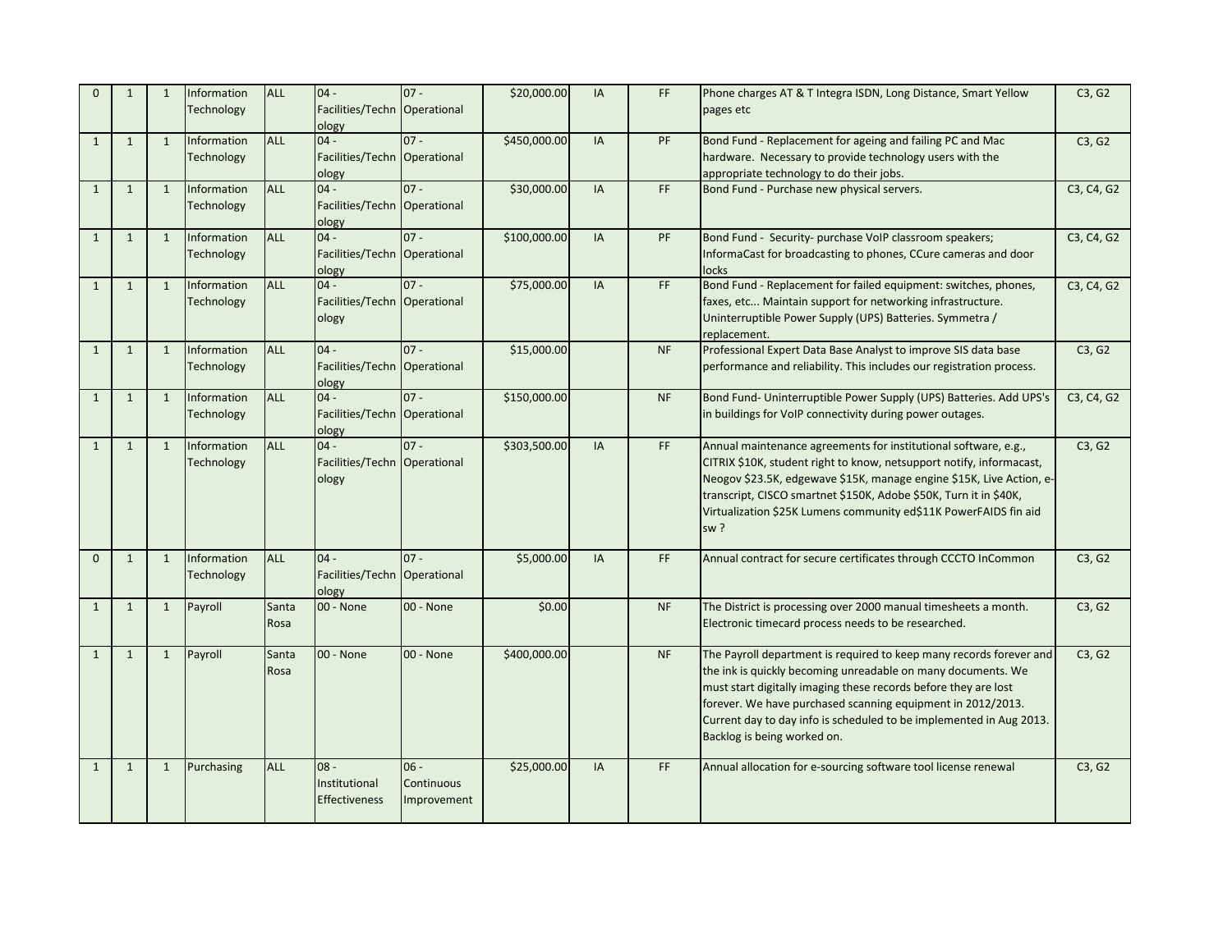| | | | | | | | | | | | |
|---|---|---|---|---|---|---|---|---|---|---|---|
| 0 | 1 | 1 | Information Technology | ALL | 04 - Facilities/Technology | 07 - Operational | $20,000.00 | IA | FF | Phone charges AT & T Integra ISDN, Long Distance, Smart Yellow pages etc | C3, G2 |
| 1 | 1 | 1 | Information Technology | ALL | 04 - Facilities/Technology | 07 - Operational | $450,000.00 | IA | PF | Bond Fund - Replacement for ageing and failing PC and Mac hardware. Necessary to provide technology users with the appropriate technology to do their jobs. | C3, G2 |
| 1 | 1 | 1 | Information Technology | ALL | 04 - Facilities/Technology | 07 - Operational | $30,000.00 | IA | FF | Bond Fund - Purchase new physical servers. | C3, C4, G2 |
| 1 | 1 | 1 | Information Technology | ALL | 04 - Facilities/Technology | 07 - Operational | $100,000.00 | IA | PF | Bond Fund - Security- purchase VoIP classroom speakers; InformaCast for broadcasting to phones, CCure cameras and door locks | C3, C4, G2 |
| 1 | 1 | 1 | Information Technology | ALL | 04 - Facilities/Technology | 07 - Operational | $75,000.00 | IA | FF | Bond Fund - Replacement for failed equipment: switches, phones, faxes, etc... Maintain support for networking infrastructure. Uninterruptible Power Supply (UPS) Batteries. Symmetra / replacement. | C3, C4, G2 |
| 1 | 1 | 1 | Information Technology | ALL | 04 - Facilities/Technology | 07 - Operational | $15,000.00 | | NF | Professional Expert Data Base Analyst to improve SIS data base performance and reliability. This includes our registration process. | C3, G2 |
| 1 | 1 | 1 | Information Technology | ALL | 04 - Facilities/Technology | 07 - Operational | $150,000.00 | | NF | Bond Fund- Uninterruptible Power Supply (UPS) Batteries. Add UPS's in buildings for VoIP connectivity during power outages. | C3, C4, G2 |
| 1 | 1 | 1 | Information Technology | ALL | 04 - Facilities/Technology | 07 - Operational | $303,500.00 | IA | FF | Annual maintenance agreements for institutional software, e.g., CITRIX $10K, student right to know, netsupport notify, informacast, Neogov $23.5K, edgewave $15K, manage engine $15K, Live Action, e-transcript, CISCO smartnet $150K, Adobe $50K, Turn it in $40K, Virtualization $25K Lumens community ed$11K PowerFAIDS fin aid sw ? | C3, G2 |
| 0 | 1 | 1 | Information Technology | ALL | 04 - Facilities/Technology | 07 - Operational | $5,000.00 | IA | FF | Annual contract for secure certificates through CCCTO InCommon | C3, G2 |
| 1 | 1 | 1 | Payroll | Santa Rosa | 00 - None | 00 - None | $0.00 | | NF | The District is processing over 2000 manual timesheets a month. Electronic timecard process needs to be researched. | C3, G2 |
| 1 | 1 | 1 | Payroll | Santa Rosa | 00 - None | 00 - None | $400,000.00 | | NF | The Payroll department is required to keep many records forever and the ink is quickly becoming unreadable on many documents. We must start digitally imaging these records before they are lost forever. We have purchased scanning equipment in 2012/2013. Current day to day info is scheduled to be implemented in Aug 2013. Backlog is being worked on. | C3, G2 |
| 1 | 1 | 1 | Purchasing | ALL | 08 - Institutional Effectiveness | 06 - Continuous Improvement | $25,000.00 | IA | FF | Annual allocation for e-sourcing software tool license renewal | C3, G2 |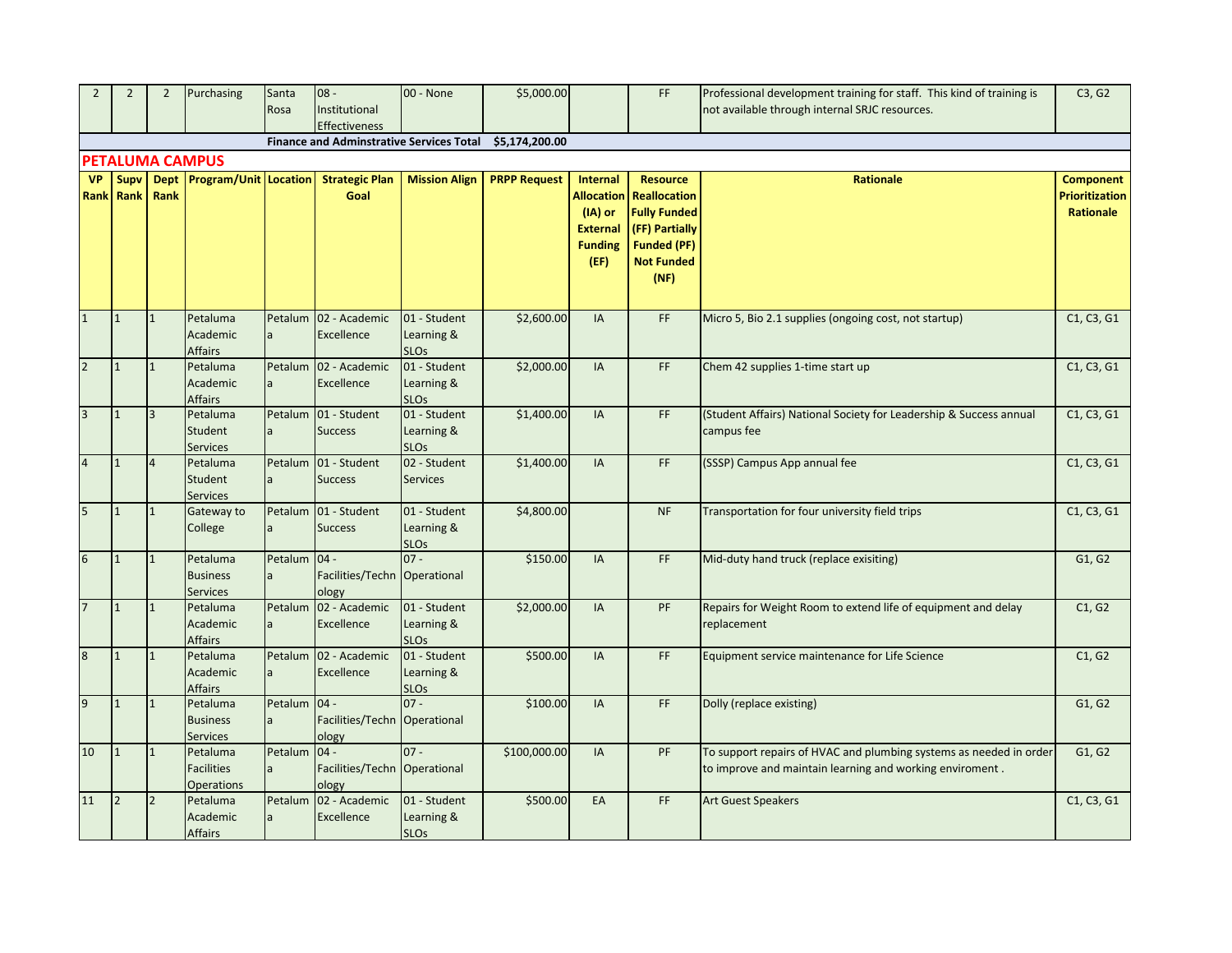| 2 | 2 | 2 | Purchasing | Santa Rosa | 08 - Institutional Effectiveness | 00 - None | $5,000.00 | | FF | Professional development training for staff. This kind of training is not available through internal SRJC resources. | C3, G2 |
|---|---|---|---|---|---|---|---|---|---|---|---|
| | | | | | **Finance and Adminstrative Services Total** | | **$5,174,200.00** | | | | |

## PETALUMA CAMPUS

| VP Rank | Supv Rank | Dept Rank | Program/Unit | Location | Strategic Plan Goal | Mission Align | PRPP Request | Internal Allocation (IA) or External Funding (EF) | Resource Reallocation Fully Funded (FF) Partially Funded (PF) Not Funded (NF) | Rationale | Component Prioritization Rationale |
|---|---|---|---|---|---|---|---|---|---|---|---|
| 1 | 1 | 1 | Petaluma Academic Affairs | Petaluma | 02 - Academic Excellence | 01 - Student Learning & SLOs | $2,600.00 | IA | FF | Micro 5, Bio 2.1 supplies (ongoing cost, not startup) | C1, C3, G1 |
| 2 | 1 | 1 | Petaluma Academic Affairs | Petaluma | 02 - Academic Excellence | 01 - Student Learning & SLOs | $2,000.00 | IA | FF | Chem 42 supplies 1-time start up | C1, C3, G1 |
| 3 | 1 | 3 | Petaluma Student Services | Petaluma | 01 - Student Success | 01 - Student Learning & SLOs | $1,400.00 | IA | FF | (Student Affairs) National Society for Leadership & Success annual campus fee | C1, C3, G1 |
| 4 | 1 | 4 | Petaluma Student Services | Petaluma | 01 - Student Success | 02 - Student Services | $1,400.00 | IA | FF | (SSSP) Campus App annual fee | C1, C3, G1 |
| 5 | 1 | 1 | Gateway to College | Petaluma | 01 - Student Success | 01 - Student Learning & SLOs | $4,800.00 | | NF | Transportation for four university field trips | C1, C3, G1 |
| 6 | 1 | 1 | Petaluma Business Services | Petaluma | 04 - Facilities/Technology | 07 - Operational | $150.00 | IA | FF | Mid-duty hand truck (replace exisiting) | G1, G2 |
| 7 | 1 | 1 | Petaluma Academic Affairs | Petaluma | 02 - Academic Excellence | 01 - Student Learning & SLOs | $2,000.00 | IA | PF | Repairs for Weight Room to extend life of equipment and delay replacement | C1, G2 |
| 8 | 1 | 1 | Petaluma Academic Affairs | Petaluma | 02 - Academic Excellence | 01 - Student Learning & SLOs | $500.00 | IA | FF | Equipment service maintenance for Life Science | C1, G2 |
| 9 | 1 | 1 | Petaluma Business Services | Petaluma | 04 - Facilities/Technology | 07 - Operational | $100.00 | IA | FF | Dolly (replace existing) | G1, G2 |
| 10 | 1 | 1 | Petaluma Facilities Operations | Petaluma | 04 - Facilities/Technology | 07 - Operational | $100,000.00 | IA | PF | To support repairs of HVAC and plumbing systems as needed in order to improve and maintain learning and working enviroment . | G1, G2 |
| 11 | 2 | 2 | Petaluma Academic Affairs | Petaluma | 02 - Academic Excellence | 01 - Student Learning & SLOs | $500.00 | EA | FF | Art Guest Speakers | C1, C3, G1 |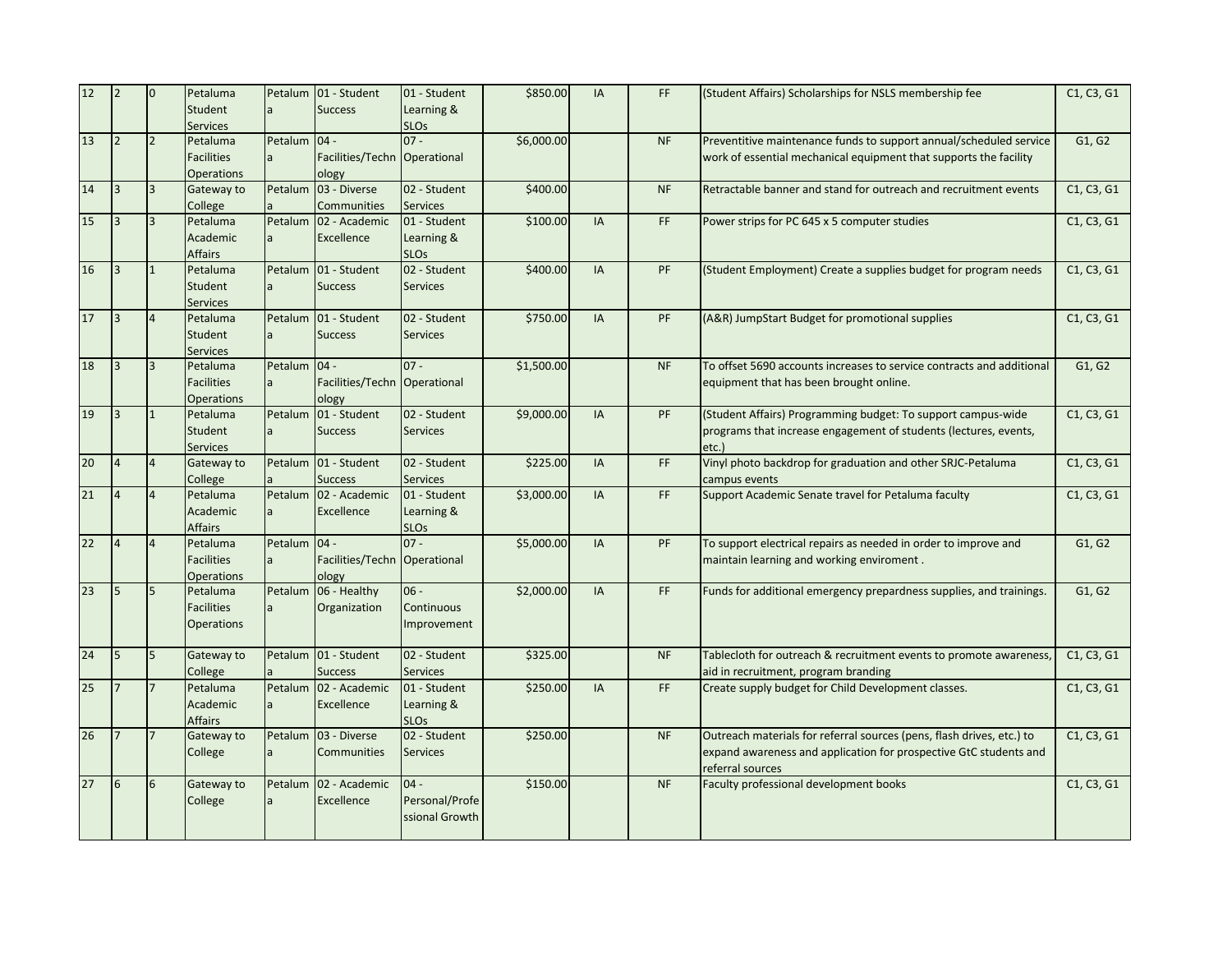| | | | | | | | | | | | |
|---|---|---|---|---|---|---|---|---|---|---|---|
| 12 | 2 | 0 | Petaluma Student Services | Petaluma | 01 - Student Success | 01 - Student Learning & SLOs | $850.00 | IA | FF | (Student Affairs) Scholarships for NSLS membership fee | C1, C3, G1 |
| 13 | 2 | 2 | Petaluma Facilities Operations | Petaluma | 04 - Facilities/Technology | 07 - Operational | $6,000.00 | | NF | Preventitive maintenance funds to support annual/scheduled service work of essential mechanical equipment that supports the facility | G1, G2 |
| 14 | 3 | 3 | Gateway to College | Petaluma | 03 - Diverse Communities | 02 - Student Services | $400.00 | | NF | Retractable banner and stand for outreach and recruitment events | C1, C3, G1 |
| 15 | 3 | 3 | Petaluma Academic Affairs | Petaluma | 02 - Academic Excellence | 01 - Student Learning & SLOs | $100.00 | IA | FF | Power strips for PC 645 x 5 computer studies | C1, C3, G1 |
| 16 | 3 | 1 | Petaluma Student Services | Petaluma | 01 - Student Success | 02 - Student Services | $400.00 | IA | PF | (Student Employment) Create a supplies budget for program needs | C1, C3, G1 |
| 17 | 3 | 4 | Petaluma Student Services | Petaluma | 01 - Student Success | 02 - Student Services | $750.00 | IA | PF | (A&R) JumpStart Budget for promotional supplies | C1, C3, G1 |
| 18 | 3 | 3 | Petaluma Facilities Operations | Petaluma | 04 - Facilities/Technology | 07 - Operational | $1,500.00 | | NF | To offset 5690 accounts increases to service contracts and additional equipment that has been brought online. | G1, G2 |
| 19 | 3 | 1 | Petaluma Student Services | Petaluma | 01 - Student Success | 02 - Student Services | $9,000.00 | IA | PF | (Student Affairs) Programming budget: To support campus-wide programs that increase engagement of students (lectures, events, etc.) | C1, C3, G1 |
| 20 | 4 | 4 | Gateway to College | Petaluma | 01 - Student Success | 02 - Student Services | $225.00 | IA | FF | Vinyl photo backdrop for graduation and other SRJC-Petaluma campus events | C1, C3, G1 |
| 21 | 4 | 4 | Petaluma Academic Affairs | Petaluma | 02 - Academic Excellence | 01 - Student Learning & SLOs | $3,000.00 | IA | FF | Support Academic Senate travel for Petaluma faculty | C1, C3, G1 |
| 22 | 4 | 4 | Petaluma Facilities Operations | Petaluma | 04 - Facilities/Technology | 07 - Operational | $5,000.00 | IA | PF | To support electrical repairs as needed in order to improve and maintain learning and working enviroment . | G1, G2 |
| 23 | 5 | 5 | Petaluma Facilities Operations | Petaluma | 06 - Healthy Organization | 06 - Continuous Improvement | $2,000.00 | IA | FF | Funds for additional emergency prepardness supplies, and trainings. | G1, G2 |
| 24 | 5 | 5 | Gateway to College | Petaluma | 01 - Student Success | 02 - Student Services | $325.00 | | NF | Tablecloth for outreach & recruitment events to promote awareness, aid in recruitment, program branding | C1, C3, G1 |
| 25 | 7 | 7 | Petaluma Academic Affairs | Petaluma | 02 - Academic Excellence | 01 - Student Learning & SLOs | $250.00 | IA | FF | Create supply budget for Child Development classes. | C1, C3, G1 |
| 26 | 7 | 7 | Gateway to College | Petaluma | 03 - Diverse Communities | 02 - Student Services | $250.00 | | NF | Outreach materials for referral sources (pens, flash drives, etc.) to expand awareness and application for prospective GtC students and referral sources | C1, C3, G1 |
| 27 | 6 | 6 | Gateway to College | Petaluma | 02 - Academic Excellence | 04 - Personal/Professional Growth | $150.00 | | NF | Faculty professional development books | C1, C3, G1 |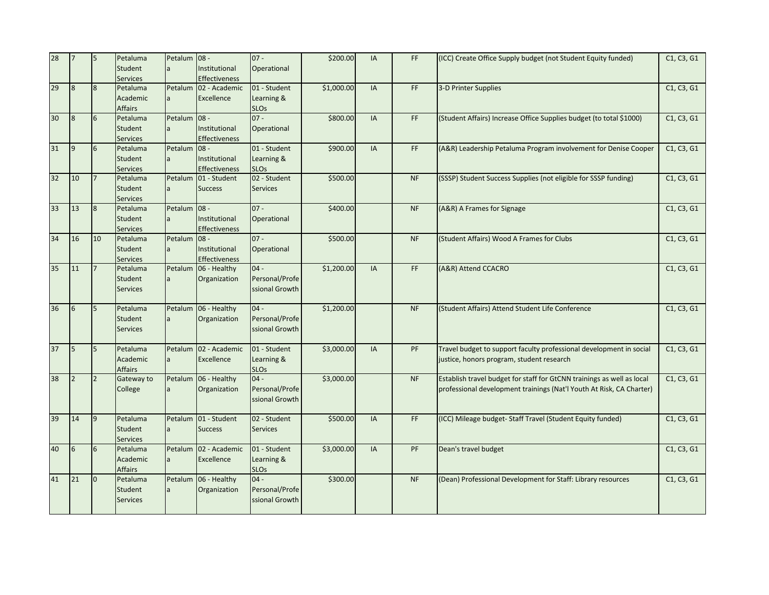| | | | | | | | | | | | |
|---|---|---|---|---|---|---|---|---|---|---|---|
| 28 | 7 | 5 | Petaluma Student Services | Petaluma | 08 - Institutional Effectiveness | 07 - Operational | $200.00 | IA | FF | (ICC) Create Office Supply budget (not Student Equity funded) | C1, C3, G1 |
| 29 | 8 | 8 | Petaluma Academic Affairs | Petaluma | 02 - Academic Excellence | 01 - Student Learning & SLOs | $1,000.00 | IA | FF | 3-D Printer Supplies | C1, C3, G1 |
| 30 | 8 | 6 | Petaluma Student Services | Petaluma | 08 - Institutional Effectiveness | 07 - Operational | $800.00 | IA | FF | (Student Affairs) Increase Office Supplies budget (to total $1000) | C1, C3, G1 |
| 31 | 9 | 6 | Petaluma Student Services | Petaluma | 08 - Institutional Effectiveness | 01 - Student Learning & SLOs | $900.00 | IA | FF | (A&R) Leadership Petaluma Program involvement for Denise Cooper | C1, C3, G1 |
| 32 | 10 | 7 | Petaluma Student Services | Petaluma | 01 - Student Success | 02 - Student Services | $500.00 | | NF | (SSSP) Student Success Supplies (not eligible for SSSP funding) | C1, C3, G1 |
| 33 | 13 | 8 | Petaluma Student Services | Petaluma | 08 - Institutional Effectiveness | 07 - Operational | $400.00 | | NF | (A&R) A Frames for Signage | C1, C3, G1 |
| 34 | 16 | 10 | Petaluma Student Services | Petaluma | 08 - Institutional Effectiveness | 07 - Operational | $500.00 | | NF | (Student Affairs) Wood A Frames for Clubs | C1, C3, G1 |
| 35 | 11 | 7 | Petaluma Student Services | Petaluma | 06 - Healthy Organization | 04 - Personal/Professional Growth | $1,200.00 | IA | FF | (A&R) Attend CCACRO | C1, C3, G1 |
| 36 | 6 | 5 | Petaluma Student Services | Petaluma | 06 - Healthy Organization | 04 - Personal/Professional Growth | $1,200.00 | | NF | (Student Affairs) Attend Student Life Conference | C1, C3, G1 |
| 37 | 5 | 5 | Petaluma Academic Affairs | Petaluma | 02 - Academic Excellence | 01 - Student Learning & SLOs | $3,000.00 | IA | PF | Travel budget to support faculty professional development in social justice, honors program, student research | C1, C3, G1 |
| 38 | 2 | 2 | Gateway to College | Petaluma | 06 - Healthy Organization | 04 - Personal/Professional Growth | $3,000.00 | | NF | Establish travel budget for staff for GtCNN trainings as well as local professional development trainings (Nat'l Youth At Risk, CA Charter) | C1, C3, G1 |
| 39 | 14 | 9 | Petaluma Student Services | Petaluma | 01 - Student Success | 02 - Student Services | $500.00 | IA | FF | (ICC) Mileage budget- Staff Travel (Student Equity funded) | C1, C3, G1 |
| 40 | 6 | 6 | Petaluma Academic Affairs | Petaluma | 02 - Academic Excellence | 01 - Student Learning & SLOs | $3,000.00 | IA | PF | Dean's travel budget | C1, C3, G1 |
| 41 | 21 | 0 | Petaluma Student Services | Petaluma | 06 - Healthy Organization | 04 - Personal/Professional Growth | $300.00 | | NF | (Dean) Professional Development for Staff: Library resources | C1, C3, G1 |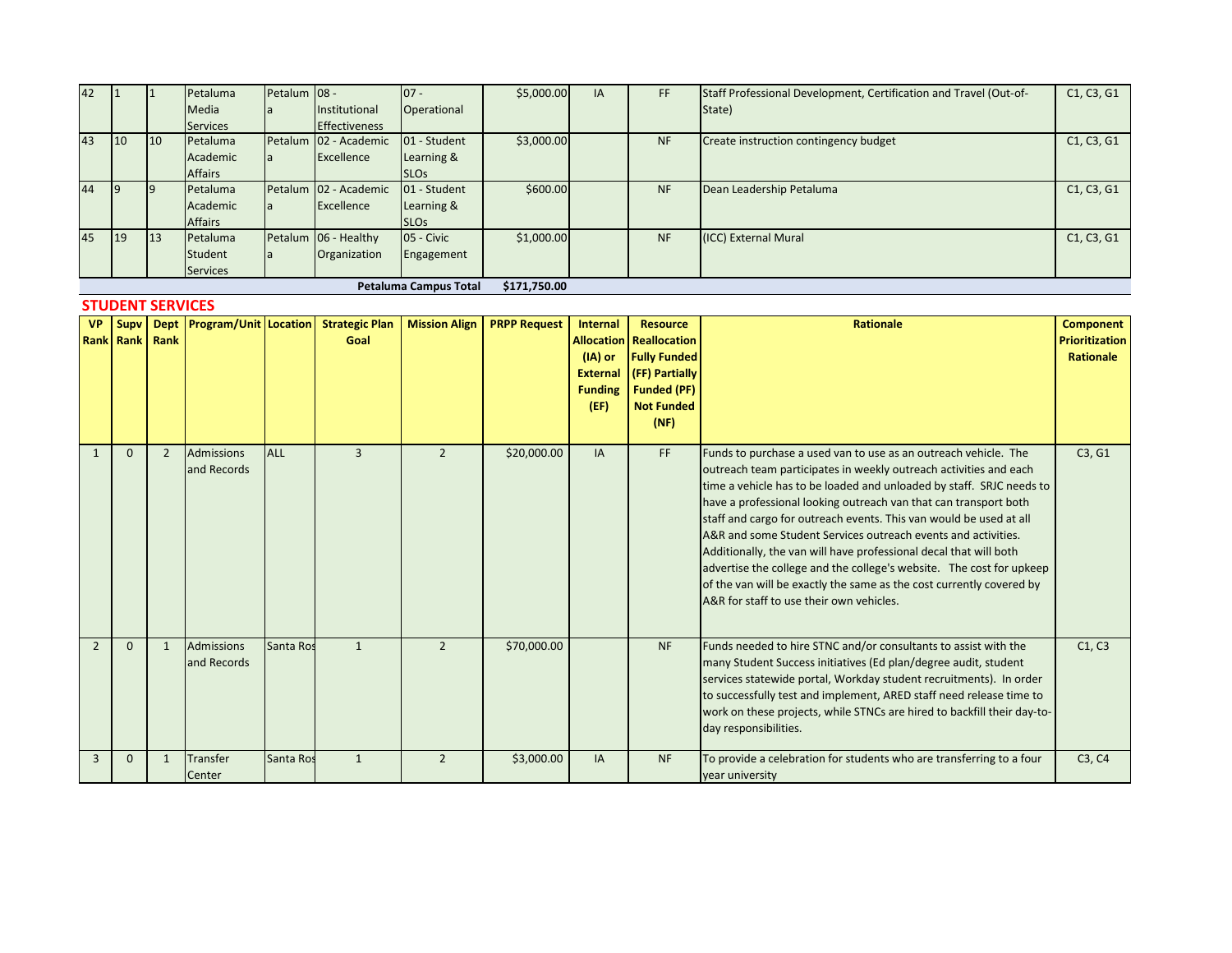| | | | | | | | | | | | |
|---|---|---|---|---|---|---|---|---|---|---|---|
| 42 | 1 | 1 | Petaluma Media Services | Petaluma | 08 - Institutional Effectiveness | 07 - Operational | $5,000.00 | IA | FF | Staff Professional Development, Certification and Travel (Out-of-State) | C1, C3, G1 |
| 43 | 10 | 10 | Petaluma Academic Affairs | Petaluma | 02 - Academic Excellence | 01 - Student Learning & SLOs | $3,000.00 | | NF | Create instruction contingency budget | C1, C3, G1 |
| 44 | 9 | 9 | Petaluma Academic Affairs | Petaluma | 02 - Academic Excellence | 01 - Student Learning & SLOs | $600.00 | | NF | Dean Leadership Petaluma | C1, C3, G1 |
| 45 | 19 | 13 | Petaluma Student Services | Petaluma | 06 - Healthy Organization | 05 - Civic Engagement | $1,000.00 | | NF | (ICC) External Mural | C1, C3, G1 |
| | | | | | | **Petaluma Campus Total** | **$171,750.00** | | | | |

## STUDENT SERVICES

| VP Rank | Supv Rank | Dept Rank | Program/Unit | Location | Strategic Plan Goal | Mission Align | PRPP Request | Internal Allocation (IA) or External Funding (EF) | Resource Reallocation Fully Funded (FF) Partially Funded (PF) Not Funded (NF) | Rationale | Component Prioritization Rationale |
|---|---|---|---|---|---|---|---|---|---|---|---|
| 1 | 0 | 2 | Admissions and Records | ALL | 3 | 2 | $20,000.00 | IA | FF | Funds to purchase a used van to use as an outreach vehicle. The outreach team participates in weekly outreach activities and each time a vehicle has to be loaded and unloaded by staff. SRJC needs to have a professional looking outreach van that can transport both staff and cargo for outreach events. This van would be used at all A&R and some Student Services outreach events and activities. Additionally, the van will have professional decal that will both advertise the college and the college's website. The cost for upkeep of the van will be exactly the same as the cost currently covered by A&R for staff to use their own vehicles. | C3, G1 |
| 2 | 0 | 1 | Admissions and Records | Santa Ros | 1 | 2 | $70,000.00 | | NF | Funds needed to hire STNC and/or consultants to assist with the many Student Success initiatives (Ed plan/degree audit, student services statewide portal, Workday student recruitments). In order to successfully test and implement, ARED staff need release time to work on these projects, while STNCs are hired to backfill their day-to-day responsibilities. | C1, C3 |
| 3 | 0 | 1 | Transfer Center | Santa Ros | 1 | 2 | $3,000.00 | IA | NF | To provide a celebration for students who are transferring to a four year university | C3, C4 |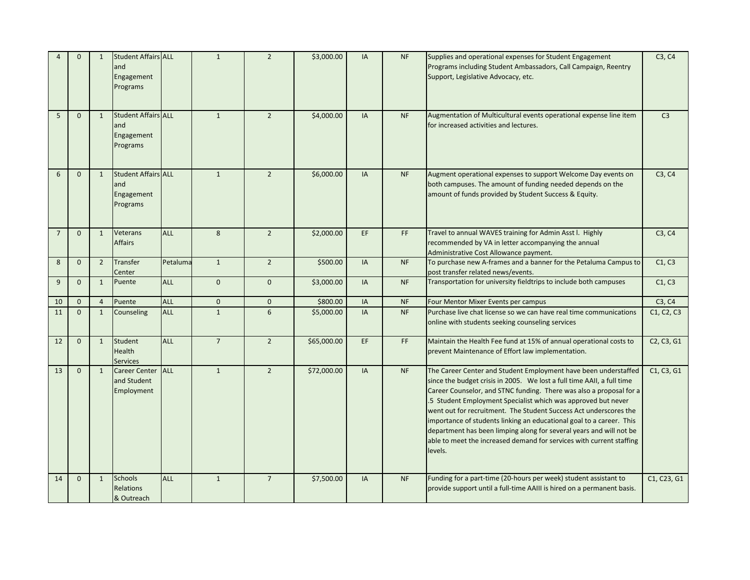| | | | | | | | | | | | |
|---|---|---|---|---|---|---|---|---|---|---|---|
| 4 | 0 | 1 | Student Affairs and Engagement Programs | ALL | 1 | 2 | $3,000.00 | IA | NF | Supplies and operational expenses for Student Engagement Programs including Student Ambassadors, Call Campaign, Reentry Support, Legislative Advocacy, etc. | C3, C4 |
| 5 | 0 | 1 | Student Affairs and Engagement Programs | ALL | 1 | 2 | $4,000.00 | IA | NF | Augmentation of Multicultural events operational expense line item for increased activities and lectures. | C3 |
| 6 | 0 | 1 | Student Affairs and Engagement Programs | ALL | 1 | 2 | $6,000.00 | IA | NF | Augment operational expenses to support Welcome Day events on both campuses. The amount of funding needed depends on the amount of funds provided by Student Success & Equity. | C3, C4 |
| 7 | 0 | 1 | Veterans Affairs | ALL | 8 | 2 | $2,000.00 | EF | FF | Travel to annual WAVES training for Admin Asst I. Highly recommended by VA in letter accompanying the annual Administrative Cost Allowance payment. | C3, C4 |
| 8 | 0 | 2 | Transfer Center | Petaluma | 1 | 2 | $500.00 | IA | NF | To purchase new A-frames and a banner for the Petaluma Campus to post transfer related news/events. | C1, C3 |
| 9 | 0 | 1 | Puente | ALL | 0 | 0 | $3,000.00 | IA | NF | Transportation for university fieldtrips to include both campuses | C1, C3 |
| 10 | 0 | 4 | Puente | ALL | 0 | 0 | $800.00 | IA | NF | Four Mentor Mixer Events per campus | C3, C4 |
| 11 | 0 | 1 | Counseling | ALL | 1 | 6 | $5,000.00 | IA | NF | Purchase live chat license so we can have real time communications online with students seeking counseling services | C1, C2, C3 |
| 12 | 0 | 1 | Student Health Services | ALL | 7 | 2 | $65,000.00 | EF | FF | Maintain the Health Fee fund at 15% of annual operational costs to prevent Maintenance of Effort law implementation. | C2, C3, G1 |
| 13 | 0 | 1 | Career Center and Student Employment | ALL | 1 | 2 | $72,000.00 | IA | NF | The Career Center and Student Employment have been understaffed since the budget crisis in 2005. We lost a full time AAII, a full time Career Counselor, and STNC funding. There was also a proposal for a .5 Student Employment Specialist which was approved but never went out for recruitment. The Student Success Act underscores the importance of students linking an educational goal to a career. This department has been limping along for several years and will not be able to meet the increased demand for services with current staffing levels. | C1, C3, G1 |
| 14 | 0 | 1 | Schools Relations & Outreach | ALL | 1 | 7 | $7,500.00 | IA | NF | Funding for a part-time (20-hours per week) student assistant to provide support until a full-time AAIII is hired on a permanent basis. | C1, C23, G1 |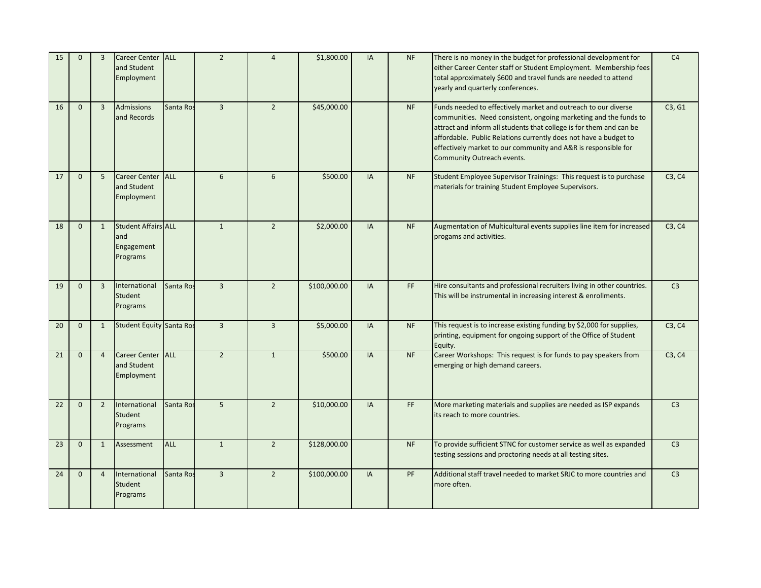| | | | | | | | | | | | |
|---|---|---|---|---|---|---|---|---|---|---|---|
| 15 | 0 | 3 | Career Center and Student Employment | ALL | 2 | 4 | $1,800.00 | IA | NF | There is no money in the budget for professional development for either Career Center staff or Student Employment. Membership fees total approximately $600 and travel funds are needed to attend yearly and quarterly conferences. | C4 |
| 16 | 0 | 3 | Admissions and Records | Santa Ros | 3 | 2 | $45,000.00 | | NF | Funds needed to effectively market and outreach to our diverse communities. Need consistent, ongoing marketing and the funds to attract and inform all students that college is for them and can be affordable. Public Relations currently does not have a budget to effectively market to our community and A&R is responsible for Community Outreach events. | C3, G1 |
| 17 | 0 | 5 | Career Center and Student Employment | ALL | 6 | 6 | $500.00 | IA | NF | Student Employee Supervisor Trainings: This request is to purchase materials for training Student Employee Supervisors. | C3, C4 |
| 18 | 0 | 1 | Student Affairs and Engagement Programs | ALL | 1 | 2 | $2,000.00 | IA | NF | Augmentation of Multicultural events supplies line item for increased progams and activities. | C3, C4 |
| 19 | 0 | 3 | International Student Programs | Santa Ros | 3 | 2 | $100,000.00 | IA | FF | Hire consultants and professional recruiters living in other countries. This will be instrumental in increasing interest & enrollments. | C3 |
| 20 | 0 | 1 | Student Equity | Santa Ros | 3 | 3 | $5,000.00 | IA | NF | This request is to increase existing funding by $2,000 for supplies, printing, equipment for ongoing support of the Office of Student Equity. | C3, C4 |
| 21 | 0 | 4 | Career Center and Student Employment | ALL | 2 | 1 | $500.00 | IA | NF | Career Workshops: This request is for funds to pay speakers from emerging or high demand careers. | C3, C4 |
| 22 | 0 | 2 | International Student Programs | Santa Ros | 5 | 2 | $10,000.00 | IA | FF | More marketing materials and supplies are needed as ISP expands its reach to more countries. | C3 |
| 23 | 0 | 1 | Assessment | ALL | 1 | 2 | $128,000.00 | | NF | To provide sufficient STNC for customer service as well as expanded testing sessions and proctoring needs at all testing sites. | C3 |
| 24 | 0 | 4 | International Student Programs | Santa Ros | 3 | 2 | $100,000.00 | IA | PF | Additional staff travel needed to market SRJC to more countries and more often. | C3 |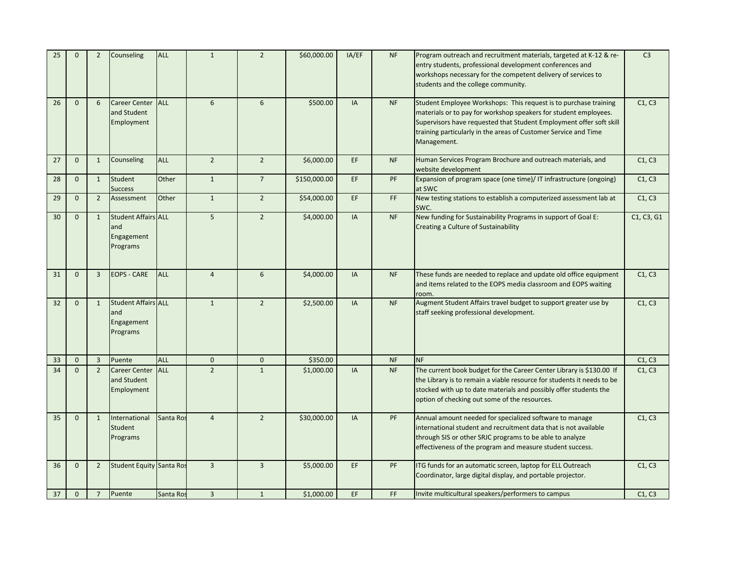| | | | | | | | | | | | |
|---|---|---|---|---|---|---|---|---|---|---|---|
| 25 | 0 | 2 | Counseling | ALL | 1 | 2 | $60,000.00 | IA/EF | NF | Program outreach and recruitment materials, targeted at K-12 & re-entry students, professional development conferences and workshops necessary for the competent delivery of services to students and the college community. | C3 |
| 26 | 0 | 6 | Career Center and Student Employment | ALL | 6 | 6 | $500.00 | IA | NF | Student Employee Workshops: This request is to purchase training materials or to pay for workshop speakers for student employees. Supervisors have requested that Student Employment offer soft skill training particularly in the areas of Customer Service and Time Management. | C1, C3 |
| 27 | 0 | 1 | Counseling | ALL | 2 | 2 | $6,000.00 | EF | NF | Human Services Program Brochure and outreach materials, and website development | C1, C3 |
| 28 | 0 | 1 | Student Success | Other | 1 | 7 | $150,000.00 | EF | PF | Expansion of program space (one time)/ IT infrastructure (ongoing) at SWC | C1, C3 |
| 29 | 0 | 2 | Assessment | Other | 1 | 2 | $54,000.00 | EF | FF | New testing stations to establish a computerized assessment lab at SWC. | C1, C3 |
| 30 | 0 | 1 | Student Affairs and Engagement Programs | ALL | 5 | 2 | $4,000.00 | IA | NF | New funding for Sustainability Programs in support of Goal E: Creating a Culture of Sustainability | C1, C3, G1 |
| 31 | 0 | 3 | EOPS - CARE | ALL | 4 | 6 | $4,000.00 | IA | NF | These funds are needed to replace and update old office equipment and items related to the EOPS media classroom and EOPS waiting room. | C1, C3 |
| 32 | 0 | 1 | Student Affairs and Engagement Programs | ALL | 1 | 2 | $2,500.00 | IA | NF | Augment Student Affairs travel budget to support greater use by staff seeking professional development. | C1, C3 |
| 33 | 0 | 3 | Puente | ALL | 0 | 0 | $350.00 | | NF | NF | C1, C3 |
| 34 | 0 | 2 | Career Center and Student Employment | ALL | 2 | 1 | $1,000.00 | IA | NF | The current book budget for the Career Center Library is $130.00 If the Library is to remain a viable resource for students it needs to be stocked with up to date materials and possibly offer students the option of checking out some of the resources. | C1, C3 |
| 35 | 0 | 1 | International Student Programs | Santa Ros | 4 | 2 | $30,000.00 | IA | PF | Annual amount needed for specialized software to manage international student and recruitment data that is not available through SIS or other SRJC programs to be able to analyze effectiveness of the program and measure student success. | C1, C3 |
| 36 | 0 | 2 | Student Equity | Santa Ros | 3 | 3 | $5,000.00 | EF | PF | ITG funds for an automatic screen, laptop for ELL Outreach Coordinator, large digital display, and portable projector. | C1, C3 |
| 37 | 0 | 7 | Puente | Santa Ros | 3 | 1 | $1,000.00 | EF | FF | Invite multicultural speakers/performers to campus | C1, C3 |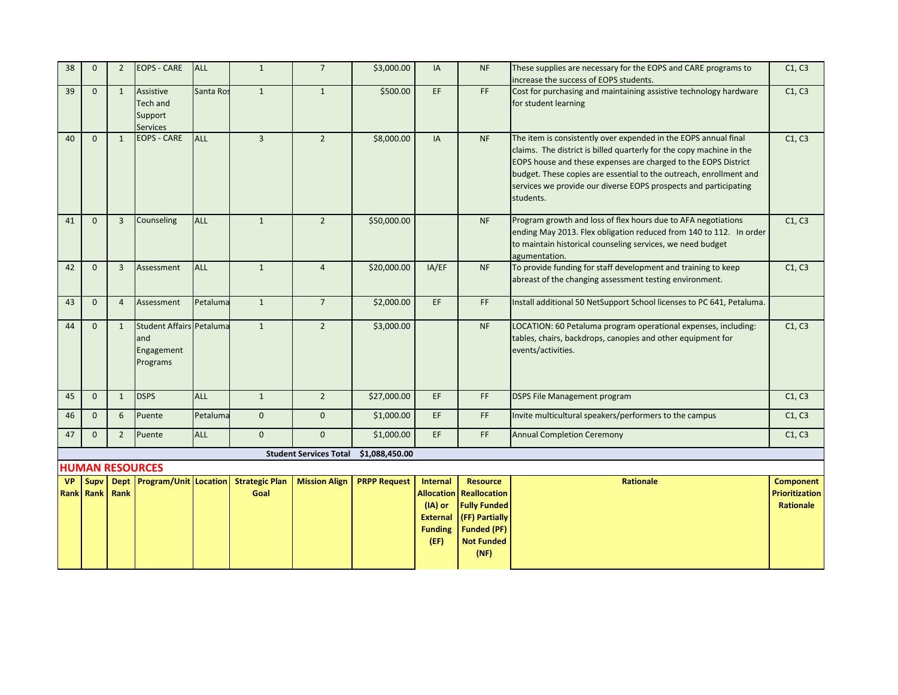| 38 | 0 | 2 | EOPS - CARE | ALL | 1 | 7 | $3,000.00 | IA | NF | These supplies are necessary for the EOPS and CARE programs to increase the success of EOPS students. | C1, C3 |
|---|---|---|---|---|---|---|---|---|---|---|---|
| 39 | 0 | 1 | Assistive Tech and Support Services | Santa Ros | 1 | 1 | $500.00 | EF | FF | Cost for purchasing and maintaining assistive technology hardware for student learning | C1, C3 |
| 40 | 0 | 1 | EOPS - CARE | ALL | 3 | 2 | $8,000.00 | IA | NF | The item is consistently over expended in the EOPS annual final claims. The district is billed quarterly for the copy machine in the EOPS house and these expenses are charged to the EOPS District budget. These copies are essential to the outreach, enrollment and services we provide our diverse EOPS prospects and participating students. | C1, C3 |
| 41 | 0 | 3 | Counseling | ALL | 1 | 2 | $50,000.00 | | NF | Program growth and loss of flex hours due to AFA negotiations ending May 2013. Flex obligation reduced from 140 to 112. In order to maintain historical counseling services, we need budget agumentation. | C1, C3 |
| 42 | 0 | 3 | Assessment | ALL | 1 | 4 | $20,000.00 | IA/EF | NF | To provide funding for staff development and training to keep abreast of the changing assessment testing environment. | C1, C3 |
| 43 | 0 | 4 | Assessment | Petaluma | 1 | 7 | $2,000.00 | EF | FF | Install additional 50 NetSupport School licenses to PC 641, Petaluma. | |
| 44 | 0 | 1 | Student Affairs and Engagement Programs | Petaluma | 1 | 2 | $3,000.00 | | NF | LOCATION: 60 Petaluma program operational expenses, including: tables, chairs, backdrops, canopies and other equipment for events/activities. | C1, C3 |
| 45 | 0 | 1 | DSPS | ALL | 1 | 2 | $27,000.00 | EF | FF | DSPS File Management program | C1, C3 |
| 46 | 0 | 6 | Puente | Petaluma | 0 | 0 | $1,000.00 | EF | FF | Invite multicultural speakers/performers to the campus | C1, C3 |
| 47 | 0 | 2 | Puente | ALL | 0 | 0 | $1,000.00 | EF | FF | Annual Completion Ceremony | C1, C3 |
| | | | | | | **Student Services Total** | **$1,088,450.00** | | | | |

## HUMAN RESOURCES

| VP Rank | Supv Rank | Dept Rank | Program/Unit | Location | Strategic Plan Goal | Mission Align | PRPP Request | Internal Allocation (IA) or External Funding (EF) | Resource Reallocation Fully Funded (FF) Partially Funded (PF) Not Funded (NF) | Rationale | Component Prioritization Rationale |
|---|---|---|---|---|---|---|---|---|---|---|---|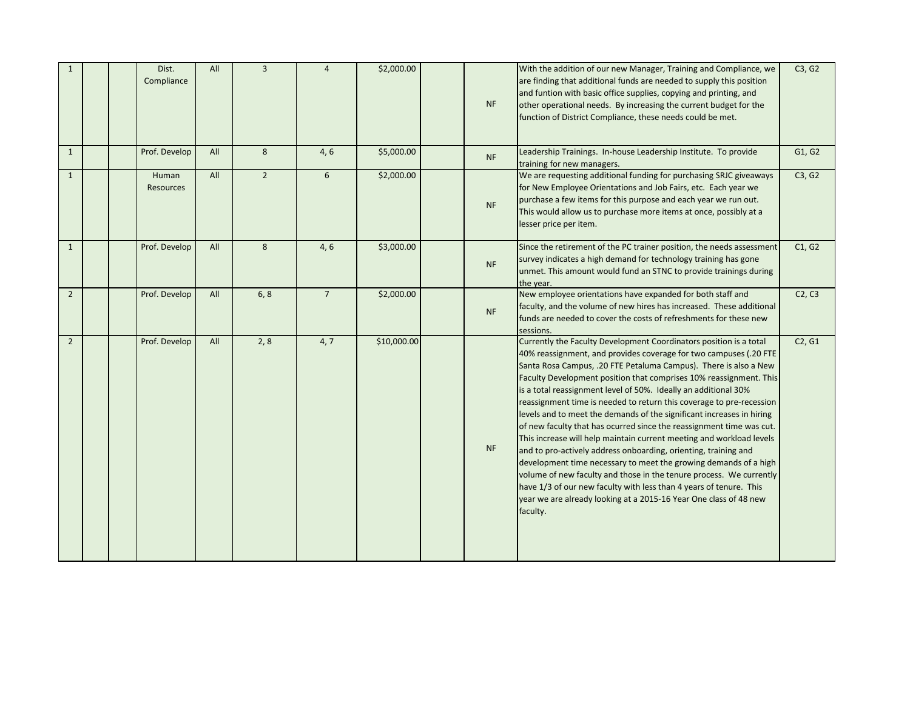| | | | | | | | | | | | |
|---|---|---|---|---|---|---|---|---|---|---|---|
| 1 | | | Dist. Compliance | All | 3 | 4 | $2,000.00 | | NF | With the addition of our new Manager, Training and Compliance, we are finding that additional funds are needed to supply this position and funtion with basic office supplies, copying and printing, and other operational needs. By increasing the current budget for the function of District Compliance, these needs could be met. | C3, G2 |
| 1 | | | Prof. Develop | All | 8 | 4, 6 | $5,000.00 | | NF | Leadership Trainings. In-house Leadership Institute. To provide training for new managers. | G1, G2 |
| 1 | | | Human Resources | All | 2 | 6 | $2,000.00 | | NF | We are requesting additional funding for purchasing SRJC giveaways for New Employee Orientations and Job Fairs, etc. Each year we purchase a few items for this purpose and each year we run out. This would allow us to purchase more items at once, possibly at a lesser price per item. | C3, G2 |
| 1 | | | Prof. Develop | All | 8 | 4, 6 | $3,000.00 | | NF | Since the retirement of the PC trainer position, the needs assessment survey indicates a high demand for technology training has gone unmet. This amount would fund an STNC to provide trainings during the year. | C1, G2 |
| 2 | | | Prof. Develop | All | 6, 8 | 7 | $2,000.00 | | NF | New employee orientations have expanded for both staff and faculty, and the volume of new hires has increased. These additional funds are needed to cover the costs of refreshments for these new sessions. | C2, C3 |
| 2 | | | Prof. Develop | All | 2, 8 | 4, 7 | $10,000.00 | | NF | Currently the Faculty Development Coordinators position is a total 40% reassignment, and provides coverage for two campuses (.20 FTE Santa Rosa Campus, .20 FTE Petaluma Campus). There is also a New Faculty Development position that comprises 10% reassignment. This is a total reassignment level of 50%. Ideally an additional 30% reassignment time is needed to return this coverage to pre-recession levels and to meet the demands of the significant increases in hiring of new faculty that has ocurred since the reassignment time was cut. This increase will help maintain current meeting and workload levels and to pro-actively address onboarding, orienting, training and development time necessary to meet the growing demands of a high volume of new faculty and those in the tenure process. We currently have 1/3 of our new faculty with less than 4 years of tenure. This year we are already looking at a 2015-16 Year One class of 48 new faculty. | C2, G1 |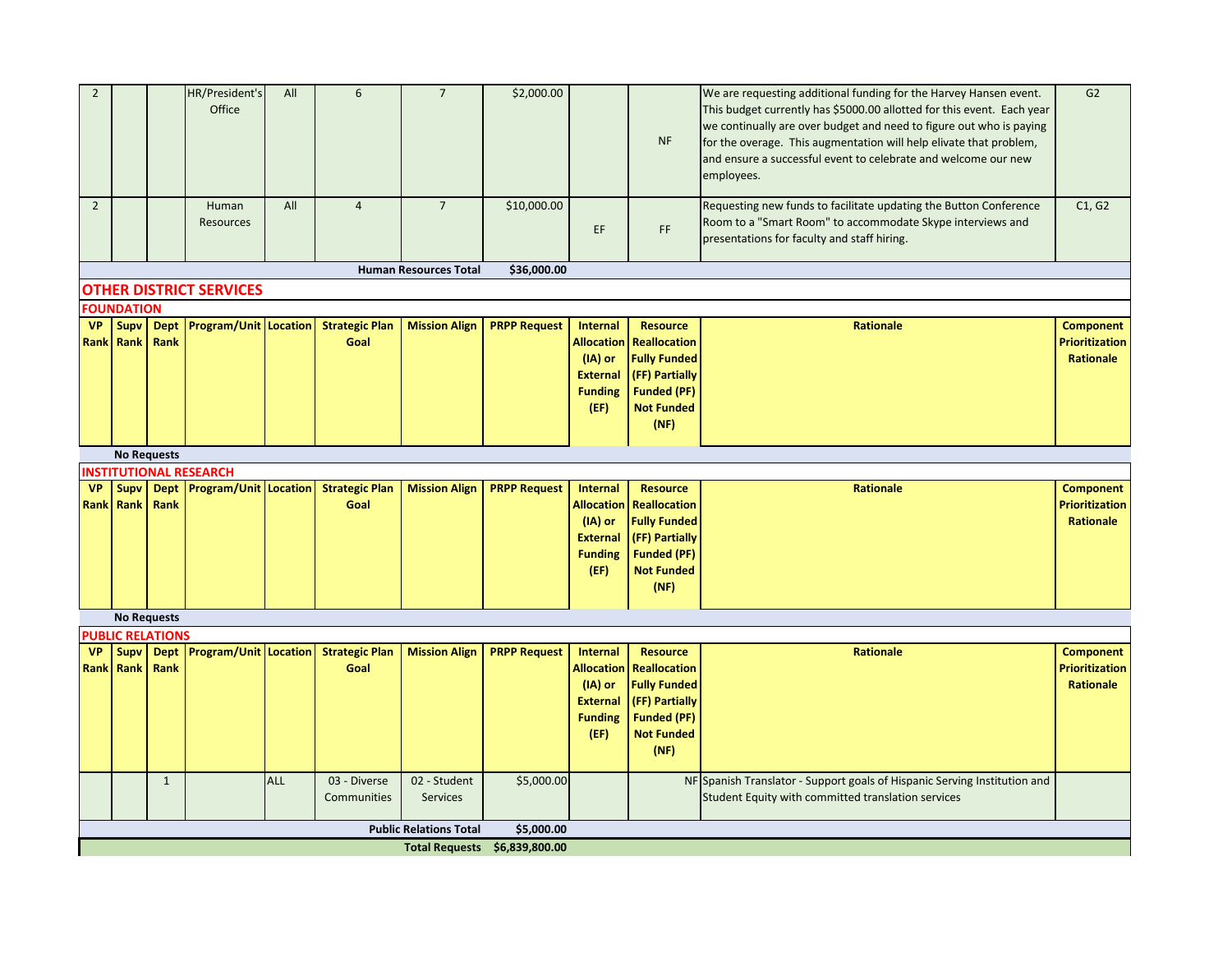| VP Rank | Supv Rank | Dept Rank | Program/Unit | Location | Strategic Plan Goal | Mission Align | PRPP Request | Internal Allocation (IA) or External Funding (EF) | Resource Reallocation Fully Funded (FF) Partially Funded (PF) Not Funded (NF) | Rationale | Component Prioritization Rationale |
|---|---|---|---|---|---|---|---|---|---|---|---|
| 2 | | | HR/President's Office | All | 6 | 7 | $2,000.00 | | NF | We are requesting additional funding for the Harvey Hansen event. This budget currently has $5000.00 allotted for this event. Each year we continually are over budget and need to figure out who is paying for the overage. This augmentation will help elivate that problem, and ensure a successful event to celebrate and welcome our new employees. | G2 |
| 2 | | | Human Resources | All | 4 | 7 | $10,000.00 | EF | FF | Requesting new funds to facilitate updating the Button Conference Room to a "Smart Room" to accommodate Skype interviews and presentations for faculty and staff hiring. | C1, G2 |
| | | | | | | Human Resources Total | $36,000.00 | | | | |

## OTHER DISTRICT SERVICES

### FOUNDATION

| VP Rank | Supv Rank | Dept Rank | Program/Unit | Location | Strategic Plan Goal | Mission Align | PRPP Request | Internal Allocation (IA) or External Funding (EF) | Resource Reallocation Fully Funded (FF) Partially Funded (PF) Not Funded (NF) | Rationale | Component Prioritization Rationale |
|---|---|---|---|---|---|---|---|---|---|---|---|
| | No Requests | | | | | | | | | | |

### INSTITUTIONAL RESEARCH

| VP Rank | Supv Rank | Dept Rank | Program/Unit | Location | Strategic Plan Goal | Mission Align | PRPP Request | Internal Allocation (IA) or External Funding (EF) | Resource Reallocation Fully Funded (FF) Partially Funded (PF) Not Funded (NF) | Rationale | Component Prioritization Rationale |
|---|---|---|---|---|---|---|---|---|---|---|---|
| | No Requests | | | | | | | | | | |

### PUBLIC RELATIONS

| VP Rank | Supv Rank | Dept Rank | Program/Unit | Location | Strategic Plan Goal | Mission Align | PRPP Request | Internal Allocation (IA) or External Funding (EF) | Resource Reallocation Fully Funded (FF) Partially Funded (PF) Not Funded (NF) | Rationale | Component Prioritization Rationale |
|---|---|---|---|---|---|---|---|---|---|---|---|
| | | 1 | | ALL | 03 - Diverse Communities | 02 - Student Services | $5,000.00 | | NF | Spanish Translator - Support goals of Hispanic Serving Institution and Student Equity with committed translation services | |
| | | | | | | Public Relations Total | $5,000.00 | | | | |
| | | | | | | Total Requests | $6,839,800.00 | | | | |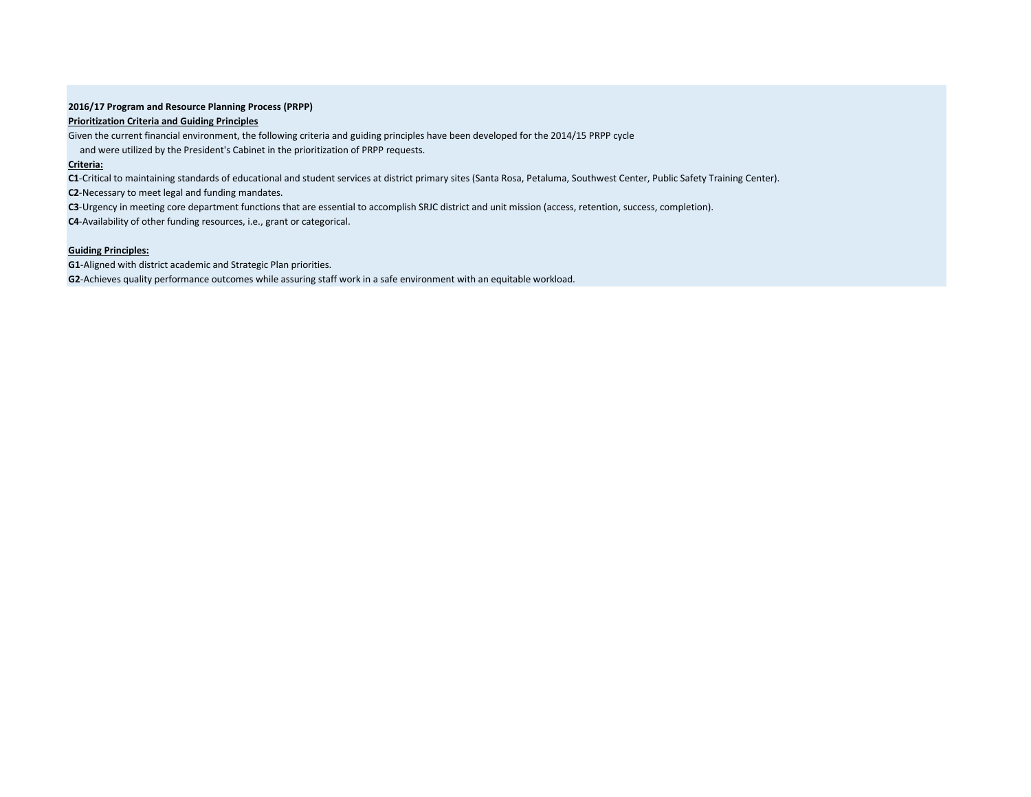**2016/17 Program and Resource Planning Process (PRPP)**

**Prioritization Criteria and Guiding Principles**

Given the current financial environment, the following criteria and guiding principles have been developed for the 2014/15 PRPP cycle and were utilized by the President's Cabinet in the prioritization of PRPP requests.

**Criteria:**

**C1**-Critical to maintaining standards of educational and student services at district primary sites (Santa Rosa, Petaluma, Southwest Center, Public Safety Training Center).

**C2**-Necessary to meet legal and funding mandates.

**C3**-Urgency in meeting core department functions that are essential to accomplish SRJC district and unit mission (access, retention, success, completion).

**C4**-Availability of other funding resources, i.e., grant or categorical.

**Guiding Principles:**

**G1**-Aligned with district academic and Strategic Plan priorities.

**G2**-Achieves quality performance outcomes while assuring staff work in a safe environment with an equitable workload.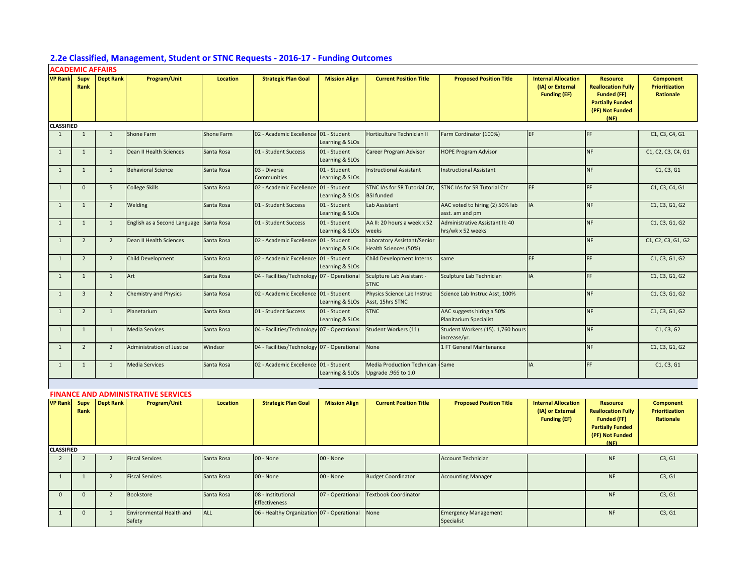## 2.2e Classified, Management, Student or STNC Requests - 2016-17 - Funding Outcomes

### ACADEMIC AFFAIRS

| VP Rank | Supv Rank | Dept Rank | Program/Unit | Location | Strategic Plan Goal | Mission Align | Current Position Title | Proposed Position Title | Internal Allocation (IA) or External Funding (EF) | Resource Reallocation Fully Funded (FF) Partially Funded (PF) Not Funded (NF) | Component Prioritization Rationale |
|---|---|---|---|---|---|---|---|---|---|---|---|
| **CLASSIFIED** | | | | | | | | | | | |
| 1 | 1 | 1 | Shone Farm | Shone Farm | 02 - Academic Excellence | 01 - Student Learning & SLOs | Horticulture Technician II | Farm Cordinator (100%) | EF | FF | C1, C3, C4, G1 |
| 1 | 1 | 1 | Dean II Health Sciences | Santa Rosa | 01 - Student Success | 01 - Student Learning & SLOs | Career Program Advisor | HOPE Program Advisor | | NF | C1, C2, C3, C4, G1 |
| 1 | 1 | 1 | Behavioral Science | Santa Rosa | 03 - Diverse Communities | 01 - Student Learning & SLOs | Instructional Assistant | Instructional Assistant | | NF | C1, C3, G1 |
| 1 | 0 | 5 | College Skills | Santa Rosa | 02 - Academic Excellence | 01 - Student Learning & SLOs | STNC IAs for SR Tutorial Ctr, BSI funded | STNC IAs for SR Tutorial Ctr | EF | FF | C1, C3, C4, G1 |
| 1 | 1 | 2 | Welding | Santa Rosa | 01 - Student Success | 01 - Student Learning & SLOs | Lab Assistant | AAC voted to hiring (2) 50% lab asst. am and pm | IA | NF | C1, C3, G1, G2 |
| 1 | 1 | 1 | English as a Second Language | Santa Rosa | 01 - Student Success | 01 - Student Learning & SLOs | AA II: 20 hours a week x 52 weeks | Administrative Assistant II: 40 hrs/wk x 52 weeks | | NF | C1, C3, G1, G2 |
| 1 | 2 | 2 | Dean II Health Sciences | Santa Rosa | 02 - Academic Excellence | 01 - Student Learning & SLOs | Laboratory Assistant/Senior Health Sciences (50%) | | | NF | C1, C2, C3, G1, G2 |
| 1 | 2 | 2 | Child Development | Santa Rosa | 02 - Academic Excellence | 01 - Student Learning & SLOs | Child Development Interns | same | EF | FF | C1, C3, G1, G2 |
| 1 | 1 | 1 | Art | Santa Rosa | 04 - Facilities/Technology | 07 - Operational | Sculpture Lab Assistant - STNC | Sculpture Lab Technician | IA | FF | C1, C3, G1, G2 |
| 1 | 3 | 2 | Chemistry and Physics | Santa Rosa | 02 - Academic Excellence | 01 - Student Learning & SLOs | Physics Science Lab Instruc Asst, 15hrs STNC | Science Lab Instruc Asst, 100% | | NF | C1, C3, G1, G2 |
| 1 | 2 | 1 | Planetarium | Santa Rosa | 01 - Student Success | 01 - Student Learning & SLOs | STNC | AAC suggests hiring a 50% Planitarium Specialist | | NF | C1, C3, G1, G2 |
| 1 | 1 | 1 | Media Services | Santa Rosa | 04 - Facilities/Technology | 07 - Operational | Student Workers (11) | Student Workers (15). 1,760 hours increase/yr. | | NF | C1, C3, G2 |
| 1 | 2 | 2 | Administration of Justice | Windsor | 04 - Facilities/Technology | 07 - Operational | None | 1 FT General Maintenance | | NF | C1, C3, G1, G2 |
| 1 | 1 | 1 | Media Services | Santa Rosa | 02 - Academic Excellence | 01 - Student Learning & SLOs | Media Production Technican - Upgrade .966 to 1.0 | Same | IA | FF | C1, C3, G1 |

### FINANCE AND ADMINISTRATIVE SERVICES

| VP Rank | Supv Rank | Dept Rank | Program/Unit | Location | Strategic Plan Goal | Mission Align | Current Position Title | Proposed Position Title | Internal Allocation (IA) or External Funding (EF) | Resource Reallocation Fully Funded (FF) Partially Funded (PF) Not Funded (NF) | Component Prioritization Rationale |
|---|---|---|---|---|---|---|---|---|---|---|---|
| **CLASSIFIED** | | | | | | | | | | | |
| 2 | 2 | 2 | Fiscal Services | Santa Rosa | 00 - None | 00 - None | | Account Technician | | NF | C3, G1 |
| 1 | 1 | 2 | Fiscal Services | Santa Rosa | 00 - None | 00 - None | Budget Coordinator | Accounting Manager | | NF | C3, G1 |
| 0 | 0 | 2 | Bookstore | Santa Rosa | 08 - Institutional Effectiveness | 07 - Operational | Textbook Coordinator | | | NF | C3, G1 |
| 1 | 0 | 1 | Environmental Health and Safety | ALL | 06 - Healthy Organization | 07 - Operational | None | Emergency Management Specialist | | NF | C3, G1 |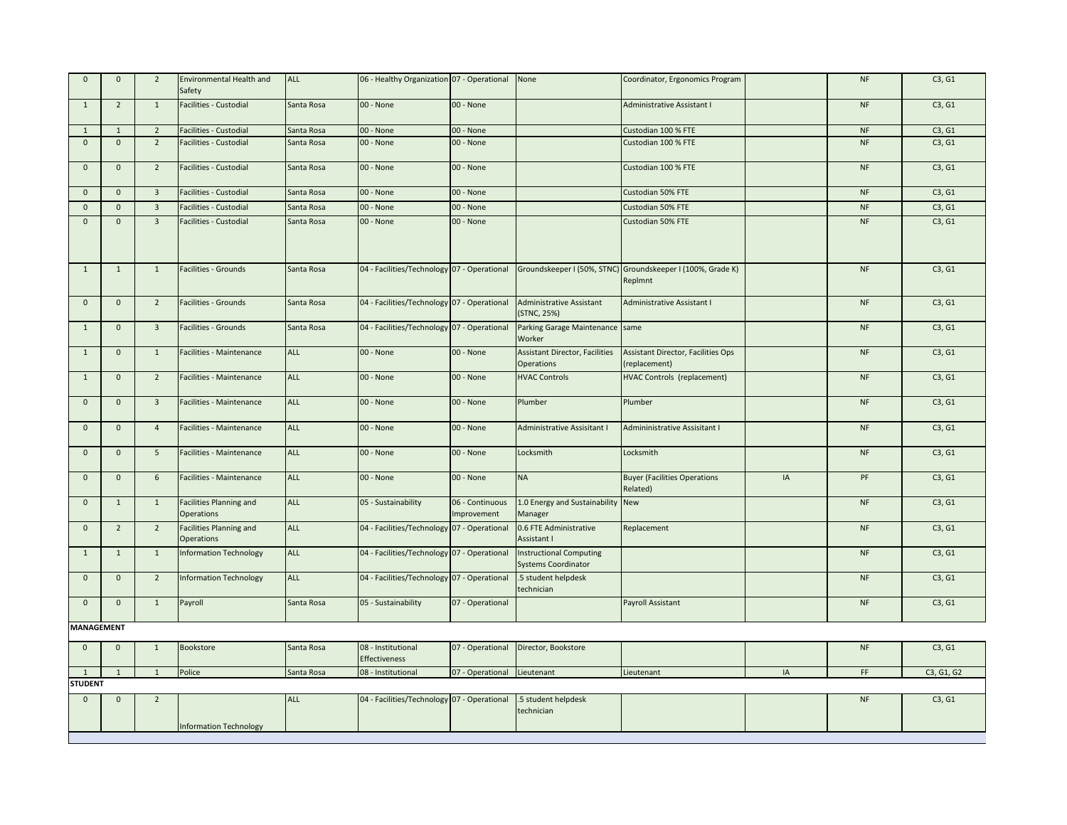| | | | | | | | | | | | |
|---|---|---|---|---|---|---|---|---|---|---|---|
| 0 | 0 | 2 | Environmental Health and Safety | ALL | 06 - Healthy Organization | 07 - Operational | None | Coordinator, Ergonomics Program | | NF | C3, G1 |
| 1 | 2 | 1 | Facilities - Custodial | Santa Rosa | 00 - None | 00 - None | | Administrative Assistant I | | NF | C3, G1 |
| 1 | 1 | 2 | Facilities - Custodial | Santa Rosa | 00 - None | 00 - None | | Custodian 100 % FTE | | NF | C3, G1 |
| 0 | 0 | 2 | Facilities - Custodial | Santa Rosa | 00 - None | 00 - None | | Custodian 100 % FTE | | NF | C3, G1 |
| 0 | 0 | 2 | Facilities - Custodial | Santa Rosa | 00 - None | 00 - None | | Custodian 100 % FTE | | NF | C3, G1 |
| 0 | 0 | 3 | Facilities - Custodial | Santa Rosa | 00 - None | 00 - None | | Custodian 50% FTE | | NF | C3, G1 |
| 0 | 0 | 3 | Facilities - Custodial | Santa Rosa | 00 - None | 00 - None | | Custodian 50% FTE | | NF | C3, G1 |
| 0 | 0 | 3 | Facilities - Custodial | Santa Rosa | 00 - None | 00 - None | | Custodian 50% FTE | | NF | C3, G1 |
| 1 | 1 | 1 | Facilities - Grounds | Santa Rosa | 04 - Facilities/Technology | 07 - Operational | Groundskeeper I (50%, STNC) | Groundskeeper I (100%, Grade K) Replmnt | | NF | C3, G1 |
| 0 | 0 | 2 | Facilities - Grounds | Santa Rosa | 04 - Facilities/Technology | 07 - Operational | Administrative Assistant (STNC, 25%) | Administrative Assistant I | | NF | C3, G1 |
| 1 | 0 | 3 | Facilities - Grounds | Santa Rosa | 04 - Facilities/Technology | 07 - Operational | Parking Garage Maintenance Worker | same | | NF | C3, G1 |
| 1 | 0 | 1 | Facilities - Maintenance | ALL | 00 - None | 00 - None | Assistant Director, Facilities Operations | Assistant Director, Facilities Ops (replacement) | | NF | C3, G1 |
| 1 | 0 | 2 | Facilities - Maintenance | ALL | 00 - None | 00 - None | HVAC Controls | HVAC Controls (replacement) | | NF | C3, G1 |
| 0 | 0 | 3 | Facilities - Maintenance | ALL | 00 - None | 00 - None | Plumber | Plumber | | NF | C3, G1 |
| 0 | 0 | 4 | Facilities - Maintenance | ALL | 00 - None | 00 - None | Administrative Assisitant I | Admininistrative Assisitant I | | NF | C3, G1 |
| 0 | 0 | 5 | Facilities - Maintenance | ALL | 00 - None | 00 - None | Locksmith | Locksmith | | NF | C3, G1 |
| 0 | 0 | 6 | Facilities - Maintenance | ALL | 00 - None | 00 - None | NA | Buyer (Facilities Operations Related) | IA | PF | C3, G1 |
| 0 | 1 | 1 | Facilities Planning and Operations | ALL | 05 - Sustainability | 06 - Continuous Improvement | 1.0 Energy and Sustainability Manager | New | | NF | C3, G1 |
| 0 | 2 | 2 | Facilities Planning and Operations | ALL | 04 - Facilities/Technology | 07 - Operational | 0.6 FTE Administrative Assistant I | Replacement | | NF | C3, G1 |
| 1 | 1 | 1 | Information Technology | ALL | 04 - Facilities/Technology | 07 - Operational | Instructional Computing Systems Coordinator | | | NF | C3, G1 |
| 0 | 0 | 2 | Information Technology | ALL | 04 - Facilities/Technology | 07 - Operational | .5 student helpdesk technician | | | NF | C3, G1 |
| 0 | 0 | 1 | Payroll | Santa Rosa | 05 - Sustainability | 07 - Operational | | Payroll Assistant | | NF | C3, G1 |
| **MANAGEMENT** | | | | | | | | | | | |
| 0 | 0 | 1 | Bookstore | Santa Rosa | 08 - Institutional Effectiveness | 07 - Operational | Director, Bookstore | | | NF | C3, G1 |
| 1 | 1 | 1 | Police | Santa Rosa | 08 - Institutional | 07 - Operational | Lieutenant | Lieutenant | IA | FF | C3, G1, G2 |
| **STUDENT** | | | | | | | | | | | |
| 0 | 0 | 2 | Information Technology | ALL | 04 - Facilities/Technology | 07 - Operational | .5 student helpdesk technician | | | NF | C3, G1 |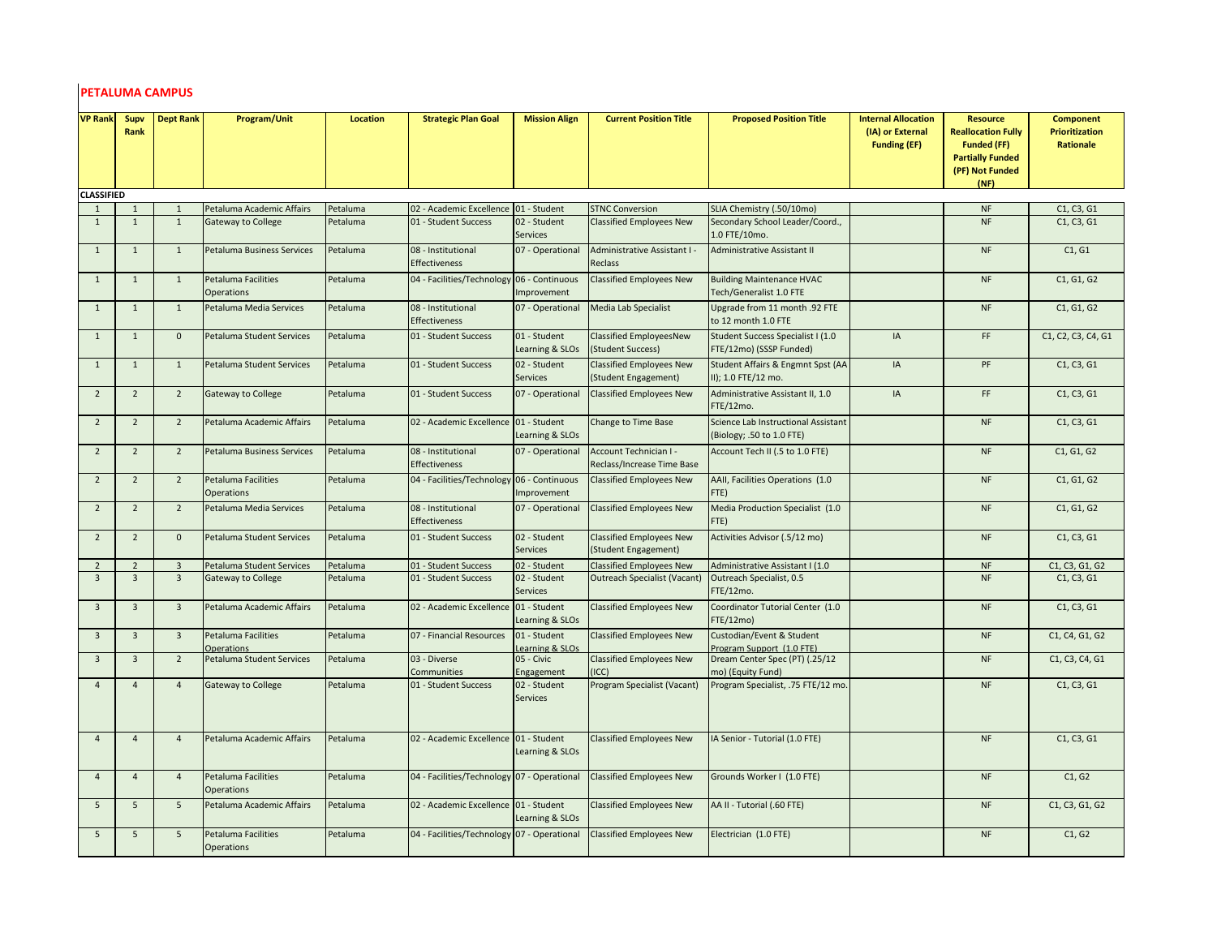## PETALUMA CAMPUS

| VP Rank | Supv Rank | Dept Rank | Program/Unit | Location | Strategic Plan Goal | Mission Align | Current Position Title | Proposed Position Title | Internal Allocation (IA) or External Funding (EF) | Resource Reallocation Fully Funded (FF) Partially Funded (PF) Not Funded (NF) | Component Prioritization Rationale |
|---|---|---|---|---|---|---|---|---|---|---|---|
| **CLASSIFIED** | | | | | | | | | | | |
| 1 | 1 | 1 | Petaluma Academic Affairs | Petaluma | 02 - Academic Excellence | 01 - Student | STNC Conversion | SLIA Chemistry (.50/10mo) | | NF | C1, C3, G1 |
| 1 | 1 | 1 | Gateway to College | Petaluma | 01 - Student Success | 02 - Student Services | Classified Employees New | Secondary School Leader/Coord., 1.0 FTE/10mo. | | NF | C1, C3, G1 |
| 1 | 1 | 1 | Petaluma Business Services | Petaluma | 08 - Institutional Effectiveness | 07 - Operational | Administrative Assistant I - Reclass | Administrative Assistant II | | NF | C1, G1 |
| 1 | 1 | 1 | Petaluma Facilities Operations | Petaluma | 04 - Facilities/Technology | 06 - Continuous Improvement | Classified Employees New | Building Maintenance HVAC Tech/Generalist 1.0 FTE | | NF | C1, G1, G2 |
| 1 | 1 | 1 | Petaluma Media Services | Petaluma | 08 - Institutional Effectiveness | 07 - Operational | Media Lab Specialist | Upgrade from 11 month .92 FTE to 12 month 1.0 FTE | | NF | C1, G1, G2 |
| 1 | 1 | 0 | Petaluma Student Services | Petaluma | 01 - Student Success | 01 - Student Learning & SLOs | Classified EmployeesNew (Student Success) | Student Success Specialist I (1.0 FTE/12mo) (SSSP Funded) | IA | FF | C1, C2, C3, C4, G1 |
| 1 | 1 | 1 | Petaluma Student Services | Petaluma | 01 - Student Success | 02 - Student Services | Classified Employees New (Student Engagement) | Student Affairs & Engmnt Spst (AA II); 1.0 FTE/12 mo. | IA | PF | C1, C3, G1 |
| 2 | 2 | 2 | Gateway to College | Petaluma | 01 - Student Success | 07 - Operational | Classified Employees New | Administrative Assistant II, 1.0 FTE/12mo. | IA | FF | C1, C3, G1 |
| 2 | 2 | 2 | Petaluma Academic Affairs | Petaluma | 02 - Academic Excellence | 01 - Student Learning & SLOs | Change to Time Base | Science Lab Instructional Assistant (Biology; .50 to 1.0 FTE) | | NF | C1, C3, G1 |
| 2 | 2 | 2 | Petaluma Business Services | Petaluma | 08 - Institutional Effectiveness | 07 - Operational | Account Technician I - Reclass/Increase Time Base | Account Tech II (.5 to 1.0 FTE) | | NF | C1, G1, G2 |
| 2 | 2 | 2 | Petaluma Facilities Operations | Petaluma | 04 - Facilities/Technology | 06 - Continuous Improvement | Classified Employees New | AAII, Facilities Operations (1.0 FTE) | | NF | C1, G1, G2 |
| 2 | 2 | 2 | Petaluma Media Services | Petaluma | 08 - Institutional Effectiveness | 07 - Operational | Classified Employees New | Media Production Specialist (1.0 FTE) | | NF | C1, G1, G2 |
| 2 | 2 | 0 | Petaluma Student Services | Petaluma | 01 - Student Success | 02 - Student Services | Classified Employees New (Student Engagement) | Activities Advisor (.5/12 mo) | | NF | C1, C3, G1 |
| 2 | 2 | 3 | Petaluma Student Services | Petaluma | 01 - Student Success | 02 - Student | Classified Employees New | Administrative Assistant I (1.0 | | NF | C1, C3, G1, G2 |
| 3 | 3 | 3 | Gateway to College | Petaluma | 01 - Student Success | 02 - Student Services | Outreach Specialist (Vacant) | Outreach Specialist, 0.5 FTE/12mo. | | NF | C1, C3, G1 |
| 3 | 3 | 3 | Petaluma Academic Affairs | Petaluma | 02 - Academic Excellence | 01 - Student Learning & SLOs | Classified Employees New | Coordinator Tutorial Center (1.0 FTE/12mo) | | NF | C1, C3, G1 |
| 3 | 3 | 3 | Petaluma Facilities Operations | Petaluma | 07 - Financial Resources | 01 - Student Learning & SLOs | Classified Employees New | Custodian/Event & Student Program Support (1.0 FTE) | | NF | C1, C4, G1, G2 |
| 3 | 3 | 2 | Petaluma Student Services | Petaluma | 03 - Diverse Communities | 05 - Civic Engagement | Classified Employees New (ICC) | Dream Center Spec (PT) (.25/12 mo) (Equity Fund) | | NF | C1, C3, C4, G1 |
| 4 | 4 | 4 | Gateway to College | Petaluma | 01 - Student Success | 02 - Student Services | Program Specialist (Vacant) | Program Specialist, .75 FTE/12 mo. | | NF | C1, C3, G1 |
| 4 | 4 | 4 | Petaluma Academic Affairs | Petaluma | 02 - Academic Excellence | 01 - Student Learning & SLOs | Classified Employees New | IA Senior - Tutorial (1.0 FTE) | | NF | C1, C3, G1 |
| 4 | 4 | 4 | Petaluma Facilities Operations | Petaluma | 04 - Facilities/Technology | 07 - Operational | Classified Employees New | Grounds Worker I (1.0 FTE) | | NF | C1, G2 |
| 5 | 5 | 5 | Petaluma Academic Affairs | Petaluma | 02 - Academic Excellence | 01 - Student Learning & SLOs | Classified Employees New | AA II - Tutorial (.60 FTE) | | NF | C1, C3, G1, G2 |
| 5 | 5 | 5 | Petaluma Facilities Operations | Petaluma | 04 - Facilities/Technology | 07 - Operational | Classified Employees New | Electrician (1.0 FTE) | | NF | C1, G2 |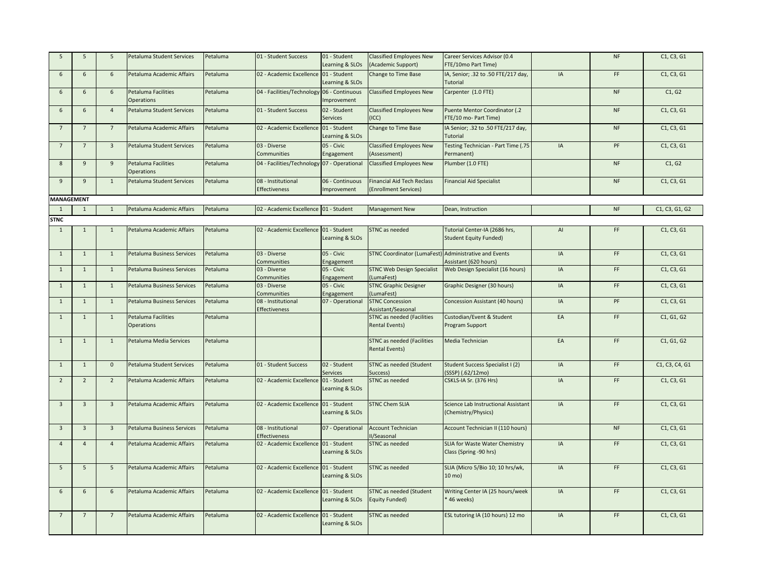| | | | | | | | | | | | |
|---|---|---|---|---|---|---|---|---|---|---|---|
| 5 | 5 | 5 | Petaluma Student Services | Petaluma | 01 - Student Success | 01 - Student Learning & SLOs | Classified Employees New (Academic Support) | Career Services Advisor (0.4 FTE/10mo Part Time) | | NF | C1, C3, G1 |
| 6 | 6 | 6 | Petaluma Academic Affairs | Petaluma | 02 - Academic Excellence | 01 - Student Learning & SLOs | Change to Time Base | IA, Senior; .32 to .50 FTE/217 day, Tutorial | IA | FF | C1, C3, G1 |
| 6 | 6 | 6 | Petaluma Facilities Operations | Petaluma | 04 - Facilities/Technology | 06 - Continuous Improvement | Classified Employees New | Carpenter (1.0 FTE) | | NF | C1, G2 |
| 6 | 6 | 4 | Petaluma Student Services | Petaluma | 01 - Student Success | 02 - Student Services | Classified Employees New (ICC) | Puente Mentor Coordinator (.2 FTE/10 mo- Part Time) | | NF | C1, C3, G1 |
| 7 | 7 | 7 | Petaluma Academic Affairs | Petaluma | 02 - Academic Excellence | 01 - Student Learning & SLOs | Change to Time Base | IA Senior; .32 to .50 FTE/217 day, Tutorial | | NF | C1, C3, G1 |
| 7 | 7 | 3 | Petaluma Student Services | Petaluma | 03 - Diverse Communities | 05 - Civic Engagement | Classified Employees New (Assessment) | Testing Technician - Part Time (.75 Permanent) | IA | PF | C1, C3, G1 |
| 8 | 9 | 9 | Petaluma Facilities Operations | Petaluma | 04 - Facilities/Technology | 07 - Operational | Classified Employees New | Plumber (1.0 FTE) | | NF | C1, G2 |
| 9 | 9 | 1 | Petaluma Student Services | Petaluma | 08 - Institutional Effectiveness | 06 - Continuous Improvement | Financial Aid Tech Reclass (Enrollment Services) | Financial Aid Specialist | | NF | C1, C3, G1 |
| **MANAGEMENT** | | | | | | | | | | | |
| 1 | 1 | 1 | Petaluma Academic Affairs | Petaluma | 02 - Academic Excellence | 01 - Student | Management New | Dean, Instruction | | NF | C1, C3, G1, G2 |
| **STNC** | | | | | | | | | | | |
| 1 | 1 | 1 | Petaluma Academic Affairs | Petaluma | 02 - Academic Excellence | 01 - Student Learning & SLOs | STNC as needed | Tutorial Center-IA (2686 hrs, Student Equity Funded) | AI | FF | C1, C3, G1 |
| 1 | 1 | 1 | Petaluma Business Services | Petaluma | 03 - Diverse Communities | 05 - Civic Engagement | STNC Coordinator (LumaFest) | Administrative and Events Assistant (620 hours) | IA | FF | C1, C3, G1 |
| 1 | 1 | 1 | Petaluma Business Services | Petaluma | 03 - Diverse Communities | 05 - Civic Engagement | STNC Web Design Specialist (LumaFest) | Web Design Specialist (16 hours) | IA | FF | C1, C3, G1 |
| 1 | 1 | 1 | Petaluma Business Services | Petaluma | 03 - Diverse Communities | 05 - Civic Engagement | STNC Graphic Designer (LumaFest) | Graphic Designer (30 hours) | IA | FF | C1, C3, G1 |
| 1 | 1 | 1 | Petaluma Business Services | Petaluma | 08 - Institutional Effectiveness | 07 - Operational | STNC Concession Assistant/Seasonal | Concession Assistant (40 hours) | IA | PF | C1, C3, G1 |
| 1 | 1 | 1 | Petaluma Facilities Operations | Petaluma | | | STNC as needed (Facilities Rental Events) | Custodian/Event & Student Program Support | EA | FF | C1, G1, G2 |
| 1 | 1 | 1 | Petaluma Media Services | Petaluma | | | STNC as needed (Facilities Rental Events) | Media Technician | EA | FF | C1, G1, G2 |
| 1 | 1 | 0 | Petaluma Student Services | Petaluma | 01 - Student Success | 02 - Student Services | STNC as needed (Student Success) | Student Success Specialist I (2) (SSSP) (.62/12mo) | IA | FF | C1, C3, C4, G1 |
| 2 | 2 | 2 | Petaluma Academic Affairs | Petaluma | 02 - Academic Excellence | 01 - Student Learning & SLOs | STNC as needed | CSKLS-IA Sr. (376 Hrs) | IA | FF | C1, C3, G1 |
| 3 | 3 | 3 | Petaluma Academic Affairs | Petaluma | 02 - Academic Excellence | 01 - Student Learning & SLOs | STNC Chem SLIA | Science Lab Instructional Assistant (Chemistry/Physics) | IA | FF | C1, C3, G1 |
| 3 | 3 | 3 | Petaluma Business Services | Petaluma | 08 - Institutional Effectiveness | 07 - Operational | Account Technician II/Seasonal | Account Technician II (110 hours) | | NF | C1, C3, G1 |
| 4 | 4 | 4 | Petaluma Academic Affairs | Petaluma | 02 - Academic Excellence | 01 - Student Learning & SLOs | STNC as needed | SLIA for Waste Water Chemistry Class (Spring -90 hrs) | IA | FF | C1, C3, G1 |
| 5 | 5 | 5 | Petaluma Academic Affairs | Petaluma | 02 - Academic Excellence | 01 - Student Learning & SLOs | STNC as needed | SLIA (Micro 5/Bio 10; 10 hrs/wk, 10 mo) | IA | FF | C1, C3, G1 |
| 6 | 6 | 6 | Petaluma Academic Affairs | Petaluma | 02 - Academic Excellence | 01 - Student Learning & SLOs | STNC as needed (Student Equity Funded) | Writing Center IA (25 hours/week * 46 weeks) | IA | FF | C1, C3, G1 |
| 7 | 7 | 7 | Petaluma Academic Affairs | Petaluma | 02 - Academic Excellence | 01 - Student Learning & SLOs | STNC as needed | ESL tutoring IA (10 hours) 12 mo | IA | FF | C1, C3, G1 |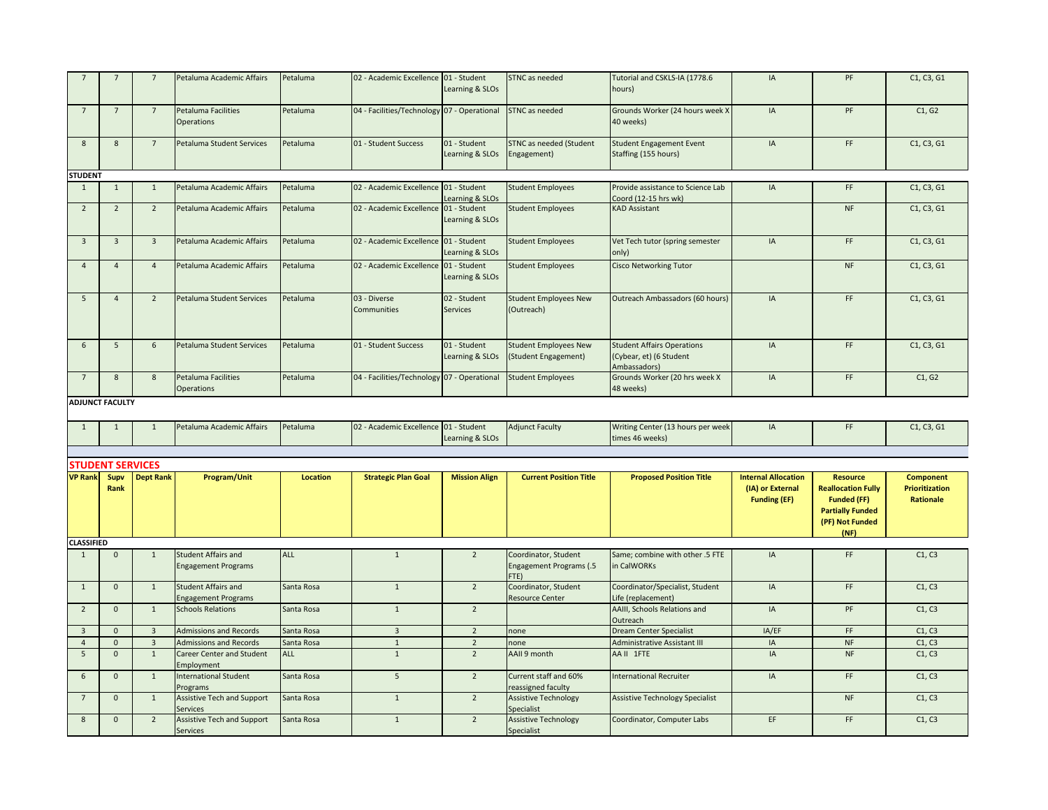| | | | | | | | | | | | |
|---|---|---|---|---|---|---|---|---|---|---|---|
| 7 | 7 | 7 | Petaluma Academic Affairs | Petaluma | 02 - Academic Excellence | 01 - Student Learning & SLOs | STNC as needed | Tutorial and CSKLS-IA (1778.6 hours) | IA | PF | C1, C3, G1 |
| 7 | 7 | 7 | Petaluma Facilities Operations | Petaluma | 04 - Facilities/Technology | 07 - Operational | STNC as needed | Grounds Worker (24 hours week X 40 weeks) | IA | PF | C1, G2 |
| 8 | 8 | 7 | Petaluma Student Services | Petaluma | 01 - Student Success | 01 - Student Learning & SLOs | STNC as needed (Student Engagement) | Student Engagement Event Staffing (155 hours) | IA | FF | C1, C3, G1 |
| **STUDENT** | | | | | | | | | | | |
| 1 | 1 | 1 | Petaluma Academic Affairs | Petaluma | 02 - Academic Excellence | 01 - Student Learning & SLOs | Student Employees | Provide assistance to Science Lab Coord (12-15 hrs wk) | IA | FF | C1, C3, G1 |
| 2 | 2 | 2 | Petaluma Academic Affairs | Petaluma | 02 - Academic Excellence | 01 - Student Learning & SLOs | Student Employees | KAD Assistant | | NF | C1, C3, G1 |
| 3 | 3 | 3 | Petaluma Academic Affairs | Petaluma | 02 - Academic Excellence | 01 - Student Learning & SLOs | Student Employees | Vet Tech tutor (spring semester only) | IA | FF | C1, C3, G1 |
| 4 | 4 | 4 | Petaluma Academic Affairs | Petaluma | 02 - Academic Excellence | 01 - Student Learning & SLOs | Student Employees | Cisco Networking Tutor | | NF | C1, C3, G1 |
| 5 | 4 | 2 | Petaluma Student Services | Petaluma | 03 - Diverse Communities | 02 - Student Services | Student Employees New (Outreach) | Outreach Ambassadors (60 hours) | IA | FF | C1, C3, G1 |
| 6 | 5 | 6 | Petaluma Student Services | Petaluma | 01 - Student Success | 01 - Student Learning & SLOs | Student Employees New (Student Engagement) | Student Affairs Operations (Cybear, et) (6 Student Ambassadors) | IA | FF | C1, C3, G1 |
| 7 | 8 | 8 | Petaluma Facilities Operations | Petaluma | 04 - Facilities/Technology | 07 - Operational | Student Employees | Grounds Worker (20 hrs week X 48 weeks) | IA | FF | C1, G2 |
| **ADJUNCT FACULTY** | | | | | | | | | | | |
| 1 | 1 | 1 | Petaluma Academic Affairs | Petaluma | 02 - Academic Excellence | 01 - Student Learning & SLOs | Adjunct Faculty | Writing Center (13 hours per week times 46 weeks) | IA | FF | C1, C3, G1 |

## STUDENT SERVICES

| VP Rank | Supv Rank | Dept Rank | Program/Unit | Location | Strategic Plan Goal | Mission Align | Current Position Title | Proposed Position Title | Internal Allocation (IA) or External Funding (EF) | Resource Reallocation Fully Funded (FF) Partially Funded (PF) Not Funded (NF) | Component Prioritization Rationale |
|---|---|---|---|---|---|---|---|---|---|---|---|
| **CLASSIFIED** | | | | | | | | | | | |
| 1 | 0 | 1 | Student Affairs and Engagement Programs | ALL | 1 | 2 | Coordinator, Student Engagement Programs (.5 FTE) | Same; combine with other .5 FTE in CalWORKs | IA | FF | C1, C3 |
| 1 | 0 | 1 | Student Affairs and Engagement Programs | Santa Rosa | 1 | 2 | Coordinator, Student Resource Center | Coordinator/Specialist, Student Life (replacement) | IA | FF | C1, C3 |
| 2 | 0 | 1 | Schools Relations | Santa Rosa | 1 | 2 | | AAIII, Schools Relations and Outreach | IA | PF | C1, C3 |
| 3 | 0 | 3 | Admissions and Records | Santa Rosa | 3 | 2 | none | Dream Center Specialist | IA/EF | FF | C1, C3 |
| 4 | 0 | 3 | Admissions and Records | Santa Rosa | 1 | 2 | none | Administrative Assistant III | IA | NF | C1, C3 |
| 5 | 0 | 1 | Career Center and Student Employment | ALL | 1 | 2 | AAII 9 month | AA II 1FTE | IA | NF | C1, C3 |
| 6 | 0 | 1 | International Student Programs | Santa Rosa | 5 | 2 | Current staff and 60% reassigned faculty | International Recruiter | IA | FF | C1, C3 |
| 7 | 0 | 1 | Assistive Tech and Support Services | Santa Rosa | 1 | 2 | Assistive Technology Specialist | Assistive Technology Specialist | | NF | C1, C3 |
| 8 | 0 | 2 | Assistive Tech and Support Services | Santa Rosa | 1 | 2 | Assistive Technology Specialist | Coordinator, Computer Labs | EF | FF | C1, C3 |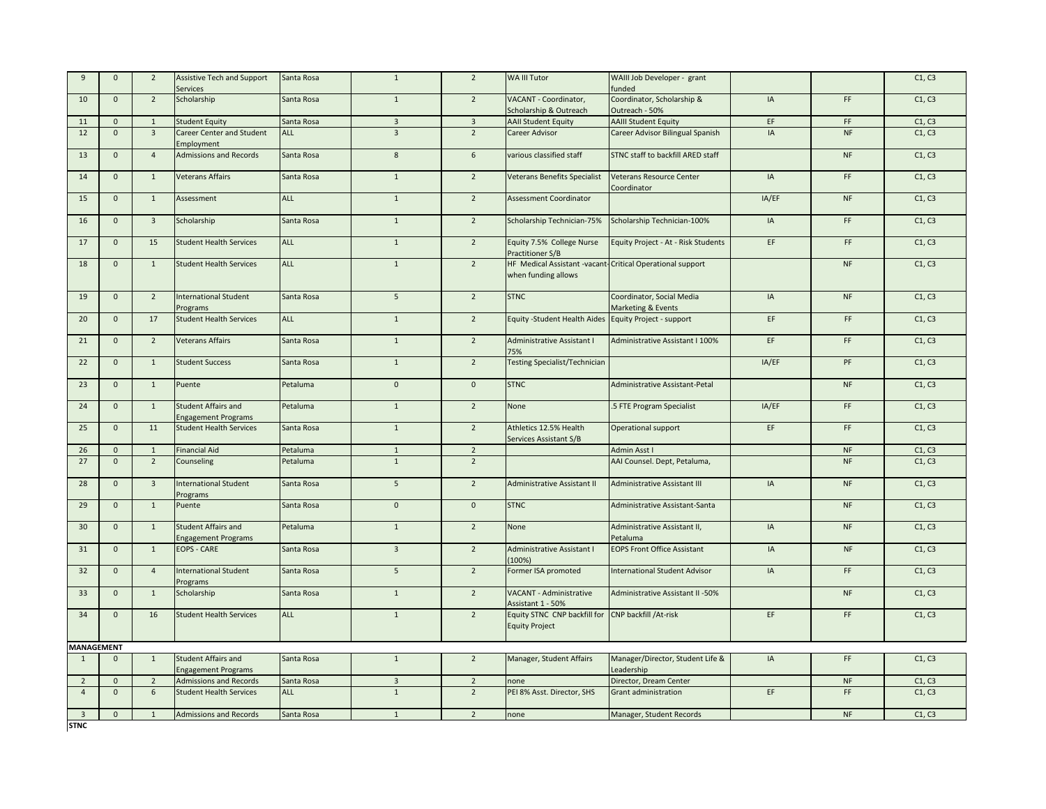| | | | | | | | | | | | |
|---|---|---|---|---|---|---|---|---|---|---|---|
| 9 | 0 | 2 | Assistive Tech and Support Services | Santa Rosa | 1 | 2 | WA III Tutor | WAIII Job Developer - grant funded | | | C1, C3 |
| 10 | 0 | 2 | Scholarship | Santa Rosa | 1 | 2 | VACANT - Coordinator, Scholarship & Outreach | Coordinator, Scholarship & Outreach - 50% | IA | FF | C1, C3 |
| 11 | 0 | 1 | Student Equity | Santa Rosa | 3 | 3 | AAII Student Equity | AAIII Student Equity | EF | FF | C1, C3 |
| 12 | 0 | 3 | Career Center and Student Employment | ALL | 3 | 2 | Career Advisor | Career Advisor Bilingual Spanish | IA | NF | C1, C3 |
| 13 | 0 | 4 | Admissions and Records | Santa Rosa | 8 | 6 | various classified staff | STNC staff to backfill ARED staff | | NF | C1, C3 |
| 14 | 0 | 1 | Veterans Affairs | Santa Rosa | 1 | 2 | Veterans Benefits Specialist | Veterans Resource Center Coordinator | IA | FF | C1, C3 |
| 15 | 0 | 1 | Assessment | ALL | 1 | 2 | Assessment Coordinator | | IA/EF | NF | C1, C3 |
| 16 | 0 | 3 | Scholarship | Santa Rosa | 1 | 2 | Scholarship Technician-75% | Scholarship Technician-100% | IA | FF | C1, C3 |
| 17 | 0 | 15 | Student Health Services | ALL | 1 | 2 | Equity 7.5% College Nurse Practitioner S/B | Equity Project - At - Risk Students | EF | FF | C1, C3 |
| 18 | 0 | 1 | Student Health Services | ALL | 1 | 2 | HF Medical Assistant -vacant-when funding allows | Critical Operational support | | NF | C1, C3 |
| 19 | 0 | 2 | International Student Programs | Santa Rosa | 5 | 2 | STNC | Coordinator, Social Media Marketing & Events | IA | NF | C1, C3 |
| 20 | 0 | 17 | Student Health Services | ALL | 1 | 2 | Equity -Student Health Aides | Equity Project - support | EF | FF | C1, C3 |
| 21 | 0 | 2 | Veterans Affairs | Santa Rosa | 1 | 2 | Administrative Assistant I 75% | Administrative Assistant I 100% | EF | FF | C1, C3 |
| 22 | 0 | 1 | Student Success | Santa Rosa | 1 | 2 | Testing Specialist/Technician | | IA/EF | PF | C1, C3 |
| 23 | 0 | 1 | Puente | Petaluma | 0 | 0 | STNC | Administrative Assistant-Petal | | NF | C1, C3 |
| 24 | 0 | 1 | Student Affairs and Engagement Programs | Petaluma | 1 | 2 | None | .5 FTE Program Specialist | IA/EF | FF | C1, C3 |
| 25 | 0 | 11 | Student Health Services | Santa Rosa | 1 | 2 | Athletics 12.5% Health Services Assistant S/B | Operational support | EF | FF | C1, C3 |
| 26 | 0 | 1 | Financial Aid | Petaluma | 1 | 2 | | Admin Asst I | | NF | C1, C3 |
| 27 | 0 | 2 | Counseling | Petaluma | 1 | 2 | | AAI Counsel. Dept, Petaluma, | | NF | C1, C3 |
| 28 | 0 | 3 | International Student Programs | Santa Rosa | 5 | 2 | Administrative Assistant II | Administrative Assistant III | IA | NF | C1, C3 |
| 29 | 0 | 1 | Puente | Santa Rosa | 0 | 0 | STNC | Administrative Assistant-Santa | | NF | C1, C3 |
| 30 | 0 | 1 | Student Affairs and Engagement Programs | Petaluma | 1 | 2 | None | Administrative Assistant II, Petaluma | IA | NF | C1, C3 |
| 31 | 0 | 1 | EOPS - CARE | Santa Rosa | 3 | 2 | Administrative Assistant I (100%) | EOPS Front Office Assistant | IA | NF | C1, C3 |
| 32 | 0 | 4 | International Student Programs | Santa Rosa | 5 | 2 | Former ISA promoted | International Student Advisor | IA | FF | C1, C3 |
| 33 | 0 | 1 | Scholarship | Santa Rosa | 1 | 2 | VACANT - Administrative Assistant 1 - 50% | Administrative Assistant II -50% | | NF | C1, C3 |
| 34 | 0 | 16 | Student Health Services | ALL | 1 | 2 | Equity STNC CNP backfill for Equity Project | CNP backfill /At-risk | EF | FF | C1, C3 |
| **MANAGEMENT** | | | | | | | | | | | |
| 1 | 0 | 1 | Student Affairs and Engagement Programs | Santa Rosa | 1 | 2 | Manager, Student Affairs | Manager/Director, Student Life & Leadership | IA | FF | C1, C3 |
| 2 | 0 | 2 | Admissions and Records | Santa Rosa | 3 | 2 | none | Director, Dream Center | | NF | C1, C3 |
| 4 | 0 | 6 | Student Health Services | ALL | 1 | 2 | PEI 8% Asst. Director, SHS | Grant administration | EF | FF | C1, C3 |
| 3 | 0 | 1 | Admissions and Records | Santa Rosa | 1 | 2 | none | Manager, Student Records | | NF | C1, C3 |

**STNC**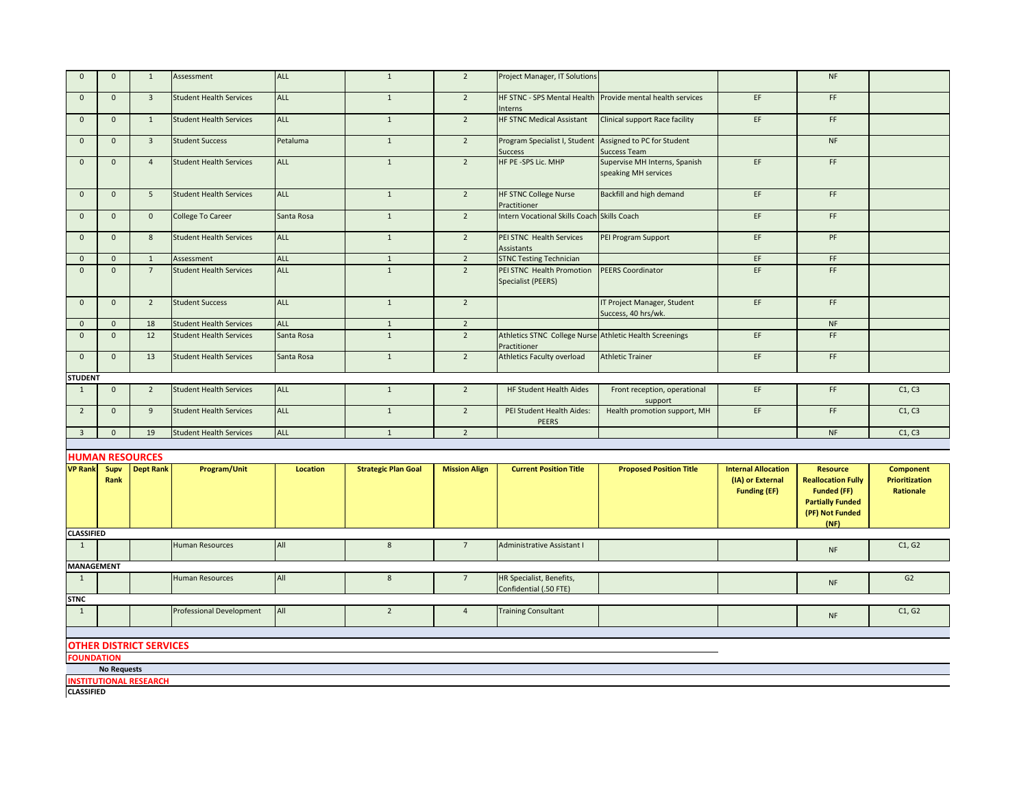| | | | | | | | | | | | |
|---|---|---|---|---|---|---|---|---|---|---|---|
| 0 | 0 | 1 | Assessment | ALL | 1 | 2 | Project Manager, IT Solutions | | | NF | |
| 0 | 0 | 3 | Student Health Services | ALL | 1 | 2 | HF STNC - SPS Mental Health Interns | Provide mental health services | EF | FF | |
| 0 | 0 | 1 | Student Health Services | ALL | 1 | 2 | HF STNC Medical Assistant | Clinical support Race facility | EF | FF | |
| 0 | 0 | 3 | Student Success | Petaluma | 1 | 2 | Program Specialist I, Student Success | Assigned to PC for Student Success Team | | NF | |
| 0 | 0 | 4 | Student Health Services | ALL | 1 | 2 | HF PE -SPS Lic. MHP | Supervise MH Interns, Spanish speaking MH services | EF | FF | |
| 0 | 0 | 5 | Student Health Services | ALL | 1 | 2 | HF STNC College Nurse Practitioner | Backfill and high demand | EF | FF | |
| 0 | 0 | 0 | College To Career | Santa Rosa | 1 | 2 | Intern Vocational Skills Coach | Skills Coach | EF | FF | |
| 0 | 0 | 8 | Student Health Services | ALL | 1 | 2 | PEI STNC Health Services Assistants | PEI Program Support | EF | PF | |
| 0 | 0 | 1 | Assessment | ALL | 1 | 2 | STNC Testing Technician | | EF | FF | |
| 0 | 0 | 7 | Student Health Services | ALL | 1 | 2 | PEI STNC Health Promotion Specialist (PEERS) | PEERS Coordinator | EF | FF | |
| 0 | 0 | 2 | Student Success | ALL | 1 | 2 | | IT Project Manager, Student Success, 40 hrs/wk. | EF | FF | |
| 0 | 0 | 18 | Student Health Services | ALL | 1 | 2 | | | | NF | |
| 0 | 0 | 12 | Student Health Services | Santa Rosa | 1 | 2 | Athletics STNC College Nurse Practitioner | Athletic Health Screenings | EF | FF | |
| 0 | 0 | 13 | Student Health Services | Santa Rosa | 1 | 2 | Athletics Faculty overload | Athletic Trainer | EF | FF | |
| **STUDENT** | | | | | | | | | | | |
| 1 | 0 | 2 | Student Health Services | ALL | 1 | 2 | HF Student Health Aides | Front reception, operational support | EF | FF | C1, C3 |
| 2 | 0 | 9 | Student Health Services | ALL | 1 | 2 | PEI Student Health Aides: PEERS | Health promotion support, MH | EF | FF | C1, C3 |
| 3 | 0 | 19 | Student Health Services | ALL | 1 | 2 | | | | NF | C1, C3 |

## HUMAN RESOURCES

| VP Rank | Supv Rank | Dept Rank | Program/Unit | Location | Strategic Plan Goal | Mission Align | Current Position Title | Proposed Position Title | Internal Allocation (IA) or External Funding (EF) | Resource Reallocation Fully Funded (FF) Partially Funded (PF) Not Funded (NF) | Component Prioritization Rationale |
|---|---|---|---|---|---|---|---|---|---|---|---|
| **CLASSIFIED** | | | | | | | | | | | |
| 1 | | | Human Resources | All | 8 | 7 | Administrative Assistant I | | | NF | C1, G2 |
| **MANAGEMENT** | | | | | | | | | | | |
| 1 | | | Human Resources | All | 8 | 7 | HR Specialist, Benefits, Confidential (.50 FTE) | | | NF | G2 |
| **STNC** | | | | | | | | | | | |
| 1 | | | Professional Development | All | 2 | 4 | Training Consultant | | | NF | C1, G2 |

## OTHER DISTRICT SERVICES

**FOUNDATION**

**No Requests**

**INSTITUTIONAL RESEARCH**

**CLASSIFIED**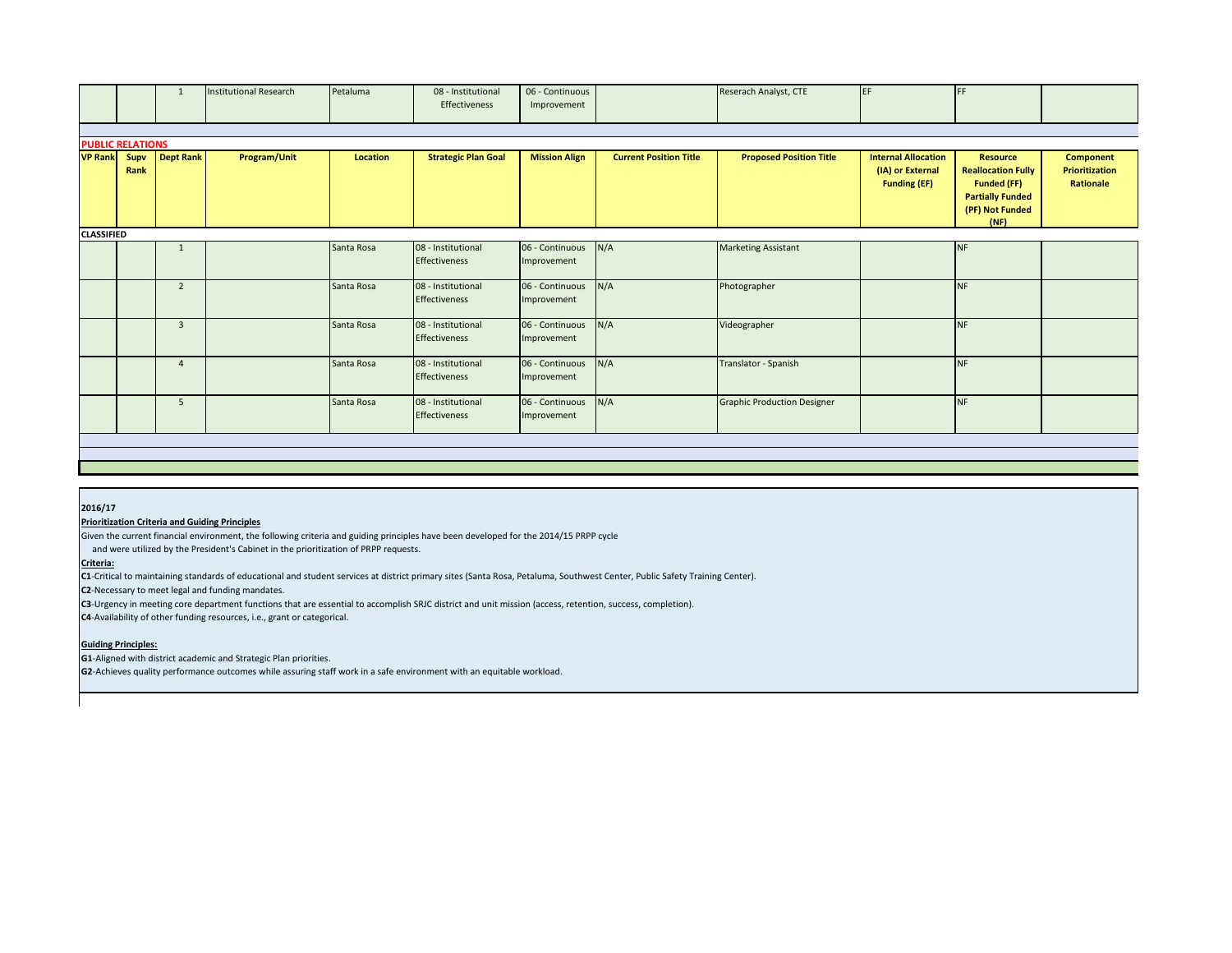| | | 1 | Institutional Research | Petaluma | 08 - Institutional Effectiveness | 06 - Continuous Improvement | | Reserach Analyst, CTE | EF | FF | |
|---|---|---|---|---|---|---|---|---|---|---|---|

**PUBLIC RELATIONS**

| VP Rank | Supv Rank | Dept Rank | Program/Unit | Location | Strategic Plan Goal | Mission Align | Current Position Title | Proposed Position Title | Internal Allocation (IA) or External Funding (EF) | Resource Reallocation Fully Funded (FF) Partially Funded (PF) Not Funded (NF) | Component Prioritization Rationale |
|---|---|---|---|---|---|---|---|---|---|---|---|
| **CLASSIFIED** | | | | | | | | | | | |
| | | 1 | | Santa Rosa | 08 - Institutional Effectiveness | 06 - Continuous Improvement | N/A | Marketing Assistant | | NF | |
| | | 2 | | Santa Rosa | 08 - Institutional Effectiveness | 06 - Continuous Improvement | N/A | Photographer | | NF | |
| | | 3 | | Santa Rosa | 08 - Institutional Effectiveness | 06 - Continuous Improvement | N/A | Videographer | | NF | |
| | | 4 | | Santa Rosa | 08 - Institutional Effectiveness | 06 - Continuous Improvement | N/A | Translator - Spanish | | NF | |
| | | 5 | | Santa Rosa | 08 - Institutional Effectiveness | 06 - Continuous Improvement | N/A | Graphic Production Designer | | NF | |

**2016/17**

**Prioritization Criteria and Guiding Principles**

Given the current financial environment, the following criteria and guiding principles have been developed for the 2014/15 PRPP cycle and were utilized by the President's Cabinet in the prioritization of PRPP requests.

**Criteria:**

**C1**-Critical to maintaining standards of educational and student services at district primary sites (Santa Rosa, Petaluma, Southwest Center, Public Safety Training Center).

**C2**-Necessary to meet legal and funding mandates.

**C3**-Urgency in meeting core department functions that are essential to accomplish SRJC district and unit mission (access, retention, success, completion).

**C4**-Availability of other funding resources, i.e., grant or categorical.

**Guiding Principles:**

**G1**-Aligned with district academic and Strategic Plan priorities.

**G2**-Achieves quality performance outcomes while assuring staff work in a safe environment with an equitable workload.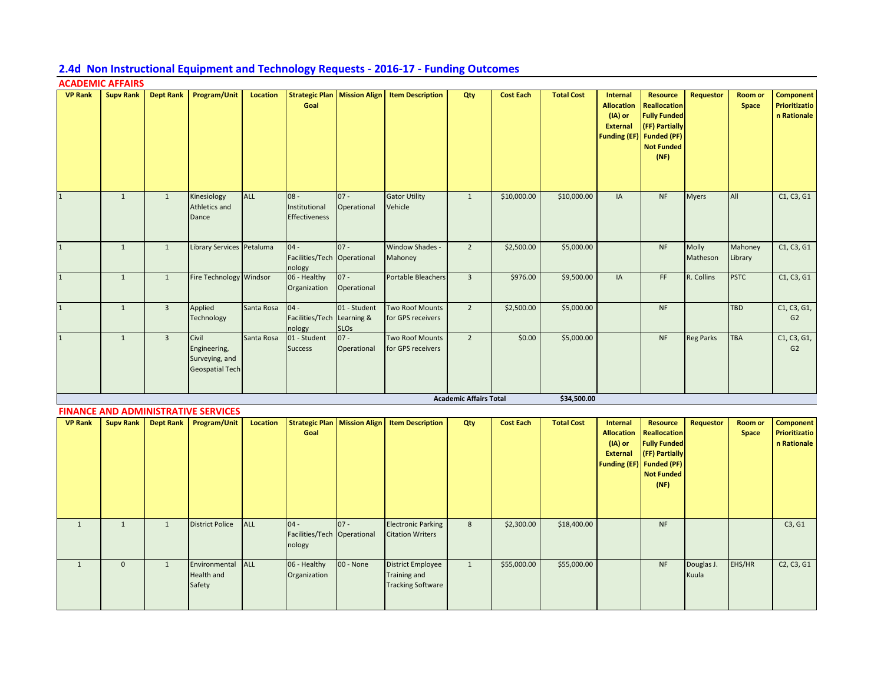## 2.4d Non Instructional Equipment and Technology Requests - 2016-17 - Funding Outcomes

### ACADEMIC AFFAIRS

| VP Rank | Supv Rank | Dept Rank | Program/Unit | Location | Strategic Plan Goal | Mission Align | Item Description | Qty | Cost Each | Total Cost | Internal Allocation (IA) or External Funding (EF) | Resource Reallocation Fully Funded (FF) Partially Funded (PF) Not Funded (NF) | Requestor | Room or Space | Component Prioritization Rationale |
|---|---|---|---|---|---|---|---|---|---|---|---|---|---|---|---|
| 1 | 1 | 1 | Kinesiology Athletics and Dance | ALL | 08 - Institutional Effectiveness | 07 - Operational | Gator Utility Vehicle | 1 | $10,000.00 | $10,000.00 | IA | NF | Myers | All | C1, C3, G1 |
| 1 | 1 | 1 | Library Services | Petaluma | 04 - Facilities/Technology | 07 - Operational | Window Shades - Mahoney | 2 | $2,500.00 | $5,000.00 | | NF | Molly Matheson | Mahoney Library | C1, C3, G1 |
| 1 | 1 | 1 | Fire Technology | Windsor | 06 - Healthy Organization | 07 - Operational | Portable Bleachers | 3 | $976.00 | $9,500.00 | IA | FF | R. Collins | PSTC | C1, C3, G1 |
| 1 | 1 | 3 | Applied Technology | Santa Rosa | 04 - Facilities/Technology | 01 - Student Learning & SLOs | Two Roof Mounts for GPS receivers | 2 | $2,500.00 | $5,000.00 | | NF | | TBD | C1, C3, G1, G2 |
| 1 | 1 | 3 | Civil Engineering, Surveying, and Geospatial Tech | Santa Rosa | 01 - Student Success | 07 - Operational | Two Roof Mounts for GPS receivers | 2 | $0.00 | $5,000.00 | | NF | Reg Parks | TBA | C1, C3, G1, G2 |
| | | | | | | | | **Academic Affairs Total** | | **$34,500.00** | | | | | |

### FINANCE AND ADMINISTRATIVE SERVICES

| VP Rank | Supv Rank | Dept Rank | Program/Unit | Location | Strategic Plan Goal | Mission Align | Item Description | Qty | Cost Each | Total Cost | Internal Allocation (IA) or External Funding (EF) | Resource Reallocation Fully Funded (FF) Partially Funded (PF) Not Funded (NF) | Requestor | Room or Space | Component Prioritization Rationale |
|---|---|---|---|---|---|---|---|---|---|---|---|---|---|---|---|
| 1 | 1 | 1 | District Police | ALL | 04 - Facilities/Technology | 07 - Operational | Electronic Parking Citation Writers | 8 | $2,300.00 | $18,400.00 | | NF | | | C3, G1 |
| 1 | 0 | 1 | Environmental Health and Safety | ALL | 06 - Healthy Organization | 00 - None | District Employee Training and Tracking Software | 1 | $55,000.00 | $55,000.00 | | NF | Douglas J. Kuula | EHS/HR | C2, C3, G1 |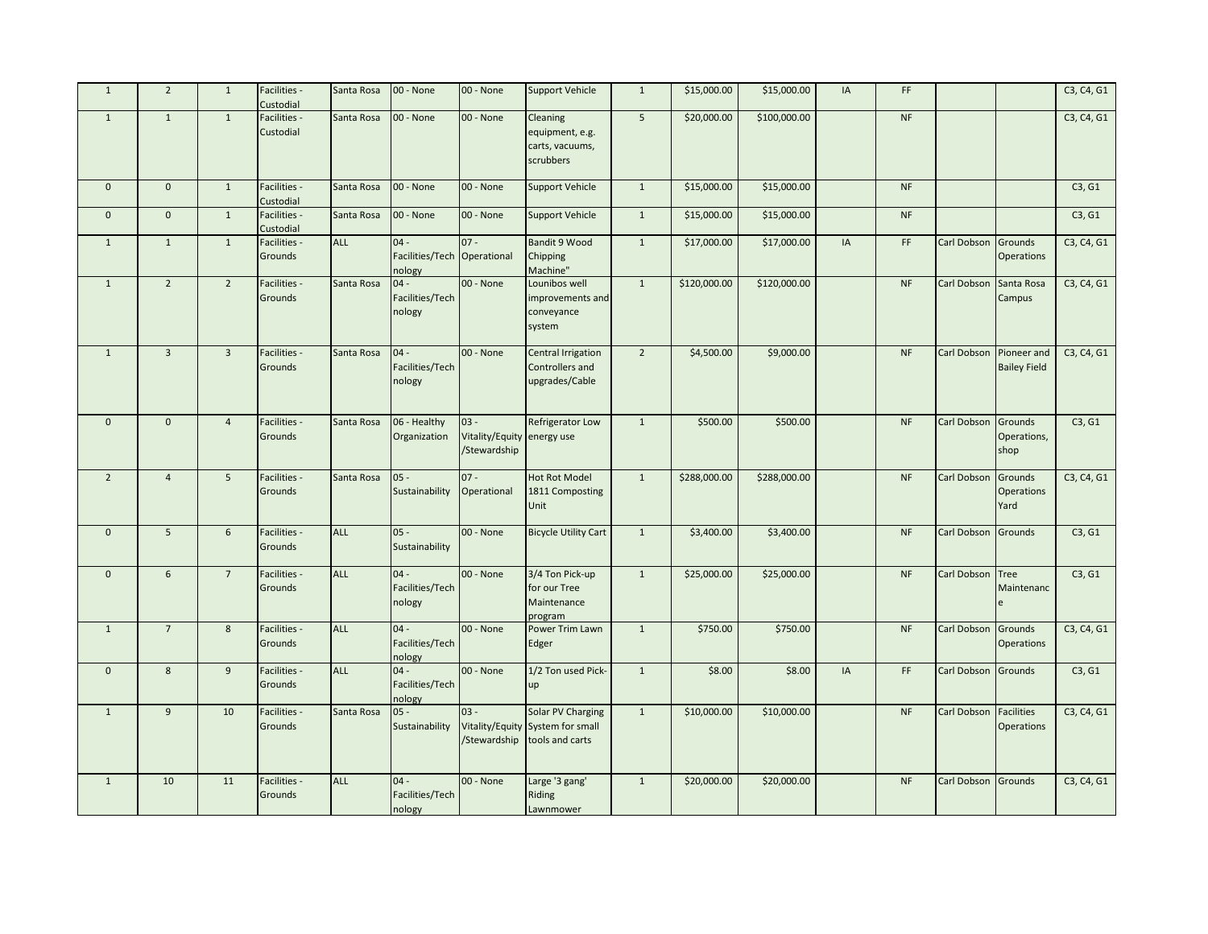| | | | | | | | | | | | | | | | |
|---|---|---|---|---|---|---|---|---|---|---|---|---|---|---|---|
| 1 | 2 | 1 | Facilities - Custodial | Santa Rosa | 00 - None | 00 - None | Support Vehicle | 1 | $15,000.00 | $15,000.00 | IA | FF | | | C3, C4, G1 |
| 1 | 1 | 1 | Facilities - Custodial | Santa Rosa | 00 - None | 00 - None | Cleaning equipment, e.g. carts, vacuums, scrubbers | 5 | $20,000.00 | $100,000.00 | | NF | | | C3, C4, G1 |
| 0 | 0 | 1 | Facilities - Custodial | Santa Rosa | 00 - None | 00 - None | Support Vehicle | 1 | $15,000.00 | $15,000.00 | | NF | | | C3, G1 |
| 0 | 0 | 1 | Facilities - Custodial | Santa Rosa | 00 - None | 00 - None | Support Vehicle | 1 | $15,000.00 | $15,000.00 | | NF | | | C3, G1 |
| 1 | 1 | 1 | Facilities - Grounds | ALL | 04 - Facilities/Technology | 07 - Operational | Bandit 9 Wood Chipping Machine" | 1 | $17,000.00 | $17,000.00 | IA | FF | Carl Dobson | Grounds Operations | C3, C4, G1 |
| 1 | 2 | 2 | Facilities - Grounds | Santa Rosa | 04 - Facilities/Technology | 00 - None | Lounibos well improvements and conveyance system | 1 | $120,000.00 | $120,000.00 | | NF | Carl Dobson | Santa Rosa Campus | C3, C4, G1 |
| 1 | 3 | 3 | Facilities - Grounds | Santa Rosa | 04 - Facilities/Technology | 00 - None | Central Irrigation Controllers and upgrades/Cable | 2 | $4,500.00 | $9,000.00 | | NF | Carl Dobson | Pioneer and Bailey Field | C3, C4, G1 |
| 0 | 0 | 4 | Facilities - Grounds | Santa Rosa | 06 - Healthy Organization | 03 - Vitality/Equity /Stewardship | Refrigerator Low energy use | 1 | $500.00 | $500.00 | | NF | Carl Dobson | Grounds Operations, shop | C3, G1 |
| 2 | 4 | 5 | Facilities - Grounds | Santa Rosa | 05 - Sustainability | 07 - Operational | Hot Rot Model 1811 Composting Unit | 1 | $288,000.00 | $288,000.00 | | NF | Carl Dobson | Grounds Operations Yard | C3, C4, G1 |
| 0 | 5 | 6 | Facilities - Grounds | ALL | 05 - Sustainability | 00 - None | Bicycle Utility Cart | 1 | $3,400.00 | $3,400.00 | | NF | Carl Dobson | Grounds | C3, G1 |
| 0 | 6 | 7 | Facilities - Grounds | ALL | 04 - Facilities/Technology | 00 - None | 3/4 Ton Pick-up for our Tree Maintenance program | 1 | $25,000.00 | $25,000.00 | | NF | Carl Dobson | Tree Maintenance | C3, G1 |
| 1 | 7 | 8 | Facilities - Grounds | ALL | 04 - Facilities/Technology | 00 - None | Power Trim Lawn Edger | 1 | $750.00 | $750.00 | | NF | Carl Dobson | Grounds Operations | C3, C4, G1 |
| 0 | 8 | 9 | Facilities - Grounds | ALL | 04 - Facilities/Technology | 00 - None | 1/2 Ton used Pick-up | 1 | $8.00 | $8.00 | IA | FF | Carl Dobson | Grounds | C3, G1 |
| 1 | 9 | 10 | Facilities - Grounds | Santa Rosa | 05 - Sustainability | 03 - Vitality/Equity /Stewardship | Solar PV Charging System for small tools and carts | 1 | $10,000.00 | $10,000.00 | | NF | Carl Dobson | Facilities Operations | C3, C4, G1 |
| 1 | 10 | 11 | Facilities - Grounds | ALL | 04 - Facilities/Technology | 00 - None | Large '3 gang' Riding Lawnmower | 1 | $20,000.00 | $20,000.00 | | NF | Carl Dobson | Grounds | C3, C4, G1 |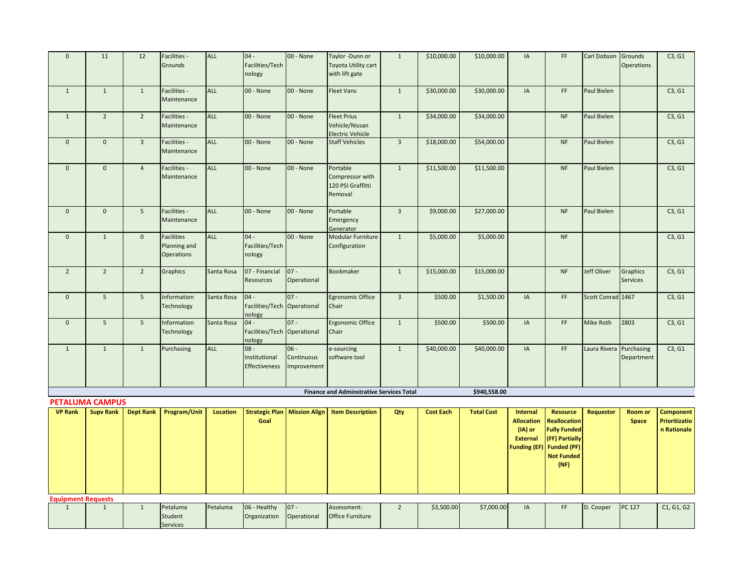| | | | | | | | | | | | | | | | |
|---|---|---|---|---|---|---|---|---|---|---|---|---|---|---|---|
| 0 | 11 | 12 | Facilities - Grounds | ALL | 04 - Facilities/Technology | 00 - None | Taylor -Dunn or Toyota Utility cart with lift gate | 1 | $10,000.00 | $10,000.00 | IA | FF | Carl Dobson | Grounds Operations | C3, G1 |
| 1 | 1 | 1 | Facilities - Maintenance | ALL | 00 - None | 00 - None | Fleet Vans | 1 | $30,000.00 | $30,000.00 | IA | FF | Paul Bielen | | C3, G1 |
| 1 | 2 | 2 | Facilities - Maintenance | ALL | 00 - None | 00 - None | Fleet Prius Vehicle/Nissan Electric Vehicle | 1 | $34,000.00 | $34,000.00 | | NF | Paul Bielen | | C3, G1 |
| 0 | 0 | 3 | Facilities - Maintenance | ALL | 00 - None | 00 - None | Staff Vehicles | 3 | $18,000.00 | $54,000.00 | | NF | Paul Bielen | | C3, G1 |
| 0 | 0 | 4 | Facilities - Maintenance | ALL | 00 - None | 00 - None | Portable Compressor with 120 PSI Graffitti Removal | 1 | $11,500.00 | $11,500.00 | | NF | Paul Bielen | | C3, G1 |
| 0 | 0 | 5 | Facilities - Maintenance | ALL | 00 - None | 00 - None | Portable Emergency Generator | 3 | $9,000.00 | $27,000.00 | | NF | Paul Bielen | | C3, G1 |
| 0 | 1 | 0 | Facilities Planning and Operations | ALL | 04 - Facilities/Technology | 00 - None | Modular Furniture Configuration | 1 | $5,000.00 | $5,000.00 | | NF | | | C3, G1 |
| 2 | 2 | 2 | Graphics | Santa Rosa | 07 - Financial Resources | 07 - Operational | Bookmaker | 1 | $15,000.00 | $15,000.00 | | NF | Jeff Oliver | Graphics Services | C3, G1 |
| 0 | 5 | 5 | Information Technology | Santa Rosa | 04 - Facilities/Technology | 07 - Operational | Egronomic Office Chair | 3 | $500.00 | $1,500.00 | IA | FF | Scott Conrad | 1467 | C3, G1 |
| 0 | 5 | 5 | Information Technology | Santa Rosa | 04 - Facilities/Technology | 07 - Operational | Ergonomic Office Chair | 1 | $500.00 | $500.00 | IA | FF | Mike Roth | 2803 | C3, G1 |
| 1 | 1 | 1 | Purchasing | ALL | 08 - Institutional Effectiveness | 06 - Continuous Improvement | e-sourcing software tool | 1 | $40,000.00 | $40,000.00 | IA | FF | Laura Rivera | Purchasing Department | C3, G1 |
| | | | | | | | **Finance and Adminstrative Services Total** | | | **$940,558.00** | | | | | |

## PETALUMA CAMPUS

| VP Rank | Supv Rank | Dept Rank | Program/Unit | Location | Strategic Plan Goal | Mission Align | Item Description | Qty | Cost Each | Total Cost | Internal Allocation (IA) or External Funding (EF) | Resource Reallocation Fully Funded (FF) Partially Funded (PF) Not Funded (NF) | Requestor | Room or Space | Component Prioritization Rationale |
|---|---|---|---|---|---|---|---|---|---|---|---|---|---|---|---|
| **Equipment Requests** | | | | | | | | | | | | | | | |
| 1 | 1 | 1 | Petaluma Student Services | Petaluma | 06 - Healthy Organization | 07 - Operational | Assessment: Office Furniture | 2 | $3,500.00 | $7,000.00 | IA | FF | D. Cooper | PC 127 | C1, G1, G2 |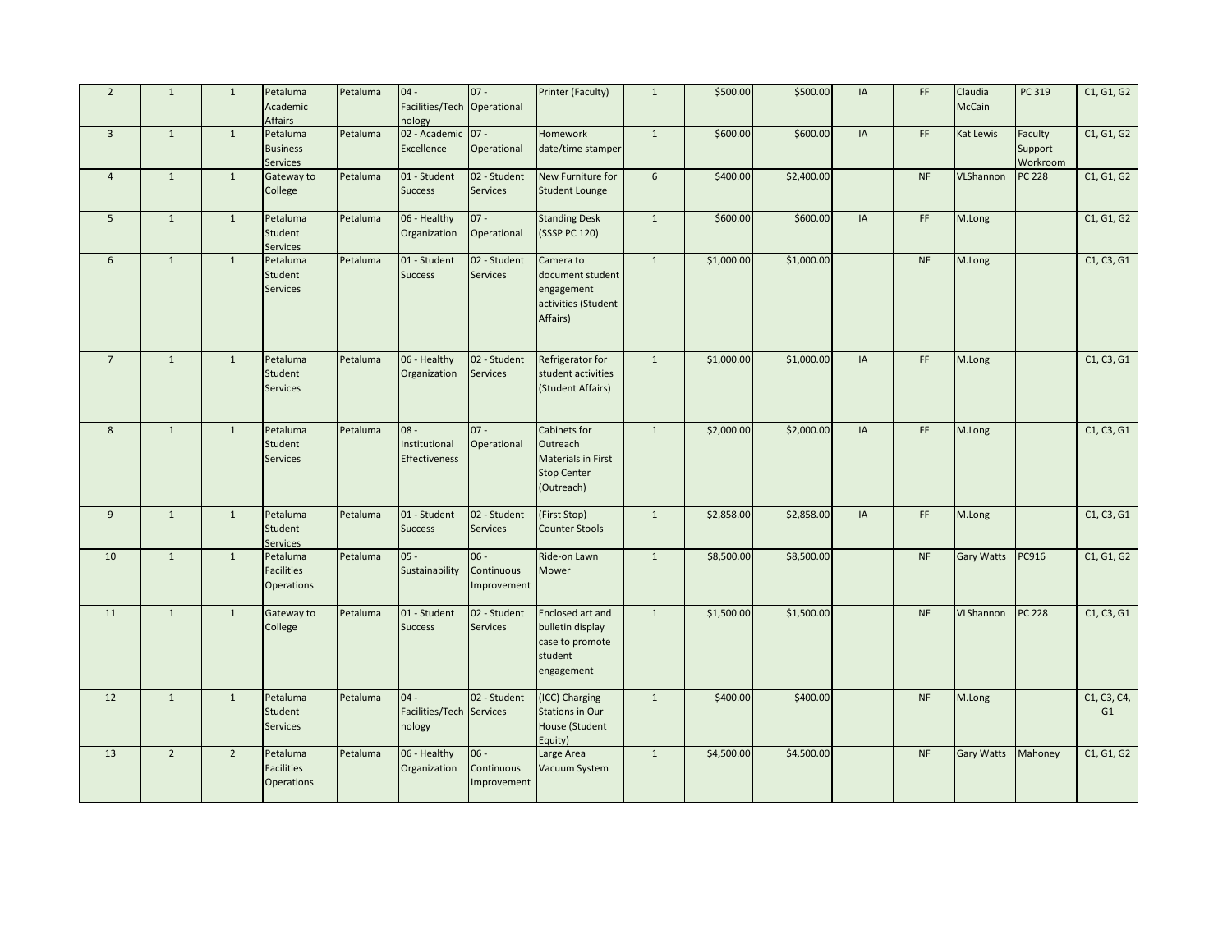| | | | | | | | | | | | | | | | |
|---|---|---|---|---|---|---|---|---|---|---|---|---|---|---|---|
| 2 | 1 | 1 | Petaluma Academic Affairs | Petaluma | 04 - Facilities/Technology | 07 - Operational | Printer (Faculty) | 1 | $500.00 | $500.00 | IA | FF | Claudia McCain | PC 319 | C1, G1, G2 |
| 3 | 1 | 1 | Petaluma Business Services | Petaluma | 02 - Academic Excellence | 07 - Operational | Homework date/time stamper | 1 | $600.00 | $600.00 | IA | FF | Kat Lewis | Faculty Support Workroom | C1, G1, G2 |
| 4 | 1 | 1 | Gateway to College | Petaluma | 01 - Student Success | 02 - Student Services | New Furniture for Student Lounge | 6 | $400.00 | $2,400.00 | | NF | VLShannon | PC 228 | C1, G1, G2 |
| 5 | 1 | 1 | Petaluma Student Services | Petaluma | 06 - Healthy Organization | 07 - Operational | Standing Desk (SSSP PC 120) | 1 | $600.00 | $600.00 | IA | FF | M.Long | | C1, G1, G2 |
| 6 | 1 | 1 | Petaluma Student Services | Petaluma | 01 - Student Success | 02 - Student Services | Camera to document student engagement activities (Student Affairs) | 1 | $1,000.00 | $1,000.00 | | NF | M.Long | | C1, C3, G1 |
| 7 | 1 | 1 | Petaluma Student Services | Petaluma | 06 - Healthy Organization | 02 - Student Services | Refrigerator for student activities (Student Affairs) | 1 | $1,000.00 | $1,000.00 | IA | FF | M.Long | | C1, C3, G1 |
| 8 | 1 | 1 | Petaluma Student Services | Petaluma | 08 - Institutional Effectiveness | 07 - Operational | Cabinets for Outreach Materials in First Stop Center (Outreach) | 1 | $2,000.00 | $2,000.00 | IA | FF | M.Long | | C1, C3, G1 |
| 9 | 1 | 1 | Petaluma Student Services | Petaluma | 01 - Student Success | 02 - Student Services | (First Stop) Counter Stools | 1 | $2,858.00 | $2,858.00 | IA | FF | M.Long | | C1, C3, G1 |
| 10 | 1 | 1 | Petaluma Facilities Operations | Petaluma | 05 - Sustainability | 06 - Continuous Improvement | Ride-on Lawn Mower | 1 | $8,500.00 | $8,500.00 | | NF | Gary Watts | PC916 | C1, G1, G2 |
| 11 | 1 | 1 | Gateway to College | Petaluma | 01 - Student Success | 02 - Student Services | Enclosed art and bulletin display case to promote student engagement | 1 | $1,500.00 | $1,500.00 | | NF | VLShannon | PC 228 | C1, C3, G1 |
| 12 | 1 | 1 | Petaluma Student Services | Petaluma | 04 - Facilities/Technology | 02 - Student Services | (ICC) Charging Stations in Our House (Student Equity) | 1 | $400.00 | $400.00 | | NF | M.Long | | C1, C3, C4, G1 |
| 13 | 2 | 2 | Petaluma Facilities Operations | Petaluma | 06 - Healthy Organization | 06 - Continuous Improvement | Large Area Vacuum System | 1 | $4,500.00 | $4,500.00 | | NF | Gary Watts | Mahoney | C1, G1, G2 |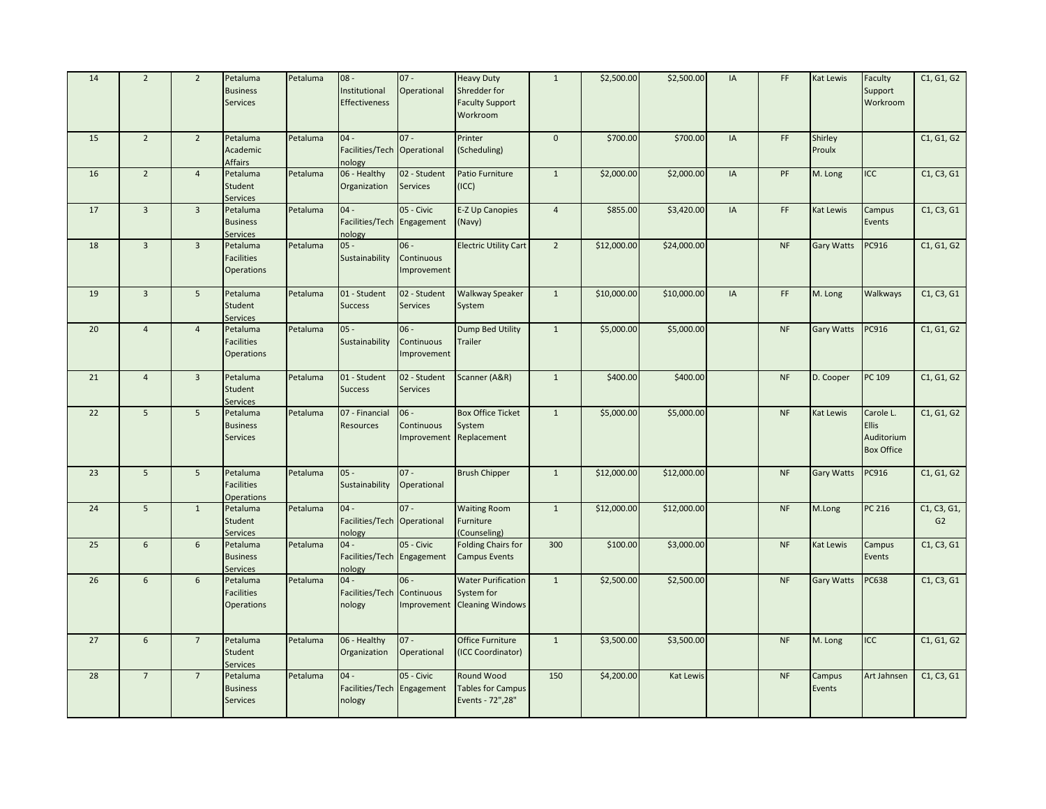| | | | | | | | | | | | | | | | |
|---|---|---|---|---|---|---|---|---|---|---|---|---|---|---|---|
| 14 | 2 | 2 | Petaluma Business Services | Petaluma | 08 - Institutional Effectiveness | 07 - Operational | Heavy Duty Shredder for Faculty Support Workroom | 1 | $2,500.00 | $2,500.00 | IA | FF | Kat Lewis | Faculty Support Workroom | C1, G1, G2 |
| 15 | 2 | 2 | Petaluma Academic Affairs | Petaluma | 04 - Facilities/Technology | 07 - Operational | Printer (Scheduling) | 0 | $700.00 | $700.00 | IA | FF | Shirley Proulx | | C1, G1, G2 |
| 16 | 2 | 4 | Petaluma Student Services | Petaluma | 06 - Healthy Organization | 02 - Student Services | Patio Furniture (ICC) | 1 | $2,000.00 | $2,000.00 | IA | PF | M. Long | ICC | C1, C3, G1 |
| 17 | 3 | 3 | Petaluma Business Services | Petaluma | 04 - Facilities/Technology | 05 - Civic Engagement | E-Z Up Canopies (Navy) | 4 | $855.00 | $3,420.00 | IA | FF | Kat Lewis | Campus Events | C1, C3, G1 |
| 18 | 3 | 3 | Petaluma Facilities Operations | Petaluma | 05 - Sustainability | 06 - Continuous Improvement | Electric Utility Cart | 2 | $12,000.00 | $24,000.00 | | NF | Gary Watts | PC916 | C1, G1, G2 |
| 19 | 3 | 5 | Petaluma Student Services | Petaluma | 01 - Student Success | 02 - Student Services | Walkway Speaker System | 1 | $10,000.00 | $10,000.00 | IA | FF | M. Long | Walkways | C1, C3, G1 |
| 20 | 4 | 4 | Petaluma Facilities Operations | Petaluma | 05 - Sustainability | 06 - Continuous Improvement | Dump Bed Utility Trailer | 1 | $5,000.00 | $5,000.00 | | NF | Gary Watts | PC916 | C1, G1, G2 |
| 21 | 4 | 3 | Petaluma Student Services | Petaluma | 01 - Student Success | 02 - Student Services | Scanner (A&R) | 1 | $400.00 | $400.00 | | NF | D. Cooper | PC 109 | C1, G1, G2 |
| 22 | 5 | 5 | Petaluma Business Services | Petaluma | 07 - Financial Resources | 06 - Continuous Improvement | Box Office Ticket System Replacement | 1 | $5,000.00 | $5,000.00 | | NF | Kat Lewis | Carole L. Ellis Auditorium Box Office | C1, G1, G2 |
| 23 | 5 | 5 | Petaluma Facilities Operations | Petaluma | 05 - Sustainability | 07 - Operational | Brush Chipper | 1 | $12,000.00 | $12,000.00 | | NF | Gary Watts | PC916 | C1, G1, G2 |
| 24 | 5 | 1 | Petaluma Student Services | Petaluma | 04 - Facilities/Technology | 07 - Operational | Waiting Room Furniture (Counseling) | 1 | $12,000.00 | $12,000.00 | | NF | M.Long | PC 216 | C1, C3, G1, G2 |
| 25 | 6 | 6 | Petaluma Business Services | Petaluma | 04 - Facilities/Technology | 05 - Civic Engagement | Folding Chairs for Campus Events | 300 | $100.00 | $3,000.00 | | NF | Kat Lewis | Campus Events | C1, C3, G1 |
| 26 | 6 | 6 | Petaluma Facilities Operations | Petaluma | 04 - Facilities/Technology | 06 - Continuous Improvement | Water Purification System for Cleaning Windows | 1 | $2,500.00 | $2,500.00 | | NF | Gary Watts | PC638 | C1, C3, G1 |
| 27 | 6 | 7 | Petaluma Student Services | Petaluma | 06 - Healthy Organization | 07 - Operational | Office Furniture (ICC Coordinator) | 1 | $3,500.00 | $3,500.00 | | NF | M. Long | ICC | C1, G1, G2 |
| 28 | 7 | 7 | Petaluma Business Services | Petaluma | 04 - Facilities/Technology | 05 - Civic Engagement | Round Wood Tables for Campus Events - 72",28" | 150 | $4,200.00 | Kat Lewis | | NF | Campus Events | Art Jahnsen | C1, C3, G1 |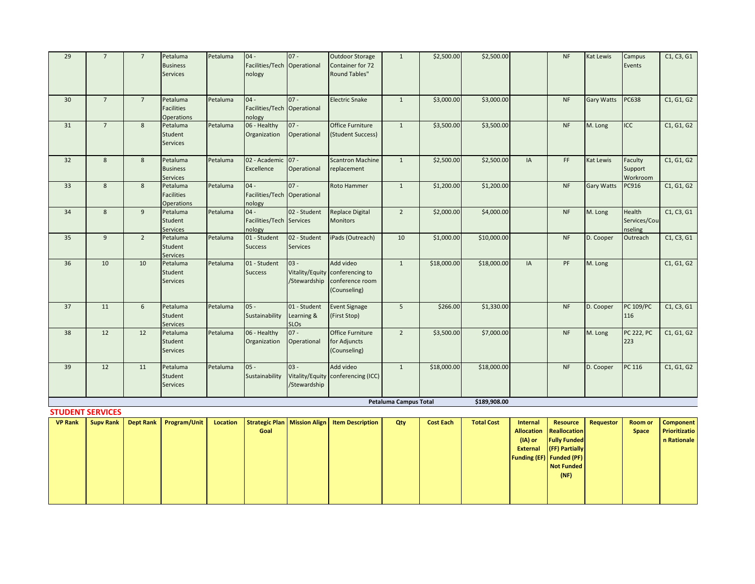| 29 | 7 | 7 | Petaluma Business Services | Petaluma | 04 - Facilities/Technology | 07 - Operational | Outdoor Storage Container for 72 Round Tables" | 1 | $2,500.00 | $2,500.00 | | NF | Kat Lewis | Campus Events | C1, C3, G1 |
|---|---|---|---|---|---|---|---|---|---|---|---|---|---|---|---|
| 30 | 7 | 7 | Petaluma Facilities Operations | Petaluma | 04 - Facilities/Technology | 07 - Operational | Electric Snake | 1 | $3,000.00 | $3,000.00 | | NF | Gary Watts | PC638 | C1, G1, G2 |
| 31 | 7 | 8 | Petaluma Student Services | Petaluma | 06 - Healthy Organization | 07 - Operational | Office Furniture (Student Success) | 1 | $3,500.00 | $3,500.00 | | NF | M. Long | ICC | C1, G1, G2 |
| 32 | 8 | 8 | Petaluma Business Services | Petaluma | 02 - Academic Excellence | 07 - Operational | Scantron Machine replacement | 1 | $2,500.00 | $2,500.00 | IA | FF | Kat Lewis | Faculty Support Workroom | C1, G1, G2 |
| 33 | 8 | 8 | Petaluma Facilities Operations | Petaluma | 04 - Facilities/Technology | 07 - Operational | Roto Hammer | 1 | $1,200.00 | $1,200.00 | | NF | Gary Watts | PC916 | C1, G1, G2 |
| 34 | 8 | 9 | Petaluma Student Services | Petaluma | 04 - Facilities/Technology | 02 - Student Services | Replace Digital Monitors | 2 | $2,000.00 | $4,000.00 | | NF | M. Long | Health Services/Counseling | C1, C3, G1 |
| 35 | 9 | 2 | Petaluma Student Services | Petaluma | 01 - Student Success | 02 - Student Services | iPads (Outreach) | 10 | $1,000.00 | $10,000.00 | | NF | D. Cooper | Outreach | C1, C3, G1 |
| 36 | 10 | 10 | Petaluma Student Services | Petaluma | 01 - Student Success | 03 - Vitality/Equity/Stewardship | Add video conferencing to conference room (Counseling) | 1 | $18,000.00 | $18,000.00 | IA | PF | M. Long | | C1, G1, G2 |
| 37 | 11 | 6 | Petaluma Student Services | Petaluma | 05 - Sustainability | 01 - Student Learning & SLOs | Event Signage (First Stop) | 5 | $266.00 | $1,330.00 | | NF | D. Cooper | PC 109/PC 116 | C1, C3, G1 |
| 38 | 12 | 12 | Petaluma Student Services | Petaluma | 06 - Healthy Organization | 07 - Operational | Office Furniture for Adjuncts (Counseling) | 2 | $3,500.00 | $7,000.00 | | NF | M. Long | PC 222, PC 223 | C1, G1, G2 |
| 39 | 12 | 11 | Petaluma Student Services | Petaluma | 05 - Sustainability | 03 - Vitality/Equity/Stewardship | Add video conferencing (ICC) | 1 | $18,000.00 | $18,000.00 | | NF | D. Cooper | PC 116 | C1, G1, G2 |
| | | | | | | | | Petaluma Campus Total | | $189,908.00 | | | | | |

## STUDENT SERVICES

| VP Rank | Supv Rank | Dept Rank | Program/Unit | Location | Strategic Plan Goal | Mission Align | Item Description | Qty | Cost Each | Total Cost | Internal Allocation (IA) or External Funding (EF) | Resource Reallocation Fully Funded (FF) Partially Funded (PF) Not Funded (NF) | Requestor | Room or Space | Component Prioritization Rationale |
|---|---|---|---|---|---|---|---|---|---|---|---|---|---|---|---|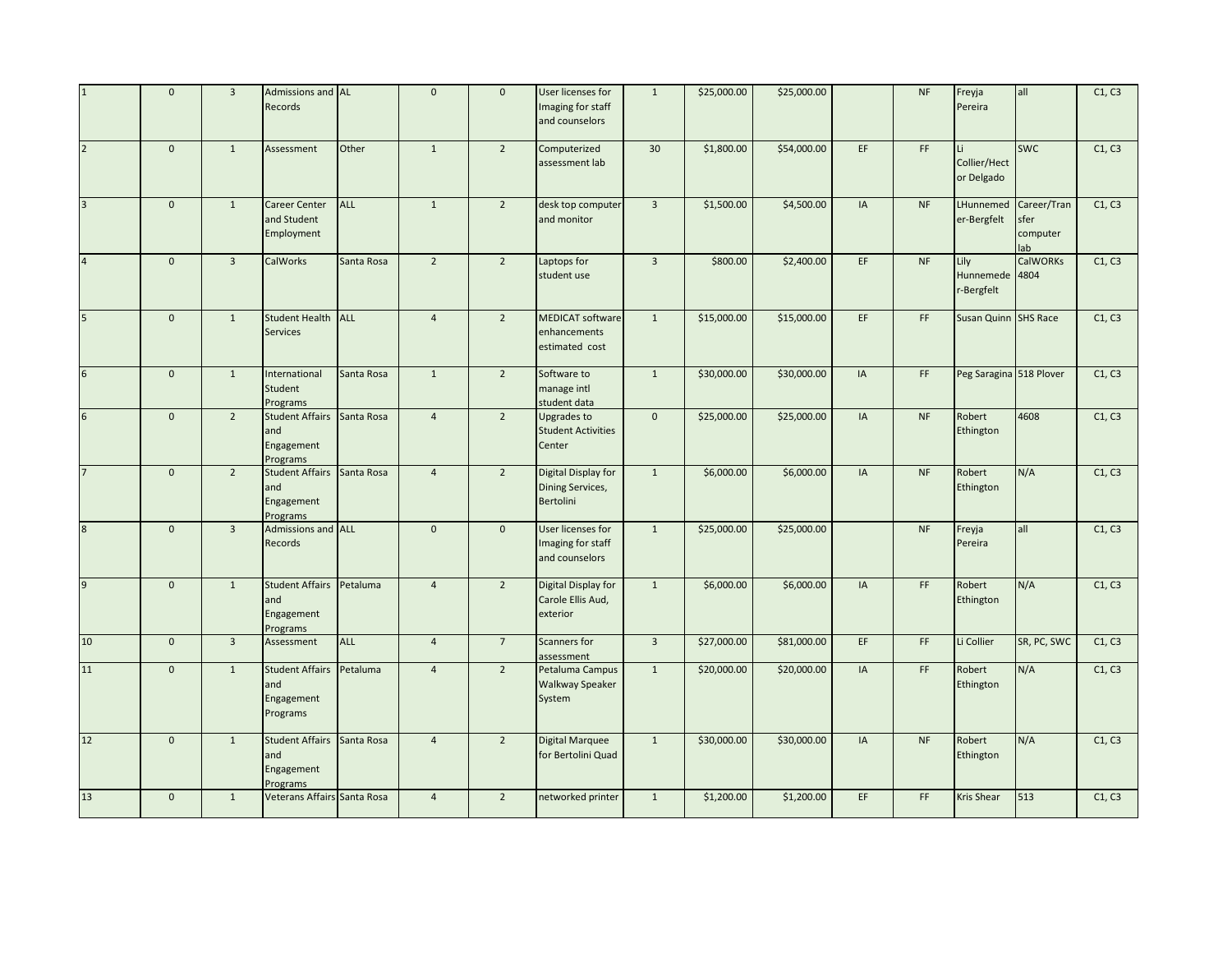| | | | | | | | | | | | | | | |
|---|---|---|---|---|---|---|---|---|---|---|---|---|---|---|
| 1 | 0 | 3 | Admissions and Records | AL | 0 | 0 | User licenses for Imaging for staff and counselors | 1 | $25,000.00 | $25,000.00 | | NF | Freyja Pereira | all | C1, C3 |
| 2 | 0 | 1 | Assessment | Other | 1 | 2 | Computerized assessment lab | 30 | $1,800.00 | $54,000.00 | EF | FF | Li Collier/Hector Delgado | SWC | C1, C3 |
| 3 | 0 | 1 | Career Center and Student Employment | ALL | 1 | 2 | desk top computer and monitor | 3 | $1,500.00 | $4,500.00 | IA | NF | LHunnemeder-Bergfelt | Career/Transfer computer lab | C1, C3 |
| 4 | 0 | 3 | CalWorks | Santa Rosa | 2 | 2 | Laptops for student use | 3 | $800.00 | $2,400.00 | EF | NF | Lily Hunnemeder-Bergfelt | CalWORKs 4804 | C1, C3 |
| 5 | 0 | 1 | Student Health Services | ALL | 4 | 2 | MEDICAT software enhancements estimated cost | 1 | $15,000.00 | $15,000.00 | EF | FF | Susan Quinn | SHS Race | C1, C3 |
| 6 | 0 | 1 | International Student Programs | Santa Rosa | 1 | 2 | Software to manage intl student data | 1 | $30,000.00 | $30,000.00 | IA | FF | Peg Saragina | 518 Plover | C1, C3 |
| 6 | 0 | 2 | Student Affairs and Engagement Programs | Santa Rosa | 4 | 2 | Upgrades to Student Activities Center | 0 | $25,000.00 | $25,000.00 | IA | NF | Robert Ethington | 4608 | C1, C3 |
| 7 | 0 | 2 | Student Affairs and Engagement Programs | Santa Rosa | 4 | 2 | Digital Display for Dining Services, Bertolini | 1 | $6,000.00 | $6,000.00 | IA | NF | Robert Ethington | N/A | C1, C3 |
| 8 | 0 | 3 | Admissions and Records | ALL | 0 | 0 | User licenses for Imaging for staff and counselors | 1 | $25,000.00 | $25,000.00 | | NF | Freyja Pereira | all | C1, C3 |
| 9 | 0 | 1 | Student Affairs and Engagement Programs | Petaluma | 4 | 2 | Digital Display for Carole Ellis Aud, exterior | 1 | $6,000.00 | $6,000.00 | IA | FF | Robert Ethington | N/A | C1, C3 |
| 10 | 0 | 3 | Assessment | ALL | 4 | 7 | Scanners for assessment | 3 | $27,000.00 | $81,000.00 | EF | FF | Li Collier | SR, PC, SWC | C1, C3 |
| 11 | 0 | 1 | Student Affairs and Engagement Programs | Petaluma | 4 | 2 | Petaluma Campus Walkway Speaker System | 1 | $20,000.00 | $20,000.00 | IA | FF | Robert Ethington | N/A | C1, C3 |
| 12 | 0 | 1 | Student Affairs and Engagement Programs | Santa Rosa | 4 | 2 | Digital Marquee for Bertolini Quad | 1 | $30,000.00 | $30,000.00 | IA | NF | Robert Ethington | N/A | C1, C3 |
| 13 | 0 | 1 | Veterans Affairs | Santa Rosa | 4 | 2 | networked printer | 1 | $1,200.00 | $1,200.00 | EF | FF | Kris Shear | 513 | C1, C3 |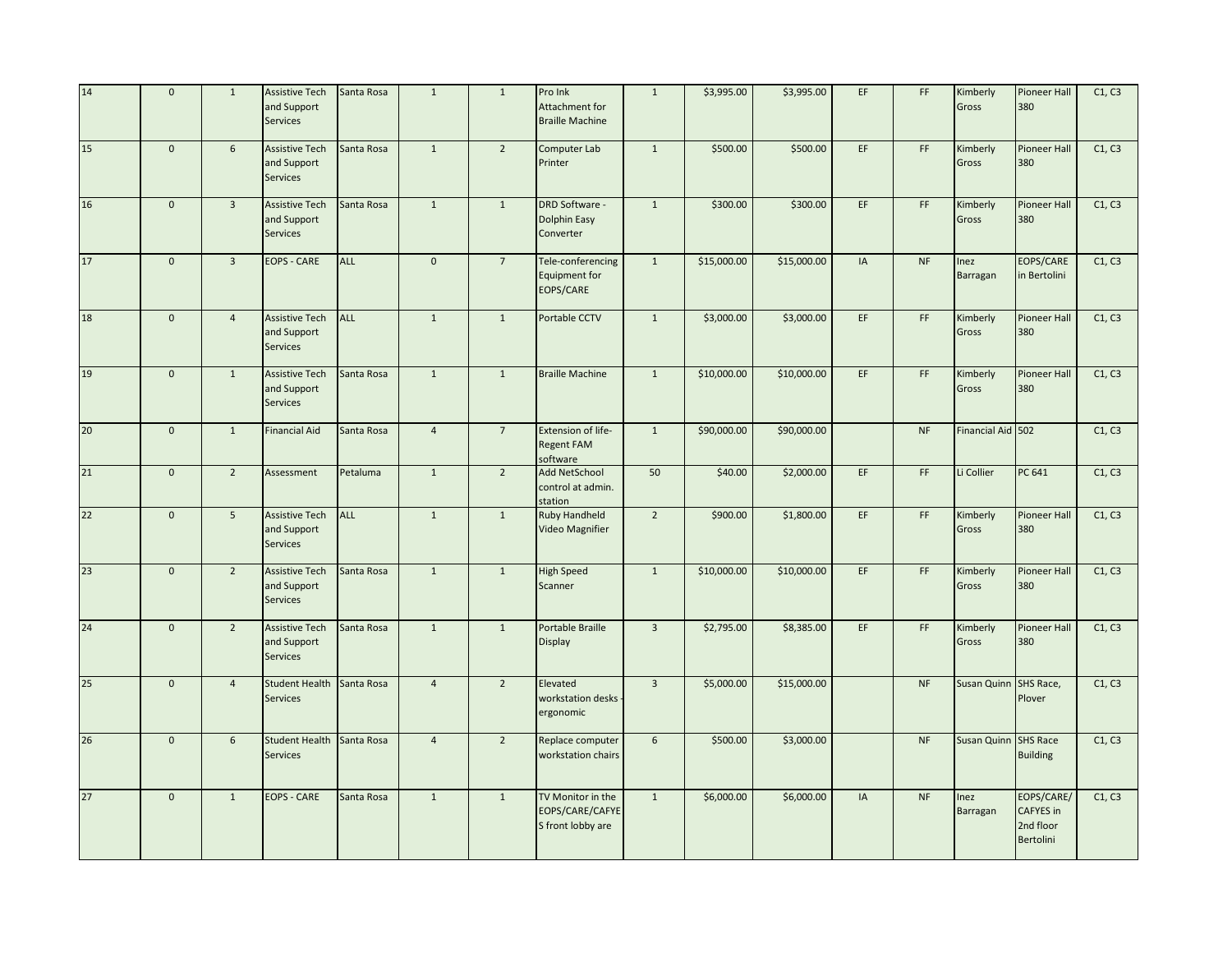| | | | | | | | | | | | | | | | |
|---|---|---|---|---|---|---|---|---|---|---|---|---|---|---|---|
| 14 | 0 | 1 | Assistive Tech and Support Services | Santa Rosa | 1 | 1 | Pro Ink Attachment for Braille Machine | 1 | $3,995.00 | $3,995.00 | EF | FF | Kimberly Gross | Pioneer Hall 380 | C1, C3 |
| 15 | 0 | 6 | Assistive Tech and Support Services | Santa Rosa | 1 | 2 | Computer Lab Printer | 1 | $500.00 | $500.00 | EF | FF | Kimberly Gross | Pioneer Hall 380 | C1, C3 |
| 16 | 0 | 3 | Assistive Tech and Support Services | Santa Rosa | 1 | 1 | DRD Software - Dolphin Easy Converter | 1 | $300.00 | $300.00 | EF | FF | Kimberly Gross | Pioneer Hall 380 | C1, C3 |
| 17 | 0 | 3 | EOPS - CARE | ALL | 0 | 7 | Tele-conferencing Equipment for EOPS/CARE | 1 | $15,000.00 | $15,000.00 | IA | NF | Inez Barragan | EOPS/CARE in Bertolini | C1, C3 |
| 18 | 0 | 4 | Assistive Tech and Support Services | ALL | 1 | 1 | Portable CCTV | 1 | $3,000.00 | $3,000.00 | EF | FF | Kimberly Gross | Pioneer Hall 380 | C1, C3 |
| 19 | 0 | 1 | Assistive Tech and Support Services | Santa Rosa | 1 | 1 | Braille Machine | 1 | $10,000.00 | $10,000.00 | EF | FF | Kimberly Gross | Pioneer Hall 380 | C1, C3 |
| 20 | 0 | 1 | Financial Aid | Santa Rosa | 4 | 7 | Extension of life-Regent FAM software | 1 | $90,000.00 | $90,000.00 | | NF | Financial Aid | 502 | C1, C3 |
| 21 | 0 | 2 | Assessment | Petaluma | 1 | 2 | Add NetSchool control at admin. station | 50 | $40.00 | $2,000.00 | EF | FF | Li Collier | PC 641 | C1, C3 |
| 22 | 0 | 5 | Assistive Tech and Support Services | ALL | 1 | 1 | Ruby Handheld Video Magnifier | 2 | $900.00 | $1,800.00 | EF | FF | Kimberly Gross | Pioneer Hall 380 | C1, C3 |
| 23 | 0 | 2 | Assistive Tech and Support Services | Santa Rosa | 1 | 1 | High Speed Scanner | 1 | $10,000.00 | $10,000.00 | EF | FF | Kimberly Gross | Pioneer Hall 380 | C1, C3 |
| 24 | 0 | 2 | Assistive Tech and Support Services | Santa Rosa | 1 | 1 | Portable Braille Display | 3 | $2,795.00 | $8,385.00 | EF | FF | Kimberly Gross | Pioneer Hall 380 | C1, C3 |
| 25 | 0 | 4 | Student Health Services | Santa Rosa | 4 | 2 | Elevated workstation desks - ergonomic | 3 | $5,000.00 | $15,000.00 | | NF | Susan Quinn | SHS Race, Plover | C1, C3 |
| 26 | 0 | 6 | Student Health Services | Santa Rosa | 4 | 2 | Replace computer workstation chairs | 6 | $500.00 | $3,000.00 | | NF | Susan Quinn | SHS Race Building | C1, C3 |
| 27 | 0 | 1 | EOPS - CARE | Santa Rosa | 1 | 1 | TV Monitor in the EOPS/CARE/CAFYES front lobby are | 1 | $6,000.00 | $6,000.00 | IA | NF | Inez Barragan | EOPS/CARE/ CAFYES in 2nd floor Bertolini | C1, C3 |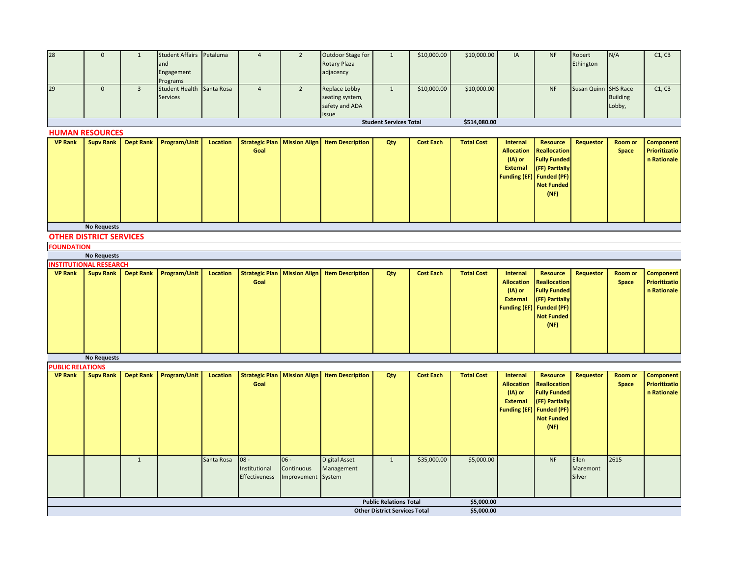| | | | | | | | | | | | | | | |
|---|---|---|---|---|---|---|---|---|---|---|---|---|---|---|
| 28 | 0 | 1 | Student Affairs and Engagement Programs | Petaluma | 4 | 2 | Outdoor Stage for Rotary Plaza adjacency | 1 | $10,000.00 | $10,000.00 | IA | NF | Robert Ethington | N/A | C1, C3 |
| 29 | 0 | 3 | Student Health Services | Santa Rosa | 4 | 2 | Replace Lobby seating system, safety and ADA issue | 1 | $10,000.00 | $10,000.00 | | NF | Susan Quinn | SHS Race Building Lobby, | C1, C3 |
| | | | | | | | **Student Services Total** | | | **$514,080.00** | | | | | |

## HUMAN RESOURCES

| VP Rank | Supv Rank | Dept Rank | Program/Unit | Location | Strategic Plan Goal | Mission Align | Item Description | Qty | Cost Each | Total Cost | Internal Allocation (IA) or External Funding (EF) | Resource Reallocation Fully Funded (FF) Partially Funded (PF) Not Funded (NF) | Requestor | Room or Space | Component Prioritization Rationale |
|---|---|---|---|---|---|---|---|---|---|---|---|---|---|---|---|
| | **No Requests** | | | | | | | | | | | | | | |

## OTHER DISTRICT SERVICES

### FOUNDATION

**No Requests**

### INSTITUTIONAL RESEARCH

| VP Rank | Supv Rank | Dept Rank | Program/Unit | Location | Strategic Plan Goal | Mission Align | Item Description | Qty | Cost Each | Total Cost | Internal Allocation (IA) or External Funding (EF) | Resource Reallocation Fully Funded (FF) Partially Funded (PF) Not Funded (NF) | Requestor | Room or Space | Component Prioritization Rationale |
|---|---|---|---|---|---|---|---|---|---|---|---|---|---|---|---|
| | **No Requests** | | | | | | | | | | | | | | |

### PUBLIC RELATIONS

| VP Rank | Supv Rank | Dept Rank | Program/Unit | Location | Strategic Plan Goal | Mission Align | Item Description | Qty | Cost Each | Total Cost | Internal Allocation (IA) or External Funding (EF) | Resource Reallocation Fully Funded (FF) Partially Funded (PF) Not Funded (NF) | Requestor | Room or Space | Component Prioritization Rationale |
|---|---|---|---|---|---|---|---|---|---|---|---|---|---|---|---|
| | | 1 | | Santa Rosa | 08 - Institutional Effectiveness | 06 - Continuous Improvement | Digital Asset Management System | 1 | $35,000.00 | $5,000.00 | | NF | Ellen Maremont Silver | 2615 | |
| | | | | | | | **Public Relations Total** | | | **$5,000.00** | | | | | |
| | | | | | | | **Other District Services Total** | | | **$5,000.00** | | | | | |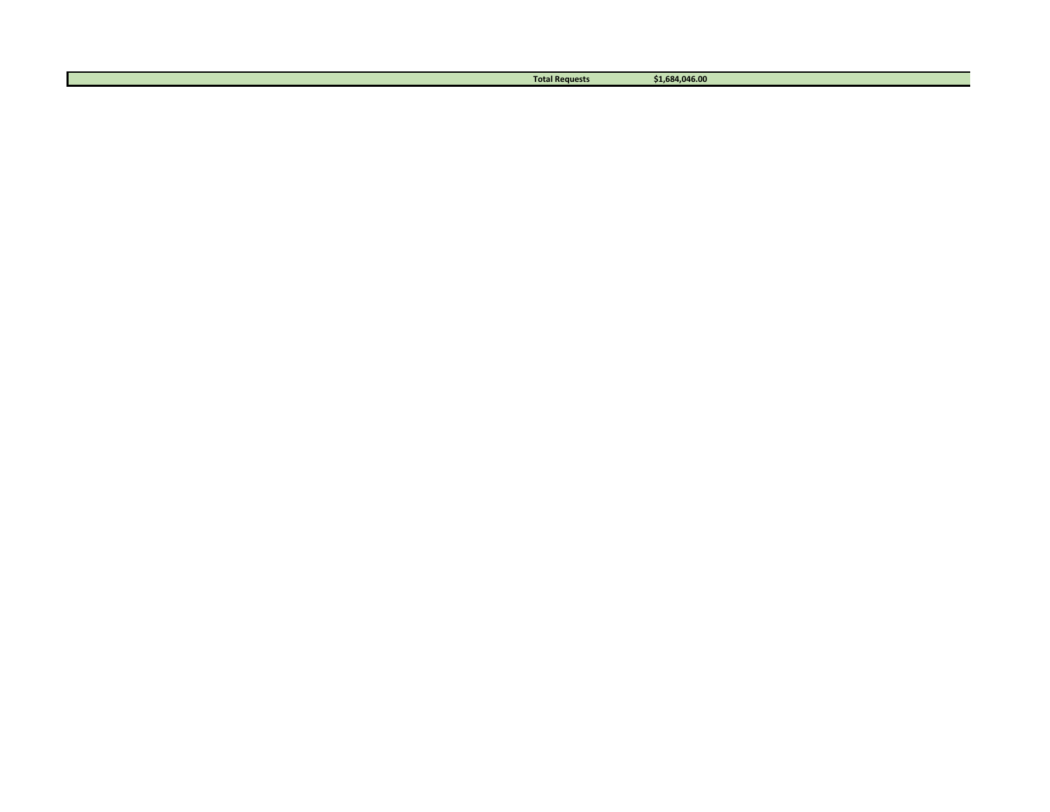| | |
|---|---|
| **Total Requests** | **$1,684,046.00** |